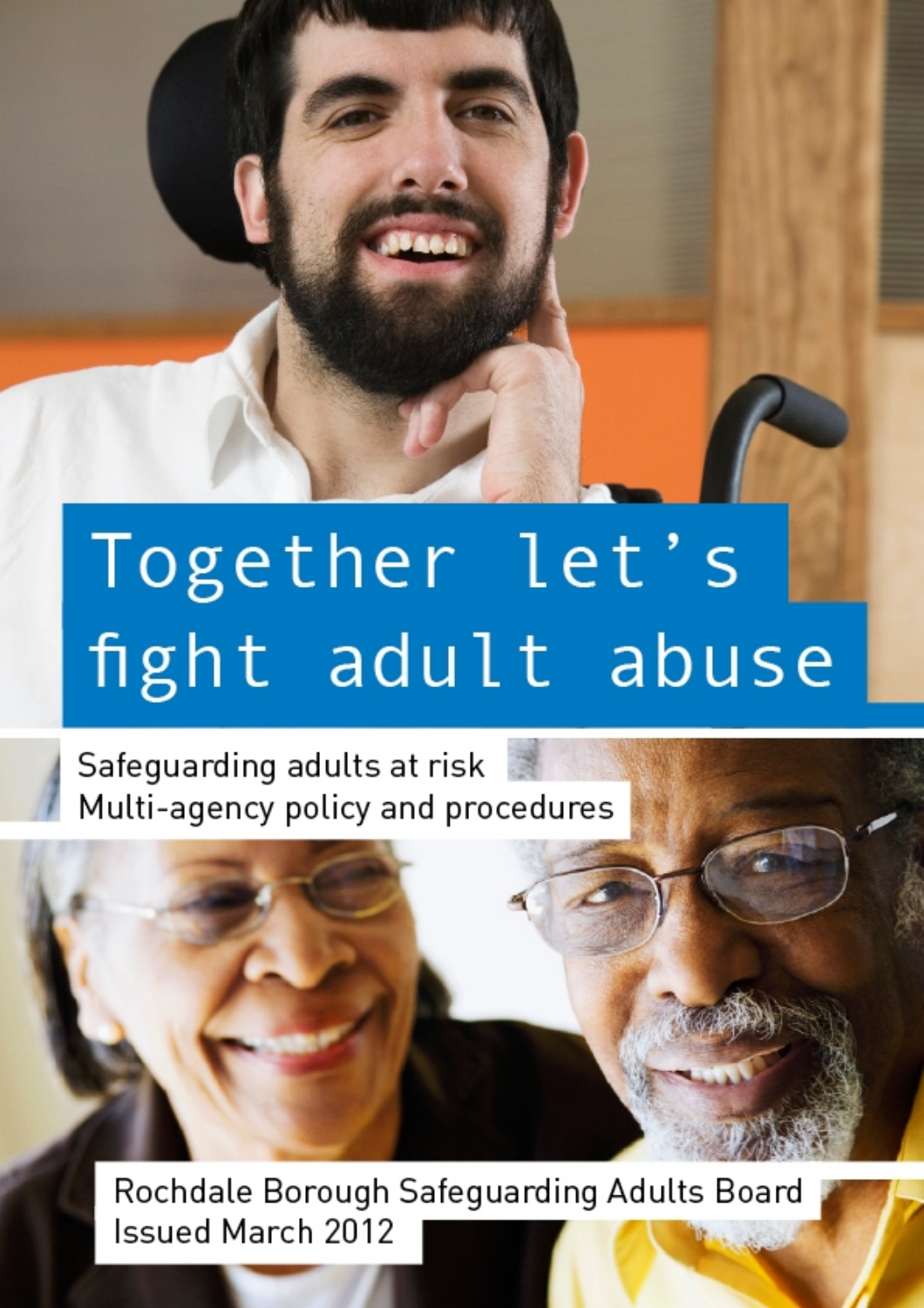# Together let's fight adult abuse

## Safeguarding adults at risk
## Multi-agency policy and procedures

Rochdale Borough Safeguarding Adults Board
Issued March 2012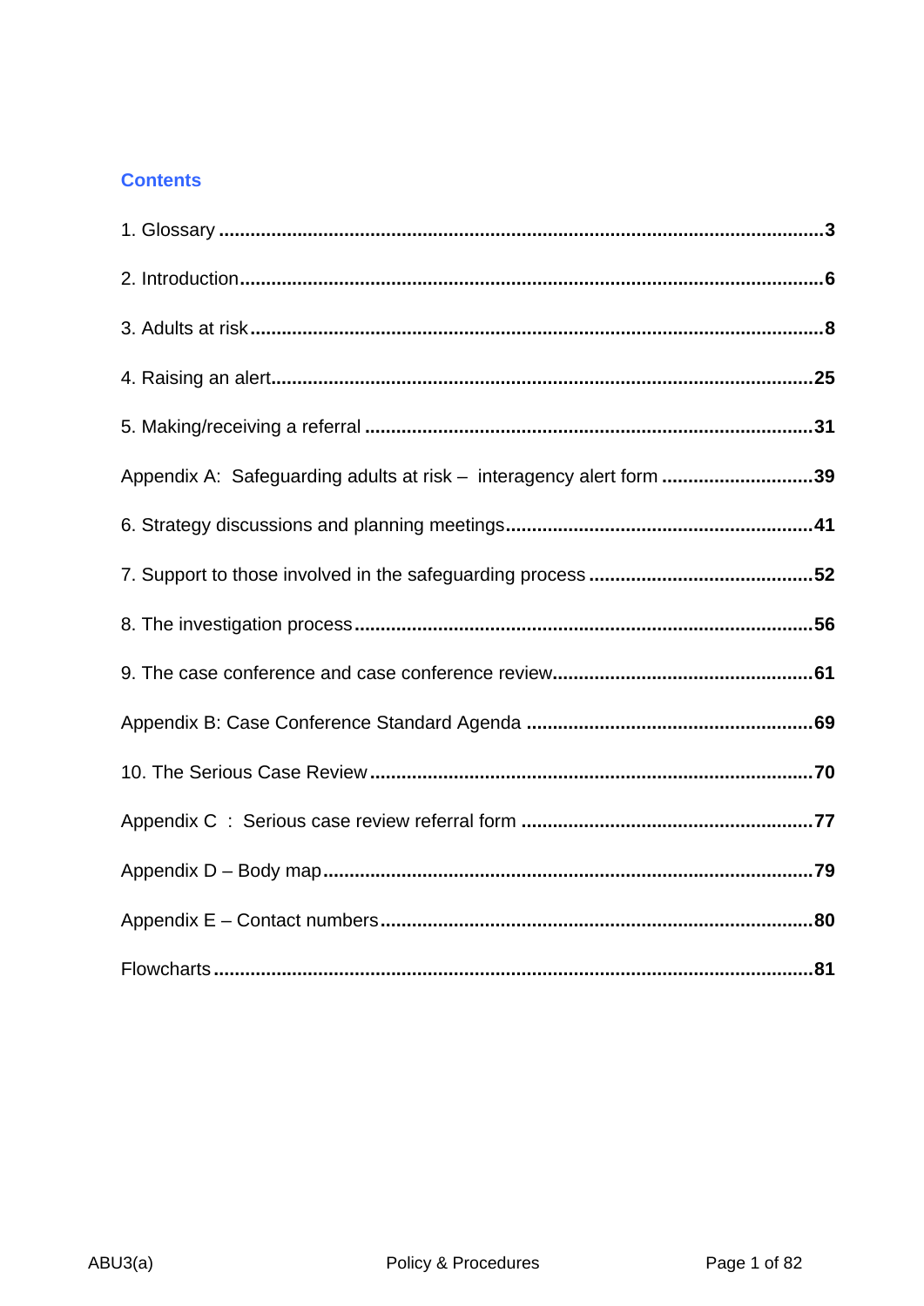## Contents

1. Glossary ........................................................................................................ 3

2. Introduction ................................................................................................... 6

3. Adults at risk .................................................................................................. 8

4. Raising an alert.............................................................................................. 25

5. Making/receiving a referral .......................................................................... 31

Appendix A: Safeguarding adults at risk – interagency alert form ............................ 39

6. Strategy discussions and planning meetings.................................................. 41

7. Support to those involved in the safeguarding process .................................... 52

8. The investigation process ............................................................................ 56

9. The case conference and case conference review.......................................... 61

Appendix B: Case Conference Standard Agenda .............................................. 69

10. The Serious Case Review ............................................................................ 70

Appendix C : Serious case review referral form ................................................ 77

Appendix D – Body map ................................................................................... 79

Appendix E – Contact numbers ........................................................................ 80

Flowcharts ....................................................................................................... 81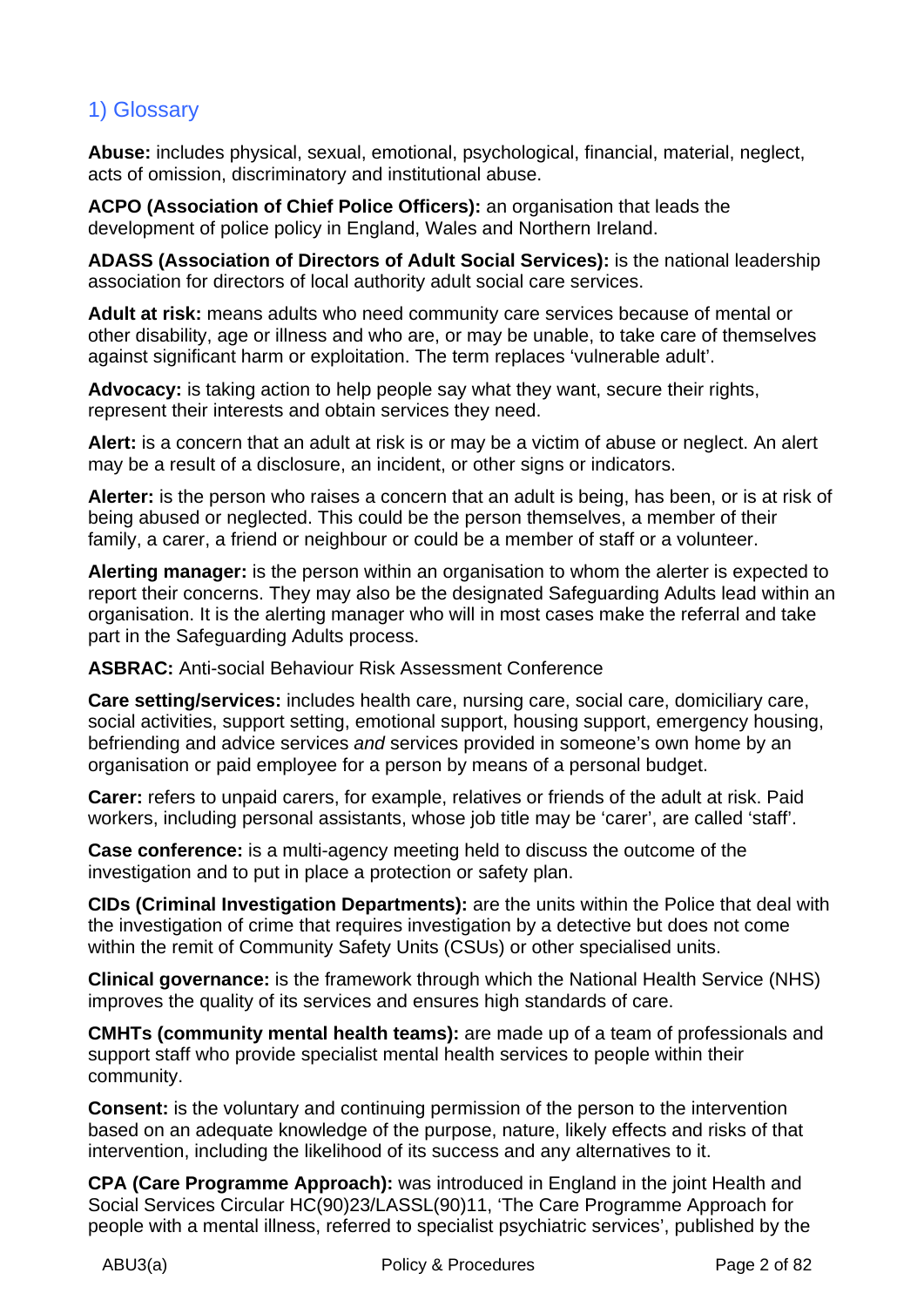## 1) Glossary

**Abuse:** includes physical, sexual, emotional, psychological, financial, material, neglect, acts of omission, discriminatory and institutional abuse.

**ACPO (Association of Chief Police Officers):** an organisation that leads the development of police policy in England, Wales and Northern Ireland.

**ADASS (Association of Directors of Adult Social Services):** is the national leadership association for directors of local authority adult social care services.

**Adult at risk:** means adults who need community care services because of mental or other disability, age or illness and who are, or may be unable, to take care of themselves against significant harm or exploitation. The term replaces 'vulnerable adult'.

**Advocacy:** is taking action to help people say what they want, secure their rights, represent their interests and obtain services they need.

**Alert:** is a concern that an adult at risk is or may be a victim of abuse or neglect. An alert may be a result of a disclosure, an incident, or other signs or indicators.

**Alerter:** is the person who raises a concern that an adult is being, has been, or is at risk of being abused or neglected. This could be the person themselves, a member of their family, a carer, a friend or neighbour or could be a member of staff or a volunteer.

**Alerting manager:** is the person within an organisation to whom the alerter is expected to report their concerns. They may also be the designated Safeguarding Adults lead within an organisation. It is the alerting manager who will in most cases make the referral and take part in the Safeguarding Adults process.

**ASBRAC:** Anti-social Behaviour Risk Assessment Conference

**Care setting/services:** includes health care, nursing care, social care, domiciliary care, social activities, support setting, emotional support, housing support, emergency housing, befriending and advice services *and* services provided in someone's own home by an organisation or paid employee for a person by means of a personal budget.

**Carer:** refers to unpaid carers, for example, relatives or friends of the adult at risk. Paid workers, including personal assistants, whose job title may be 'carer', are called 'staff'.

**Case conference:** is a multi-agency meeting held to discuss the outcome of the investigation and to put in place a protection or safety plan.

**CIDs (Criminal Investigation Departments):** are the units within the Police that deal with the investigation of crime that requires investigation by a detective but does not come within the remit of Community Safety Units (CSUs) or other specialised units.

**Clinical governance:** is the framework through which the National Health Service (NHS) improves the quality of its services and ensures high standards of care.

**CMHTs (community mental health teams):** are made up of a team of professionals and support staff who provide specialist mental health services to people within their community.

**Consent:** is the voluntary and continuing permission of the person to the intervention based on an adequate knowledge of the purpose, nature, likely effects and risks of that intervention, including the likelihood of its success and any alternatives to it.

**CPA (Care Programme Approach):** was introduced in England in the joint Health and Social Services Circular HC(90)23/LASSL(90)11, 'The Care Programme Approach for people with a mental illness, referred to specialist psychiatric services', published by the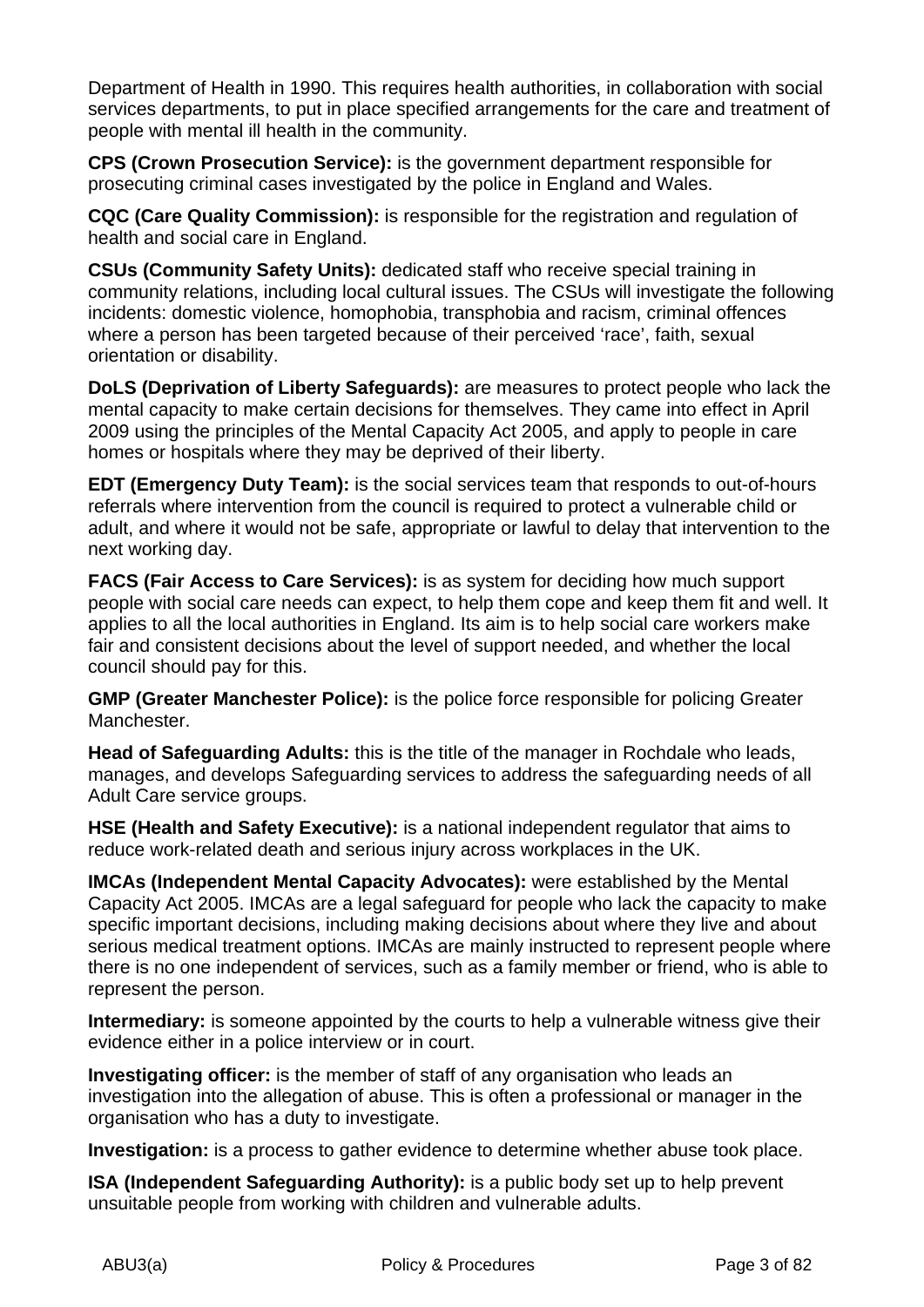Department of Health in 1990. This requires health authorities, in collaboration with social services departments, to put in place specified arrangements for the care and treatment of people with mental ill health in the community.

**CPS (Crown Prosecution Service):** is the government department responsible for prosecuting criminal cases investigated by the police in England and Wales.

**CQC (Care Quality Commission):** is responsible for the registration and regulation of health and social care in England.

**CSUs (Community Safety Units):** dedicated staff who receive special training in community relations, including local cultural issues. The CSUs will investigate the following incidents: domestic violence, homophobia, transphobia and racism, criminal offences where a person has been targeted because of their perceived 'race', faith, sexual orientation or disability.

**DoLS (Deprivation of Liberty Safeguards):** are measures to protect people who lack the mental capacity to make certain decisions for themselves. They came into effect in April 2009 using the principles of the Mental Capacity Act 2005, and apply to people in care homes or hospitals where they may be deprived of their liberty.

**EDT (Emergency Duty Team):** is the social services team that responds to out-of-hours referrals where intervention from the council is required to protect a vulnerable child or adult, and where it would not be safe, appropriate or lawful to delay that intervention to the next working day.

**FACS (Fair Access to Care Services):** is as system for deciding how much support people with social care needs can expect, to help them cope and keep them fit and well. It applies to all the local authorities in England. Its aim is to help social care workers make fair and consistent decisions about the level of support needed, and whether the local council should pay for this.

**GMP (Greater Manchester Police):** is the police force responsible for policing Greater Manchester.

**Head of Safeguarding Adults:** this is the title of the manager in Rochdale who leads, manages, and develops Safeguarding services to address the safeguarding needs of all Adult Care service groups.

**HSE (Health and Safety Executive):** is a national independent regulator that aims to reduce work-related death and serious injury across workplaces in the UK.

**IMCAs (Independent Mental Capacity Advocates):** were established by the Mental Capacity Act 2005. IMCAs are a legal safeguard for people who lack the capacity to make specific important decisions, including making decisions about where they live and about serious medical treatment options. IMCAs are mainly instructed to represent people where there is no one independent of services, such as a family member or friend, who is able to represent the person.

**Intermediary:** is someone appointed by the courts to help a vulnerable witness give their evidence either in a police interview or in court.

**Investigating officer:** is the member of staff of any organisation who leads an investigation into the allegation of abuse. This is often a professional or manager in the organisation who has a duty to investigate.

**Investigation:** is a process to gather evidence to determine whether abuse took place.

**ISA (Independent Safeguarding Authority):** is a public body set up to help prevent unsuitable people from working with children and vulnerable adults.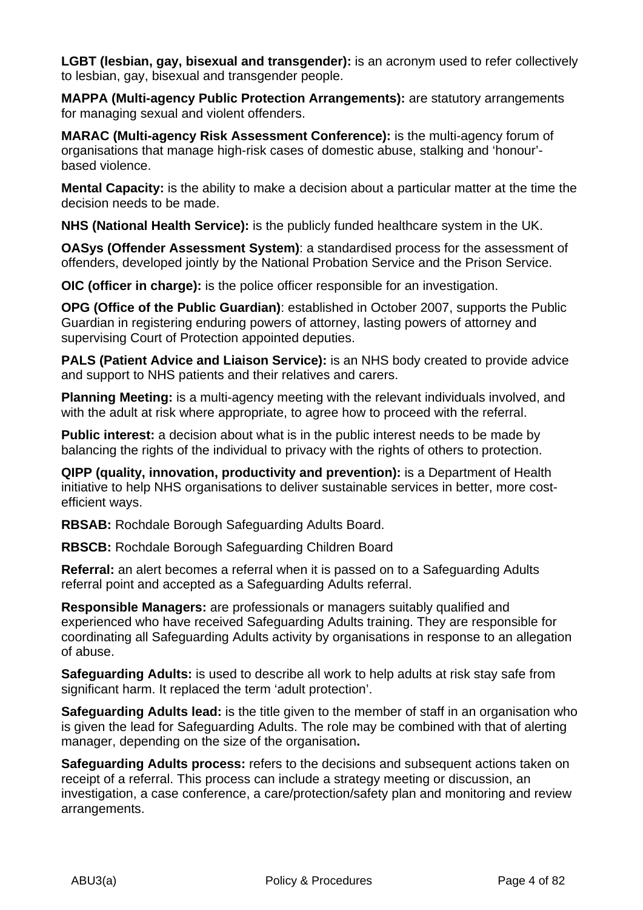**LGBT (lesbian, gay, bisexual and transgender):** is an acronym used to refer collectively to lesbian, gay, bisexual and transgender people.

**MAPPA (Multi-agency Public Protection Arrangements):** are statutory arrangements for managing sexual and violent offenders.

**MARAC (Multi-agency Risk Assessment Conference):** is the multi-agency forum of organisations that manage high-risk cases of domestic abuse, stalking and 'honour'-based violence.

**Mental Capacity:** is the ability to make a decision about a particular matter at the time the decision needs to be made.

**NHS (National Health Service):** is the publicly funded healthcare system in the UK.

**OASys (Offender Assessment System)**: a standardised process for the assessment of offenders, developed jointly by the National Probation Service and the Prison Service.

**OIC (officer in charge):** is the police officer responsible for an investigation.

**OPG (Office of the Public Guardian)**: established in October 2007, supports the Public Guardian in registering enduring powers of attorney, lasting powers of attorney and supervising Court of Protection appointed deputies.

**PALS (Patient Advice and Liaison Service):** is an NHS body created to provide advice and support to NHS patients and their relatives and carers.

**Planning Meeting:** is a multi-agency meeting with the relevant individuals involved, and with the adult at risk where appropriate, to agree how to proceed with the referral.

**Public interest:** a decision about what is in the public interest needs to be made by balancing the rights of the individual to privacy with the rights of others to protection.

**QIPP (quality, innovation, productivity and prevention):** is a Department of Health initiative to help NHS organisations to deliver sustainable services in better, more cost-efficient ways.

**RBSAB:** Rochdale Borough Safeguarding Adults Board.

**RBSCB:** Rochdale Borough Safeguarding Children Board

**Referral:** an alert becomes a referral when it is passed on to a Safeguarding Adults referral point and accepted as a Safeguarding Adults referral.

**Responsible Managers:** are professionals or managers suitably qualified and experienced who have received Safeguarding Adults training. They are responsible for coordinating all Safeguarding Adults activity by organisations in response to an allegation of abuse.

**Safeguarding Adults:** is used to describe all work to help adults at risk stay safe from significant harm. It replaced the term 'adult protection'.

**Safeguarding Adults lead:** is the title given to the member of staff in an organisation who is given the lead for Safeguarding Adults. The role may be combined with that of alerting manager, depending on the size of the organisation**.**

**Safeguarding Adults process:** refers to the decisions and subsequent actions taken on receipt of a referral. This process can include a strategy meeting or discussion, an investigation, a case conference, a care/protection/safety plan and monitoring and review arrangements.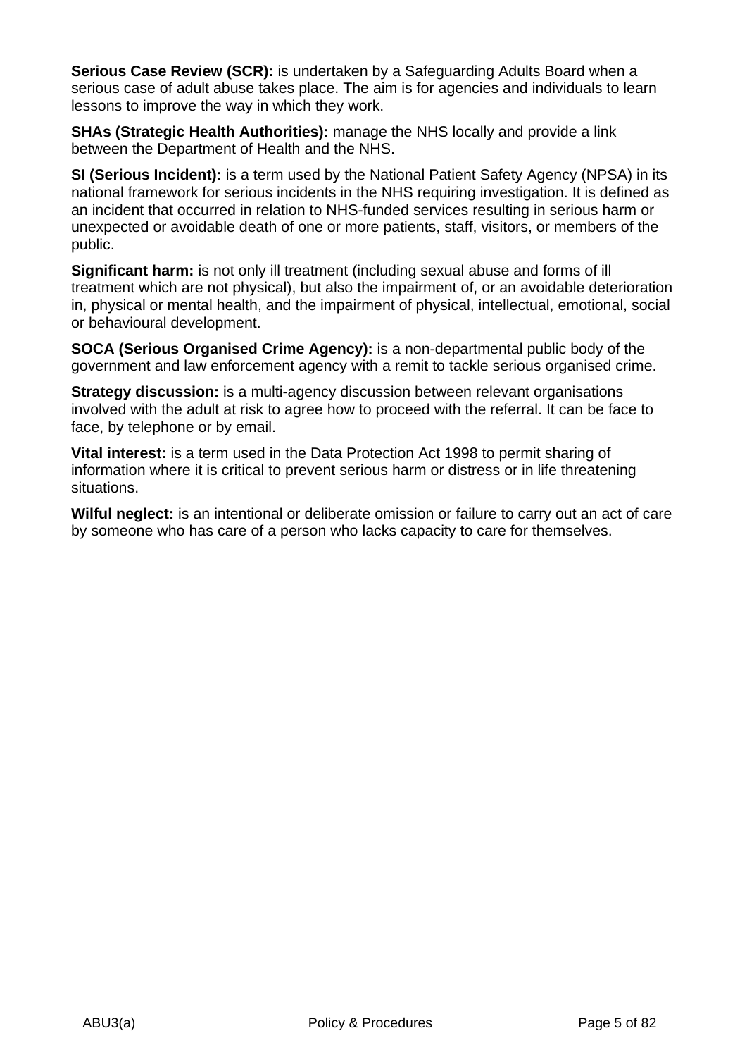**Serious Case Review (SCR):** is undertaken by a Safeguarding Adults Board when a serious case of adult abuse takes place. The aim is for agencies and individuals to learn lessons to improve the way in which they work.

**SHAs (Strategic Health Authorities):** manage the NHS locally and provide a link between the Department of Health and the NHS.

**SI (Serious Incident):** is a term used by the National Patient Safety Agency (NPSA) in its national framework for serious incidents in the NHS requiring investigation. It is defined as an incident that occurred in relation to NHS-funded services resulting in serious harm or unexpected or avoidable death of one or more patients, staff, visitors, or members of the public.

**Significant harm:** is not only ill treatment (including sexual abuse and forms of ill treatment which are not physical), but also the impairment of, or an avoidable deterioration in, physical or mental health, and the impairment of physical, intellectual, emotional, social or behavioural development.

**SOCA (Serious Organised Crime Agency):** is a non-departmental public body of the government and law enforcement agency with a remit to tackle serious organised crime.

**Strategy discussion:** is a multi-agency discussion between relevant organisations involved with the adult at risk to agree how to proceed with the referral. It can be face to face, by telephone or by email.

**Vital interest:** is a term used in the Data Protection Act 1998 to permit sharing of information where it is critical to prevent serious harm or distress or in life threatening situations.

**Wilful neglect:** is an intentional or deliberate omission or failure to carry out an act of care by someone who has care of a person who lacks capacity to care for themselves.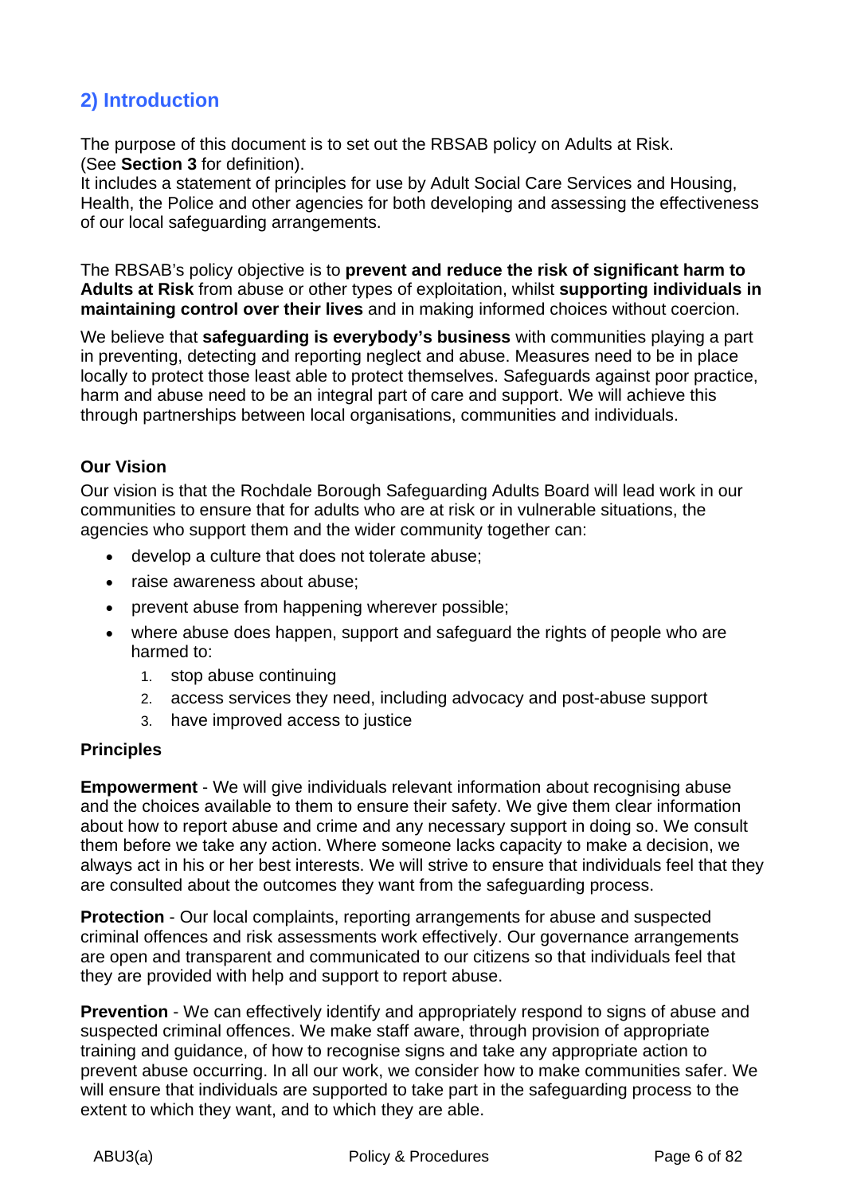## 2) Introduction

The purpose of this document is to set out the RBSAB policy on Adults at Risk. (See **Section 3** for definition).
It includes a statement of principles for use by Adult Social Care Services and Housing, Health, the Police and other agencies for both developing and assessing the effectiveness of our local safeguarding arrangements.

The RBSAB's policy objective is to **prevent and reduce the risk of significant harm to Adults at Risk** from abuse or other types of exploitation, whilst **supporting individuals in maintaining control over their lives** and in making informed choices without coercion.

We believe that **safeguarding is everybody's business** with communities playing a part in preventing, detecting and reporting neglect and abuse. Measures need to be in place locally to protect those least able to protect themselves. Safeguards against poor practice, harm and abuse need to be an integral part of care and support. We will achieve this through partnerships between local organisations, communities and individuals.

### Our Vision

Our vision is that the Rochdale Borough Safeguarding Adults Board will lead work in our communities to ensure that for adults who are at risk or in vulnerable situations, the agencies who support them and the wider community together can:

- develop a culture that does not tolerate abuse;
- raise awareness about abuse;
- prevent abuse from happening wherever possible;
- where abuse does happen, support and safeguard the rights of people who are harmed to:
  1. stop abuse continuing
  2. access services they need, including advocacy and post-abuse support
  3. have improved access to justice

### Principles

**Empowerment** - We will give individuals relevant information about recognising abuse and the choices available to them to ensure their safety. We give them clear information about how to report abuse and crime and any necessary support in doing so. We consult them before we take any action. Where someone lacks capacity to make a decision, we always act in his or her best interests. We will strive to ensure that individuals feel that they are consulted about the outcomes they want from the safeguarding process.

**Protection** - Our local complaints, reporting arrangements for abuse and suspected criminal offences and risk assessments work effectively. Our governance arrangements are open and transparent and communicated to our citizens so that individuals feel that they are provided with help and support to report abuse.

**Prevention** - We can effectively identify and appropriately respond to signs of abuse and suspected criminal offences. We make staff aware, through provision of appropriate training and guidance, of how to recognise signs and take any appropriate action to prevent abuse occurring. In all our work, we consider how to make communities safer. We will ensure that individuals are supported to take part in the safeguarding process to the extent to which they want, and to which they are able.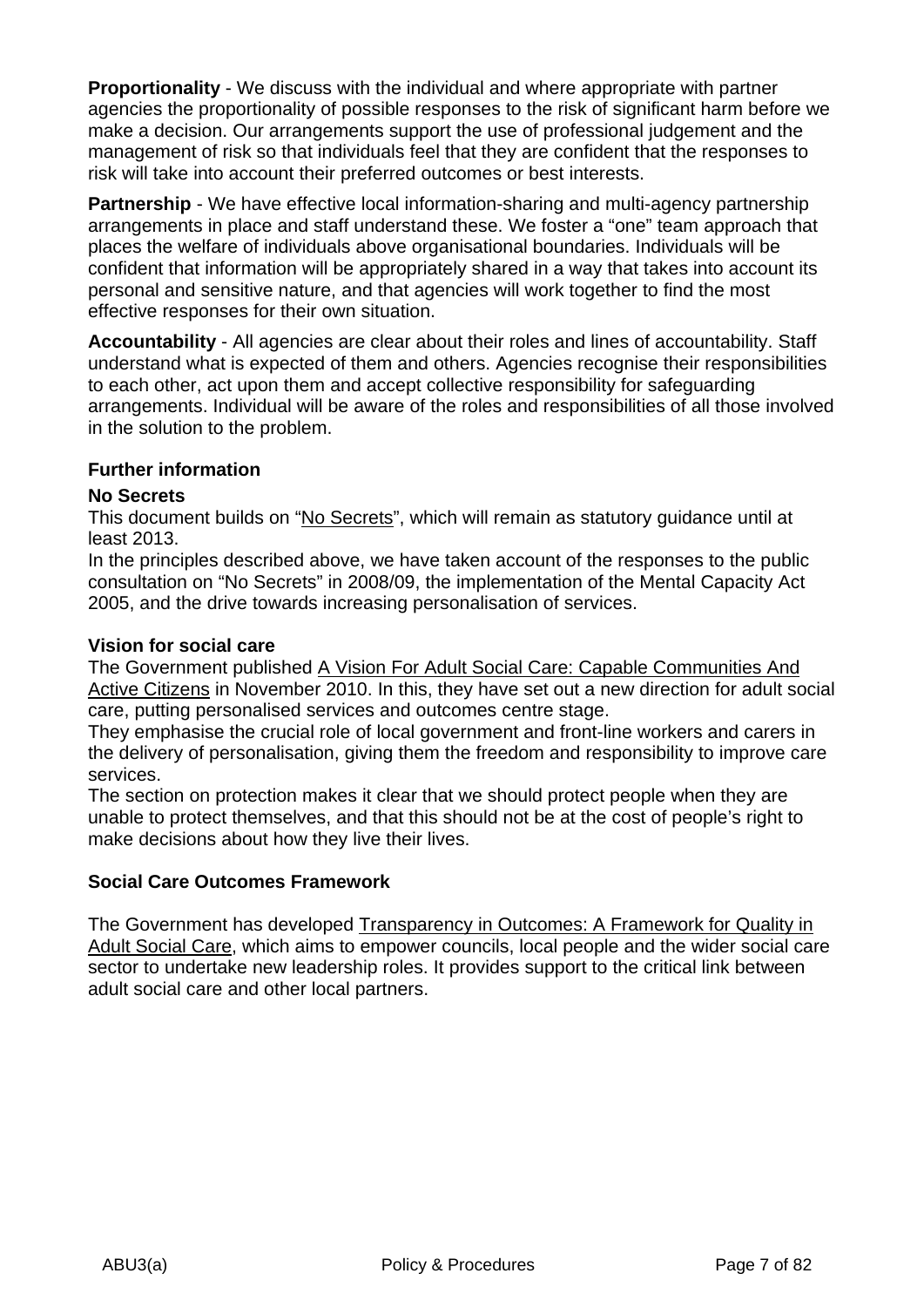**Proportionality** - We discuss with the individual and where appropriate with partner agencies the proportionality of possible responses to the risk of significant harm before we make a decision. Our arrangements support the use of professional judgement and the management of risk so that individuals feel that they are confident that the responses to risk will take into account their preferred outcomes or best interests.

**Partnership** - We have effective local information-sharing and multi-agency partnership arrangements in place and staff understand these. We foster a "one" team approach that places the welfare of individuals above organisational boundaries. Individuals will be confident that information will be appropriately shared in a way that takes into account its personal and sensitive nature, and that agencies will work together to find the most effective responses for their own situation.

**Accountability** - All agencies are clear about their roles and lines of accountability. Staff understand what is expected of them and others. Agencies recognise their responsibilities to each other, act upon them and accept collective responsibility for safeguarding arrangements. Individual will be aware of the roles and responsibilities of all those involved in the solution to the problem.

### Further information

#### No Secrets

This document builds on "No Secrets", which will remain as statutory guidance until at least 2013.
In the principles described above, we have taken account of the responses to the public consultation on "No Secrets" in 2008/09, the implementation of the Mental Capacity Act 2005, and the drive towards increasing personalisation of services.

#### Vision for social care

The Government published A Vision For Adult Social Care: Capable Communities And Active Citizens in November 2010. In this, they have set out a new direction for adult social care, putting personalised services and outcomes centre stage.
They emphasise the crucial role of local government and front-line workers and carers in the delivery of personalisation, giving them the freedom and responsibility to improve care services.
The section on protection makes it clear that we should protect people when they are unable to protect themselves, and that this should not be at the cost of people's right to make decisions about how they live their lives.

#### Social Care Outcomes Framework

The Government has developed Transparency in Outcomes: A Framework for Quality in Adult Social Care, which aims to empower councils, local people and the wider social care sector to undertake new leadership roles. It provides support to the critical link between adult social care and other local partners.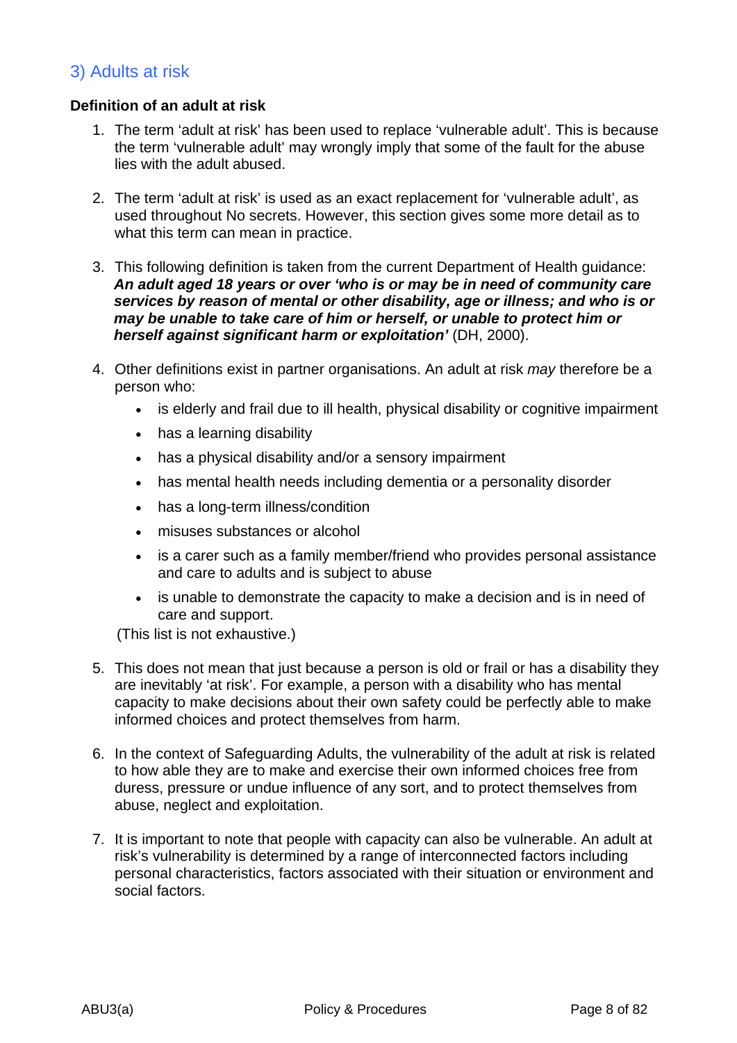## 3) Adults at risk

**Definition of an adult at risk**

1. The term 'adult at risk' has been used to replace 'vulnerable adult'. This is because the term 'vulnerable adult' may wrongly imply that some of the fault for the abuse lies with the adult abused.

2. The term 'adult at risk' is used as an exact replacement for 'vulnerable adult', as used throughout No secrets. However, this section gives some more detail as to what this term can mean in practice.

3. This following definition is taken from the current Department of Health guidance: ***An adult aged 18 years or over 'who is or may be in need of community care services by reason of mental or other disability, age or illness; and who is or may be unable to take care of him or herself, or unable to protect him or herself against significant harm or exploitation'*** (DH, 2000).

4. Other definitions exist in partner organisations. An adult at risk *may* therefore be a person who:
   - is elderly and frail due to ill health, physical disability or cognitive impairment
   - has a learning disability
   - has a physical disability and/or a sensory impairment
   - has mental health needs including dementia or a personality disorder
   - has a long-term illness/condition
   - misuses substances or alcohol
   - is a carer such as a family member/friend who provides personal assistance and care to adults and is subject to abuse
   - is unable to demonstrate the capacity to make a decision and is in need of care and support.

   (This list is not exhaustive.)

5. This does not mean that just because a person is old or frail or has a disability they are inevitably 'at risk'. For example, a person with a disability who has mental capacity to make decisions about their own safety could be perfectly able to make informed choices and protect themselves from harm.

6. In the context of Safeguarding Adults, the vulnerability of the adult at risk is related to how able they are to make and exercise their own informed choices free from duress, pressure or undue influence of any sort, and to protect themselves from abuse, neglect and exploitation.

7. It is important to note that people with capacity can also be vulnerable. An adult at risk's vulnerability is determined by a range of interconnected factors including personal characteristics, factors associated with their situation or environment and social factors.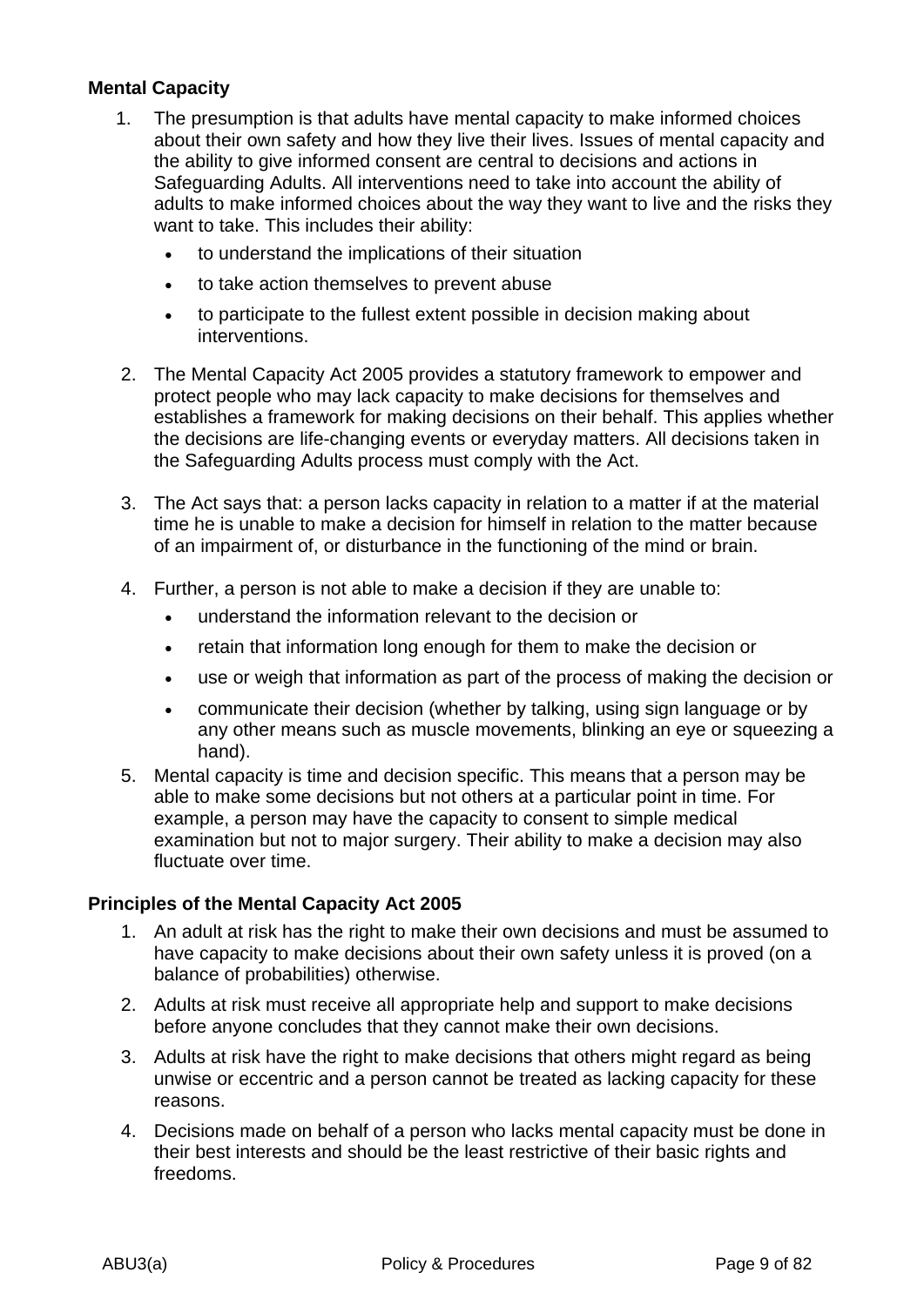**Mental Capacity**

1. The presumption is that adults have mental capacity to make informed choices about their own safety and how they live their lives. Issues of mental capacity and the ability to give informed consent are central to decisions and actions in Safeguarding Adults. All interventions need to take into account the ability of adults to make informed choices about the way they want to live and the risks they want to take. This includes their ability:
   - to understand the implications of their situation
   - to take action themselves to prevent abuse
   - to participate to the fullest extent possible in decision making about interventions.

2. The Mental Capacity Act 2005 provides a statutory framework to empower and protect people who may lack capacity to make decisions for themselves and establishes a framework for making decisions on their behalf. This applies whether the decisions are life-changing events or everyday matters. All decisions taken in the Safeguarding Adults process must comply with the Act.

3. The Act says that: a person lacks capacity in relation to a matter if at the material time he is unable to make a decision for himself in relation to the matter because of an impairment of, or disturbance in the functioning of the mind or brain.

4. Further, a person is not able to make a decision if they are unable to:
   - understand the information relevant to the decision or
   - retain that information long enough for them to make the decision or
   - use or weigh that information as part of the process of making the decision or
   - communicate their decision (whether by talking, using sign language or by any other means such as muscle movements, blinking an eye or squeezing a hand).

5. Mental capacity is time and decision specific. This means that a person may be able to make some decisions but not others at a particular point in time. For example, a person may have the capacity to consent to simple medical examination but not to major surgery. Their ability to make a decision may also fluctuate over time.

**Principles of the Mental Capacity Act 2005**

1. An adult at risk has the right to make their own decisions and must be assumed to have capacity to make decisions about their own safety unless it is proved (on a balance of probabilities) otherwise.
2. Adults at risk must receive all appropriate help and support to make decisions before anyone concludes that they cannot make their own decisions.
3. Adults at risk have the right to make decisions that others might regard as being unwise or eccentric and a person cannot be treated as lacking capacity for these reasons.
4. Decisions made on behalf of a person who lacks mental capacity must be done in their best interests and should be the least restrictive of their basic rights and freedoms.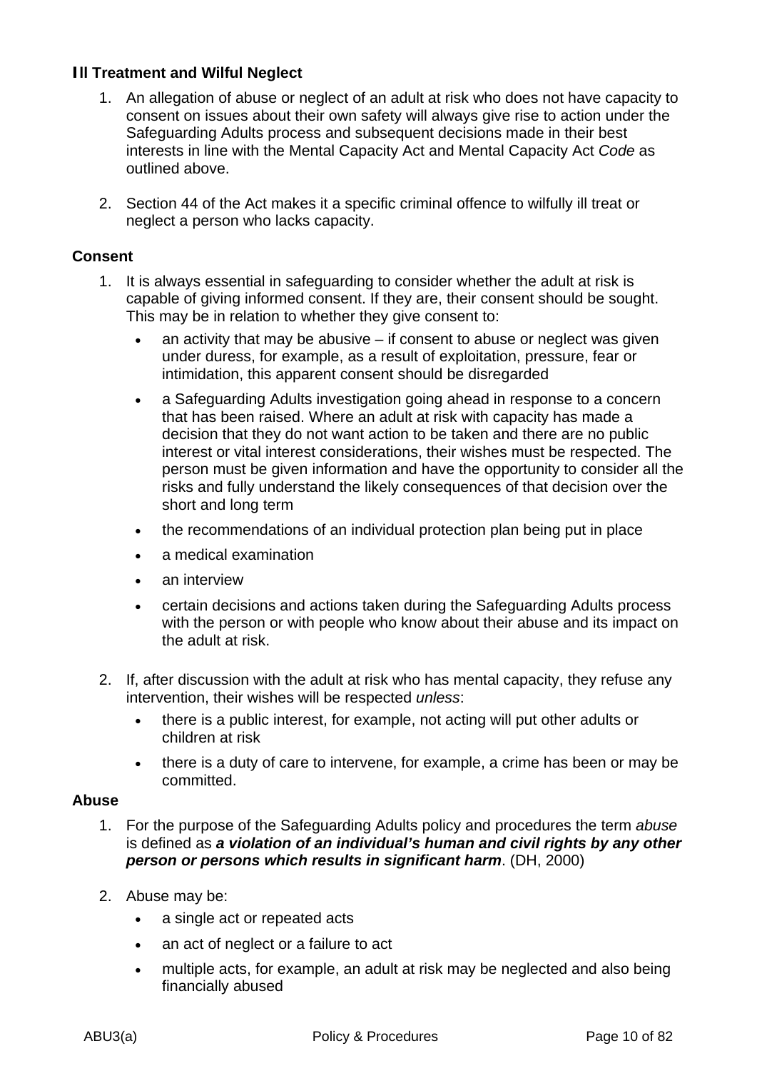### Ill Treatment and Wilful Neglect

1. An allegation of abuse or neglect of an adult at risk who does not have capacity to consent on issues about their own safety will always give rise to action under the Safeguarding Adults process and subsequent decisions made in their best interests in line with the Mental Capacity Act and Mental Capacity Act *Code* as outlined above.

2. Section 44 of the Act makes it a specific criminal offence to wilfully ill treat or neglect a person who lacks capacity.

### Consent

1. It is always essential in safeguarding to consider whether the adult at risk is capable of giving informed consent. If they are, their consent should be sought. This may be in relation to whether they give consent to:

   - an activity that may be abusive – if consent to abuse or neglect was given under duress, for example, as a result of exploitation, pressure, fear or intimidation, this apparent consent should be disregarded
   - a Safeguarding Adults investigation going ahead in response to a concern that has been raised. Where an adult at risk with capacity has made a decision that they do not want action to be taken and there are no public interest or vital interest considerations, their wishes must be respected. The person must be given information and have the opportunity to consider all the risks and fully understand the likely consequences of that decision over the short and long term
   - the recommendations of an individual protection plan being put in place
   - a medical examination
   - an interview
   - certain decisions and actions taken during the Safeguarding Adults process with the person or with people who know about their abuse and its impact on the adult at risk.

2. If, after discussion with the adult at risk who has mental capacity, they refuse any intervention, their wishes will be respected *unless*:

   - there is a public interest, for example, not acting will put other adults or children at risk
   - there is a duty of care to intervene, for example, a crime has been or may be committed.

### Abuse

1. For the purpose of the Safeguarding Adults policy and procedures the term *abuse* is defined as ***a violation of an individual's human and civil rights by any other person or persons which results in significant harm***. (DH, 2000)

2. Abuse may be:

   - a single act or repeated acts
   - an act of neglect or a failure to act
   - multiple acts, for example, an adult at risk may be neglected and also being financially abused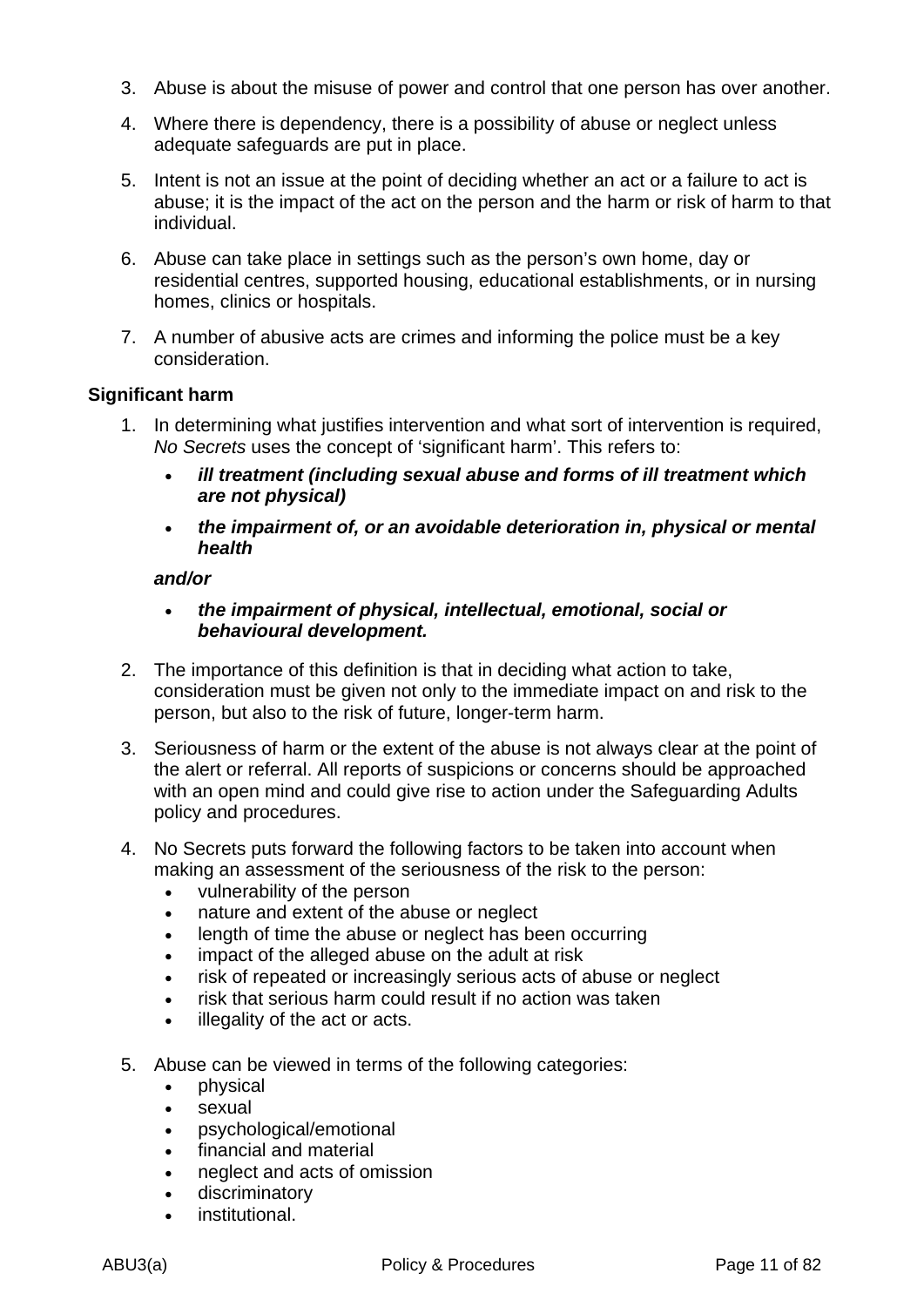3. Abuse is about the misuse of power and control that one person has over another.

4. Where there is dependency, there is a possibility of abuse or neglect unless adequate safeguards are put in place.

5. Intent is not an issue at the point of deciding whether an act or a failure to act is abuse; it is the impact of the act on the person and the harm or risk of harm to that individual.

6. Abuse can take place in settings such as the person's own home, day or residential centres, supported housing, educational establishments, or in nursing homes, clinics or hospitals.

7. A number of abusive acts are crimes and informing the police must be a key consideration.

**Significant harm**

1. In determining what justifies intervention and what sort of intervention is required, *No Secrets* uses the concept of 'significant harm'. This refers to:

   - ***ill treatment (including sexual abuse and forms of ill treatment which are not physical)***
   - ***the impairment of, or an avoidable deterioration in, physical or mental health***

   ***and/or***

   - ***the impairment of physical, intellectual, emotional, social or behavioural development.***

2. The importance of this definition is that in deciding what action to take, consideration must be given not only to the immediate impact on and risk to the person, but also to the risk of future, longer-term harm.

3. Seriousness of harm or the extent of the abuse is not always clear at the point of the alert or referral. All reports of suspicions or concerns should be approached with an open mind and could give rise to action under the Safeguarding Adults policy and procedures.

4. No Secrets puts forward the following factors to be taken into account when making an assessment of the seriousness of the risk to the person:
   - vulnerability of the person
   - nature and extent of the abuse or neglect
   - length of time the abuse or neglect has been occurring
   - impact of the alleged abuse on the adult at risk
   - risk of repeated or increasingly serious acts of abuse or neglect
   - risk that serious harm could result if no action was taken
   - illegality of the act or acts.

5. Abuse can be viewed in terms of the following categories:
   - physical
   - sexual
   - psychological/emotional
   - financial and material
   - neglect and acts of omission
   - discriminatory
   - institutional.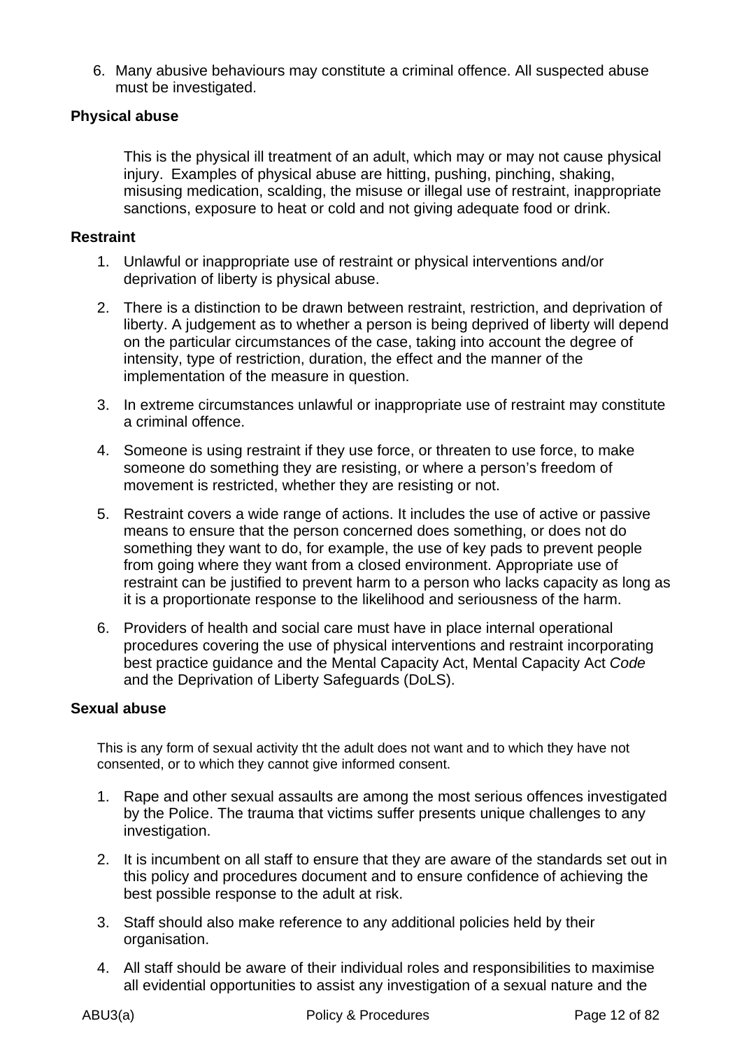6. Many abusive behaviours may constitute a criminal offence. All suspected abuse must be investigated.

**Physical abuse**

This is the physical ill treatment of an adult, which may or may not cause physical injury. Examples of physical abuse are hitting, pushing, pinching, shaking, misusing medication, scalding, the misuse or illegal use of restraint, inappropriate sanctions, exposure to heat or cold and not giving adequate food or drink.

**Restraint**

1. Unlawful or inappropriate use of restraint or physical interventions and/or deprivation of liberty is physical abuse.

2. There is a distinction to be drawn between restraint, restriction, and deprivation of liberty. A judgement as to whether a person is being deprived of liberty will depend on the particular circumstances of the case, taking into account the degree of intensity, type of restriction, duration, the effect and the manner of the implementation of the measure in question.

3. In extreme circumstances unlawful or inappropriate use of restraint may constitute a criminal offence.

4. Someone is using restraint if they use force, or threaten to use force, to make someone do something they are resisting, or where a person's freedom of movement is restricted, whether they are resisting or not.

5. Restraint covers a wide range of actions. It includes the use of active or passive means to ensure that the person concerned does something, or does not do something they want to do, for example, the use of key pads to prevent people from going where they want from a closed environment. Appropriate use of restraint can be justified to prevent harm to a person who lacks capacity as long as it is a proportionate response to the likelihood and seriousness of the harm.

6. Providers of health and social care must have in place internal operational procedures covering the use of physical interventions and restraint incorporating best practice guidance and the Mental Capacity Act, Mental Capacity Act *Code* and the Deprivation of Liberty Safeguards (DoLS).

**Sexual abuse**

This is any form of sexual activity tht the adult does not want and to which they have not consented, or to which they cannot give informed consent.

1. Rape and other sexual assaults are among the most serious offences investigated by the Police. The trauma that victims suffer presents unique challenges to any investigation.

2. It is incumbent on all staff to ensure that they are aware of the standards set out in this policy and procedures document and to ensure confidence of achieving the best possible response to the adult at risk.

3. Staff should also make reference to any additional policies held by their organisation.

4. All staff should be aware of their individual roles and responsibilities to maximise all evidential opportunities to assist any investigation of a sexual nature and the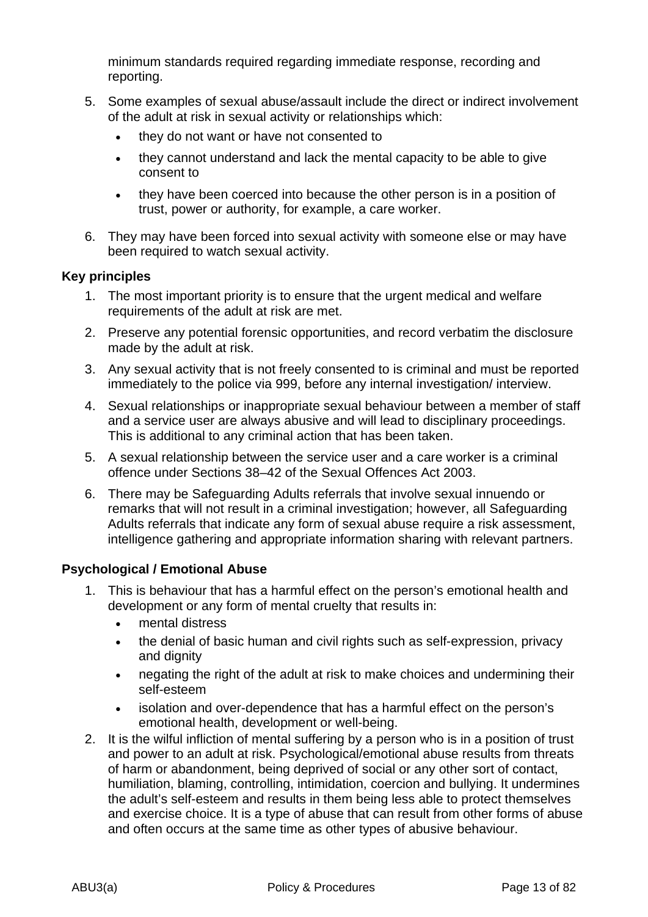minimum standards required regarding immediate response, recording and reporting.

5. Some examples of sexual abuse/assault include the direct or indirect involvement of the adult at risk in sexual activity or relationships which:
   - they do not want or have not consented to
   - they cannot understand and lack the mental capacity to be able to give consent to
   - they have been coerced into because the other person is in a position of trust, power or authority, for example, a care worker.
6. They may have been forced into sexual activity with someone else or may have been required to watch sexual activity.

**Key principles**

1. The most important priority is to ensure that the urgent medical and welfare requirements of the adult at risk are met.
2. Preserve any potential forensic opportunities, and record verbatim the disclosure made by the adult at risk.
3. Any sexual activity that is not freely consented to is criminal and must be reported immediately to the police via 999, before any internal investigation/ interview.
4. Sexual relationships or inappropriate sexual behaviour between a member of staff and a service user are always abusive and will lead to disciplinary proceedings. This is additional to any criminal action that has been taken.
5. A sexual relationship between the service user and a care worker is a criminal offence under Sections 38–42 of the Sexual Offences Act 2003.
6. There may be Safeguarding Adults referrals that involve sexual innuendo or remarks that will not result in a criminal investigation; however, all Safeguarding Adults referrals that indicate any form of sexual abuse require a risk assessment, intelligence gathering and appropriate information sharing with relevant partners.

**Psychological / Emotional Abuse**

1. This is behaviour that has a harmful effect on the person's emotional health and development or any form of mental cruelty that results in:
   - mental distress
   - the denial of basic human and civil rights such as self-expression, privacy and dignity
   - negating the right of the adult at risk to make choices and undermining their self-esteem
   - isolation and over-dependence that has a harmful effect on the person's emotional health, development or well-being.
2. It is the wilful infliction of mental suffering by a person who is in a position of trust and power to an adult at risk. Psychological/emotional abuse results from threats of harm or abandonment, being deprived of social or any other sort of contact, humiliation, blaming, controlling, intimidation, coercion and bullying. It undermines the adult's self-esteem and results in them being less able to protect themselves and exercise choice. It is a type of abuse that can result from other forms of abuse and often occurs at the same time as other types of abusive behaviour.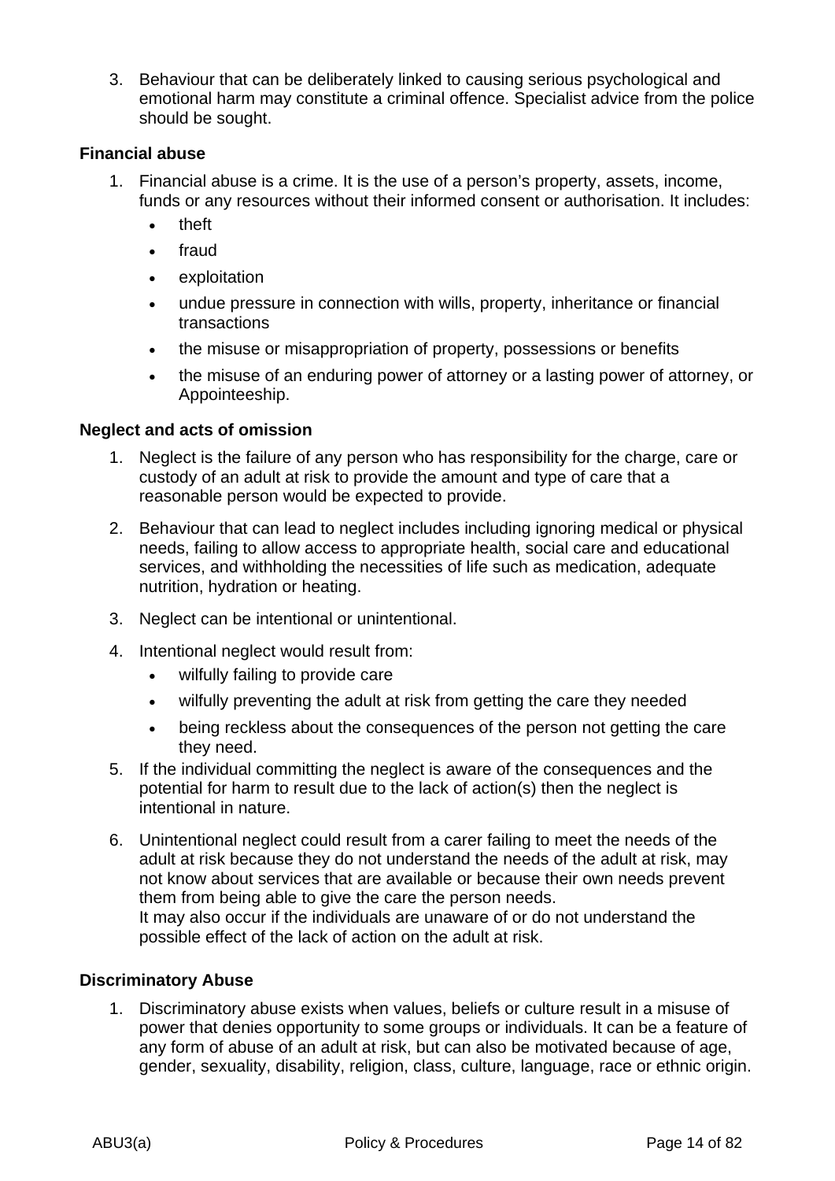3. Behaviour that can be deliberately linked to causing serious psychological and emotional harm may constitute a criminal offence. Specialist advice from the police should be sought.

**Financial abuse**

1. Financial abuse is a crime. It is the use of a person's property, assets, income, funds or any resources without their informed consent or authorisation. It includes:
   - theft
   - fraud
   - exploitation
   - undue pressure in connection with wills, property, inheritance or financial transactions
   - the misuse or misappropriation of property, possessions or benefits
   - the misuse of an enduring power of attorney or a lasting power of attorney, or Appointeeship.

**Neglect and acts of omission**

1. Neglect is the failure of any person who has responsibility for the charge, care or custody of an adult at risk to provide the amount and type of care that a reasonable person would be expected to provide.
2. Behaviour that can lead to neglect includes including ignoring medical or physical needs, failing to allow access to appropriate health, social care and educational services, and withholding the necessities of life such as medication, adequate nutrition, hydration or heating.
3. Neglect can be intentional or unintentional.
4. Intentional neglect would result from:
   - wilfully failing to provide care
   - wilfully preventing the adult at risk from getting the care they needed
   - being reckless about the consequences of the person not getting the care they need.
5. If the individual committing the neglect is aware of the consequences and the potential for harm to result due to the lack of action(s) then the neglect is intentional in nature.
6. Unintentional neglect could result from a carer failing to meet the needs of the adult at risk because they do not understand the needs of the adult at risk, may not know about services that are available or because their own needs prevent them from being able to give the care the person needs.
   It may also occur if the individuals are unaware of or do not understand the possible effect of the lack of action on the adult at risk.

**Discriminatory Abuse**

1. Discriminatory abuse exists when values, beliefs or culture result in a misuse of power that denies opportunity to some groups or individuals. It can be a feature of any form of abuse of an adult at risk, but can also be motivated because of age, gender, sexuality, disability, religion, class, culture, language, race or ethnic origin.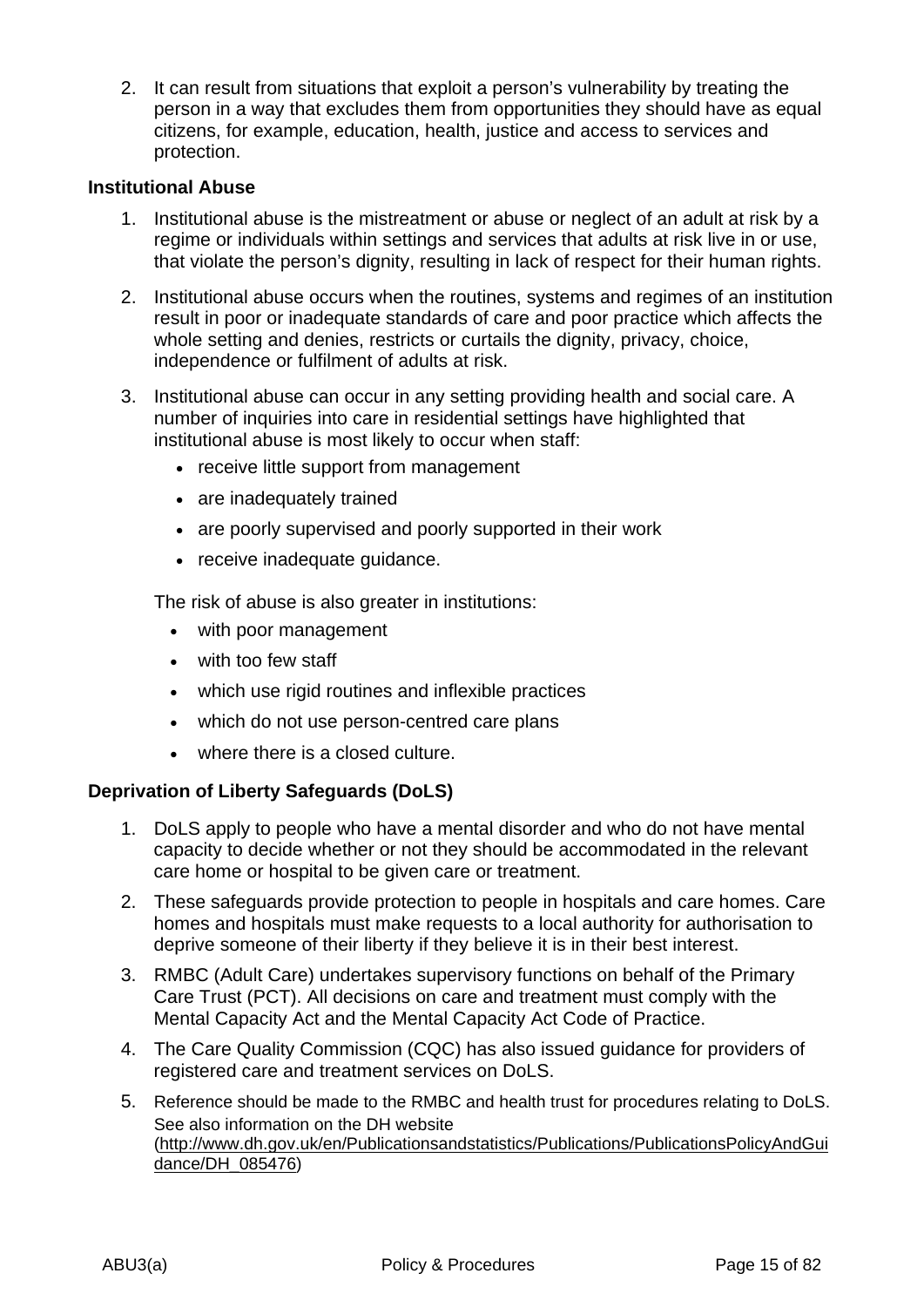2. It can result from situations that exploit a person's vulnerability by treating the person in a way that excludes them from opportunities they should have as equal citizens, for example, education, health, justice and access to services and protection.

**Institutional Abuse**

1. Institutional abuse is the mistreatment or abuse or neglect of an adult at risk by a regime or individuals within settings and services that adults at risk live in or use, that violate the person's dignity, resulting in lack of respect for their human rights.

2. Institutional abuse occurs when the routines, systems and regimes of an institution result in poor or inadequate standards of care and poor practice which affects the whole setting and denies, restricts or curtails the dignity, privacy, choice, independence or fulfilment of adults at risk.

3. Institutional abuse can occur in any setting providing health and social care. A number of inquiries into care in residential settings have highlighted that institutional abuse is most likely to occur when staff:
   - receive little support from management
   - are inadequately trained
   - are poorly supervised and poorly supported in their work
   - receive inadequate guidance.

   The risk of abuse is also greater in institutions:
   - with poor management
   - with too few staff
   - which use rigid routines and inflexible practices
   - which do not use person-centred care plans
   - where there is a closed culture.

**Deprivation of Liberty Safeguards (DoLS)**

1. DoLS apply to people who have a mental disorder and who do not have mental capacity to decide whether or not they should be accommodated in the relevant care home or hospital to be given care or treatment.
2. These safeguards provide protection to people in hospitals and care homes. Care homes and hospitals must make requests to a local authority for authorisation to deprive someone of their liberty if they believe it is in their best interest.
3. RMBC (Adult Care) undertakes supervisory functions on behalf of the Primary Care Trust (PCT). All decisions on care and treatment must comply with the Mental Capacity Act and the Mental Capacity Act Code of Practice.
4. The Care Quality Commission (CQC) has also issued guidance for providers of registered care and treatment services on DoLS.
5. Reference should be made to the RMBC and health trust for procedures relating to DoLS. See also information on the DH website (http://www.dh.gov.uk/en/Publicationsandstatistics/Publications/PublicationsPolicyAndGuidance/DH_085476)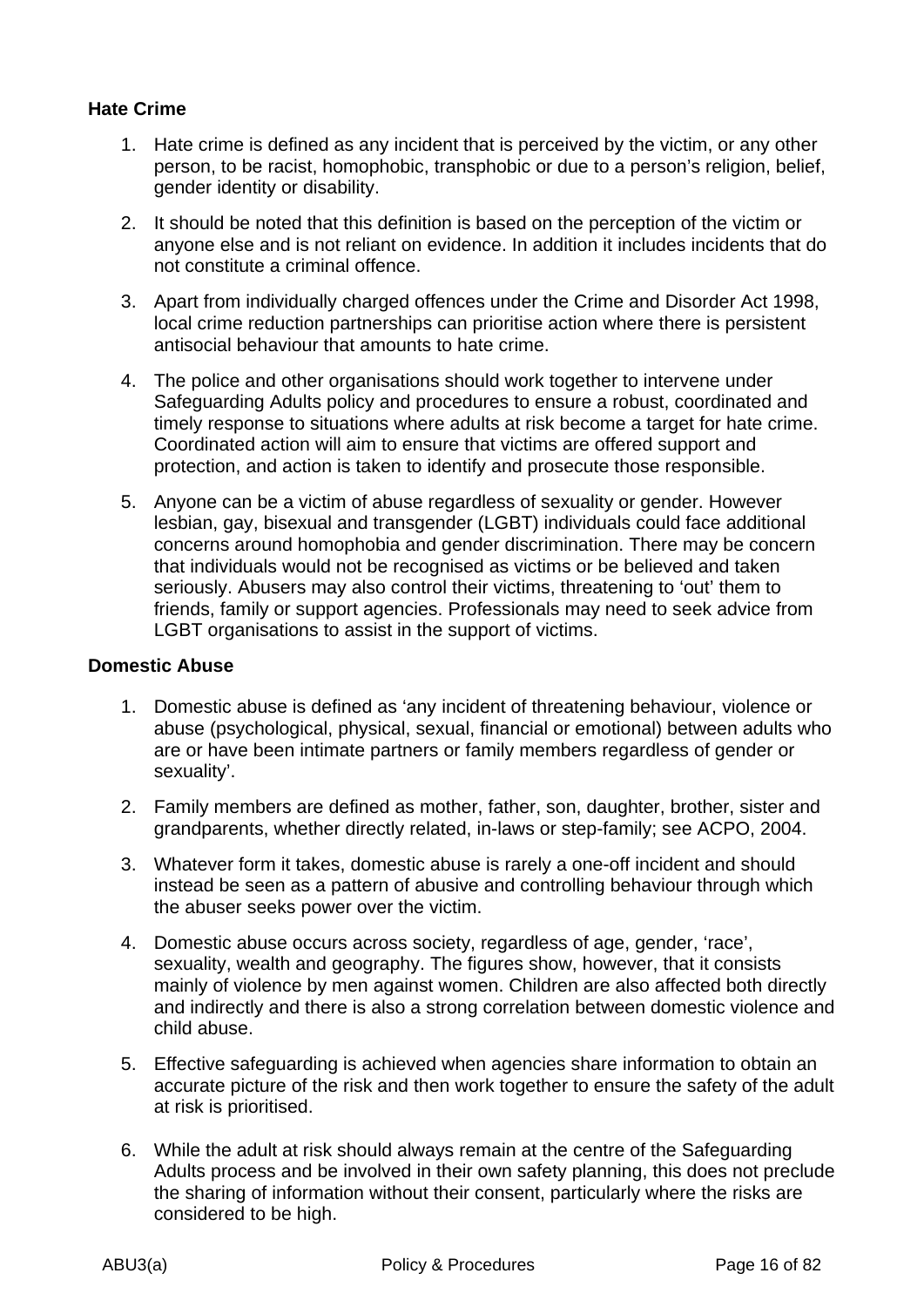### Hate Crime

1. Hate crime is defined as any incident that is perceived by the victim, or any other person, to be racist, homophobic, transphobic or due to a person's religion, belief, gender identity or disability.

2. It should be noted that this definition is based on the perception of the victim or anyone else and is not reliant on evidence. In addition it includes incidents that do not constitute a criminal offence.

3. Apart from individually charged offences under the Crime and Disorder Act 1998, local crime reduction partnerships can prioritise action where there is persistent antisocial behaviour that amounts to hate crime.

4. The police and other organisations should work together to intervene under Safeguarding Adults policy and procedures to ensure a robust, coordinated and timely response to situations where adults at risk become a target for hate crime. Coordinated action will aim to ensure that victims are offered support and protection, and action is taken to identify and prosecute those responsible.

5. Anyone can be a victim of abuse regardless of sexuality or gender. However lesbian, gay, bisexual and transgender (LGBT) individuals could face additional concerns around homophobia and gender discrimination. There may be concern that individuals would not be recognised as victims or be believed and taken seriously. Abusers may also control their victims, threatening to 'out' them to friends, family or support agencies. Professionals may need to seek advice from LGBT organisations to assist in the support of victims.

### Domestic Abuse

1. Domestic abuse is defined as 'any incident of threatening behaviour, violence or abuse (psychological, physical, sexual, financial or emotional) between adults who are or have been intimate partners or family members regardless of gender or sexuality'.

2. Family members are defined as mother, father, son, daughter, brother, sister and grandparents, whether directly related, in-laws or step-family; see ACPO, 2004.

3. Whatever form it takes, domestic abuse is rarely a one-off incident and should instead be seen as a pattern of abusive and controlling behaviour through which the abuser seeks power over the victim.

4. Domestic abuse occurs across society, regardless of age, gender, 'race', sexuality, wealth and geography. The figures show, however, that it consists mainly of violence by men against women. Children are also affected both directly and indirectly and there is also a strong correlation between domestic violence and child abuse.

5. Effective safeguarding is achieved when agencies share information to obtain an accurate picture of the risk and then work together to ensure the safety of the adult at risk is prioritised.

6. While the adult at risk should always remain at the centre of the Safeguarding Adults process and be involved in their own safety planning, this does not preclude the sharing of information without their consent, particularly where the risks are considered to be high.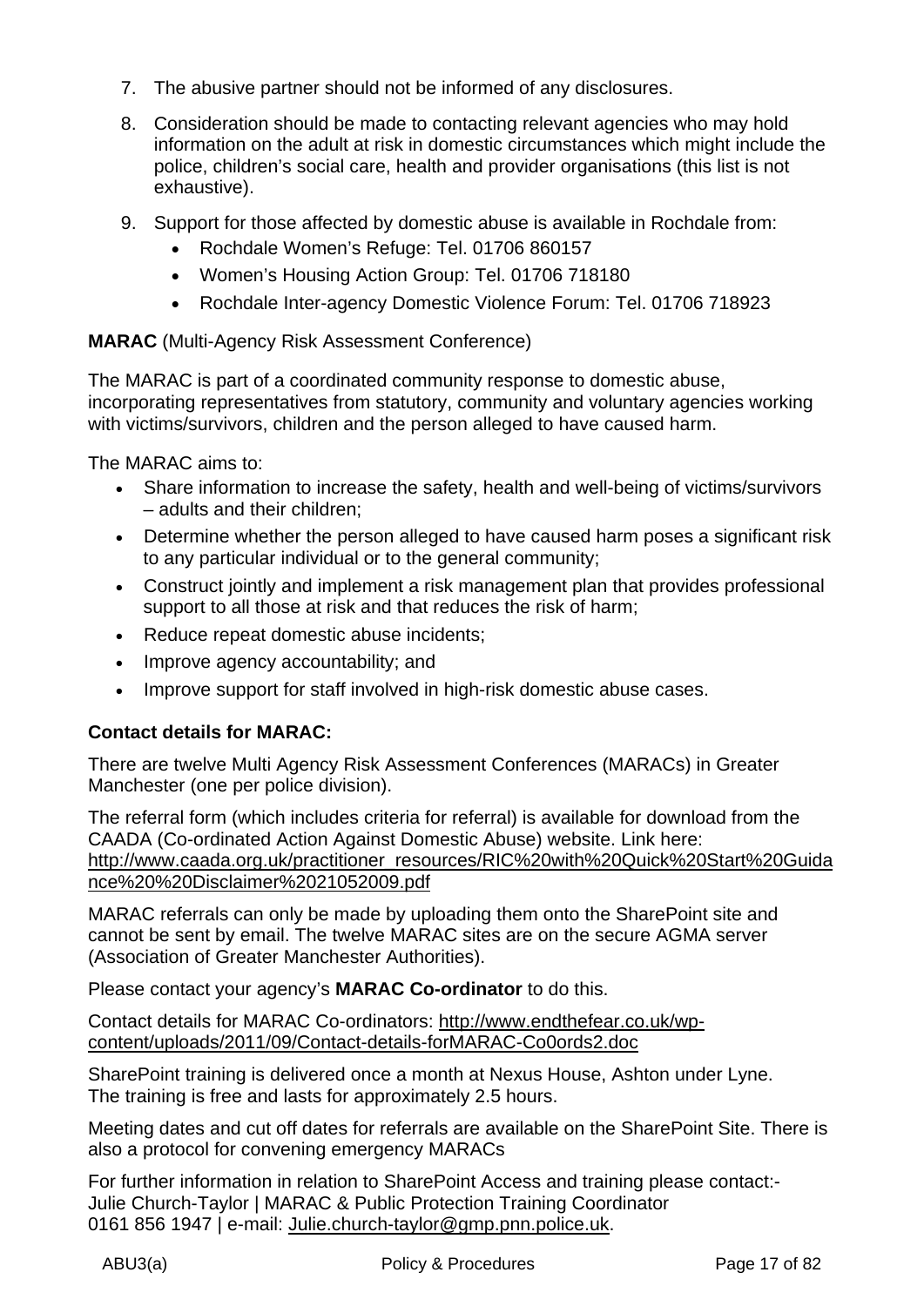7. The abusive partner should not be informed of any disclosures.
8. Consideration should be made to contacting relevant agencies who may hold information on the adult at risk in domestic circumstances which might include the police, children's social care, health and provider organisations (this list is not exhaustive).
9. Support for those affected by domestic abuse is available in Rochdale from:
   - Rochdale Women's Refuge: Tel. 01706 860157
   - Women's Housing Action Group: Tel. 01706 718180
   - Rochdale Inter-agency Domestic Violence Forum: Tel. 01706 718923

**MARAC** (Multi-Agency Risk Assessment Conference)

The MARAC is part of a coordinated community response to domestic abuse, incorporating representatives from statutory, community and voluntary agencies working with victims/survivors, children and the person alleged to have caused harm.

The MARAC aims to:

- Share information to increase the safety, health and well-being of victims/survivors – adults and their children;
- Determine whether the person alleged to have caused harm poses a significant risk to any particular individual or to the general community;
- Construct jointly and implement a risk management plan that provides professional support to all those at risk and that reduces the risk of harm;
- Reduce repeat domestic abuse incidents;
- Improve agency accountability; and
- Improve support for staff involved in high-risk domestic abuse cases.

**Contact details for MARAC:**

There are twelve Multi Agency Risk Assessment Conferences (MARACs) in Greater Manchester (one per police division).

The referral form (which includes criteria for referral) is available for download from the CAADA (Co-ordinated Action Against Domestic Abuse) website. Link here: http://www.caada.org.uk/practitioner_resources/RIC%20with%20Quick%20Start%20Guidance%20%20Disclaimer%2021052009.pdf

MARAC referrals can only be made by uploading them onto the SharePoint site and cannot be sent by email. The twelve MARAC sites are on the secure AGMA server (Association of Greater Manchester Authorities).

Please contact your agency's **MARAC Co-ordinator** to do this.

Contact details for MARAC Co-ordinators: http://www.endthefear.co.uk/wp-content/uploads/2011/09/Contact-details-forMARAC-Co0ords2.doc

SharePoint training is delivered once a month at Nexus House, Ashton under Lyne. The training is free and lasts for approximately 2.5 hours.

Meeting dates and cut off dates for referrals are available on the SharePoint Site. There is also a protocol for convening emergency MARACs

For further information in relation to SharePoint Access and training please contact:-
Julie Church-Taylor | MARAC & Public Protection Training Coordinator
0161 856 1947 | e-mail: Julie.church-taylor@gmp.pnn.police.uk.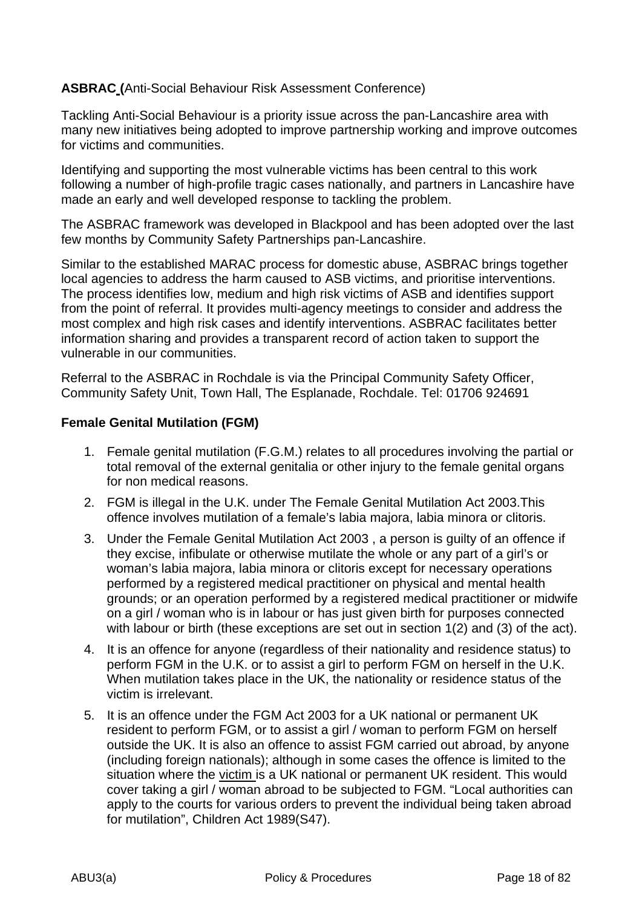**ASBRAC (**Anti-Social Behaviour Risk Assessment Conference)

Tackling Anti-Social Behaviour is a priority issue across the pan-Lancashire area with many new initiatives being adopted to improve partnership working and improve outcomes for victims and communities.

Identifying and supporting the most vulnerable victims has been central to this work following a number of high-profile tragic cases nationally, and partners in Lancashire have made an early and well developed response to tackling the problem.

The ASBRAC framework was developed in Blackpool and has been adopted over the last few months by Community Safety Partnerships pan-Lancashire.

Similar to the established MARAC process for domestic abuse, ASBRAC brings together local agencies to address the harm caused to ASB victims, and prioritise interventions. The process identifies low, medium and high risk victims of ASB and identifies support from the point of referral. It provides multi-agency meetings to consider and address the most complex and high risk cases and identify interventions. ASBRAC facilitates better information sharing and provides a transparent record of action taken to support the vulnerable in our communities.

Referral to the ASBRAC in Rochdale is via the Principal Community Safety Officer, Community Safety Unit, Town Hall, The Esplanade, Rochdale. Tel: 01706 924691

**Female Genital Mutilation (FGM)**

1. Female genital mutilation (F.G.M.) relates to all procedures involving the partial or total removal of the external genitalia or other injury to the female genital organs for non medical reasons.
2. FGM is illegal in the U.K. under The Female Genital Mutilation Act 2003.This offence involves mutilation of a female's labia majora, labia minora or clitoris.
3. Under the Female Genital Mutilation Act 2003 , a person is guilty of an offence if they excise, infibulate or otherwise mutilate the whole or any part of a girl's or woman's labia majora, labia minora or clitoris except for necessary operations performed by a registered medical practitioner on physical and mental health grounds; or an operation performed by a registered medical practitioner or midwife on a girl / woman who is in labour or has just given birth for purposes connected with labour or birth (these exceptions are set out in section 1(2) and (3) of the act).
4. It is an offence for anyone (regardless of their nationality and residence status) to perform FGM in the U.K. or to assist a girl to perform FGM on herself in the U.K. When mutilation takes place in the UK, the nationality or residence status of the victim is irrelevant.
5. It is an offence under the FGM Act 2003 for a UK national or permanent UK resident to perform FGM, or to assist a girl / woman to perform FGM on herself outside the UK. It is also an offence to assist FGM carried out abroad, by anyone (including foreign nationals); although in some cases the offence is limited to the situation where the victim is a UK national or permanent UK resident. This would cover taking a girl / woman abroad to be subjected to FGM. "Local authorities can apply to the courts for various orders to prevent the individual being taken abroad for mutilation", Children Act 1989(S47).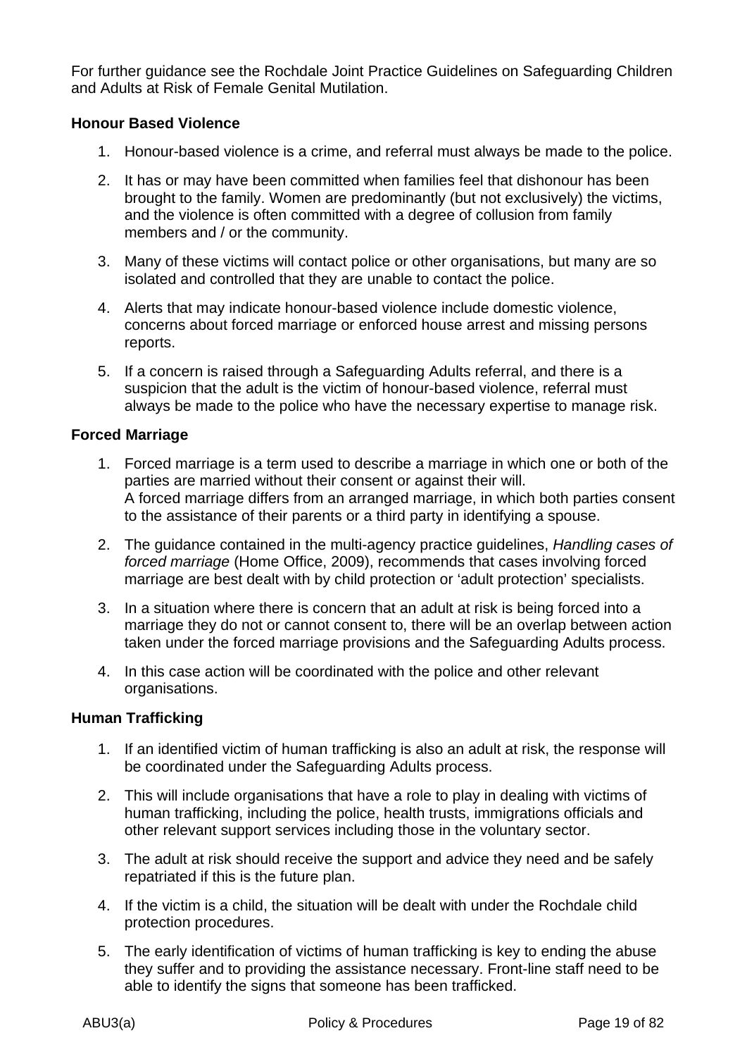For further guidance see the Rochdale Joint Practice Guidelines on Safeguarding Children and Adults at Risk of Female Genital Mutilation.

**Honour Based Violence**

1. Honour-based violence is a crime, and referral must always be made to the police.
2. It has or may have been committed when families feel that dishonour has been brought to the family. Women are predominantly (but not exclusively) the victims, and the violence is often committed with a degree of collusion from family members and / or the community.
3. Many of these victims will contact police or other organisations, but many are so isolated and controlled that they are unable to contact the police.
4. Alerts that may indicate honour-based violence include domestic violence, concerns about forced marriage or enforced house arrest and missing persons reports.
5. If a concern is raised through a Safeguarding Adults referral, and there is a suspicion that the adult is the victim of honour-based violence, referral must always be made to the police who have the necessary expertise to manage risk.

**Forced Marriage**

1. Forced marriage is a term used to describe a marriage in which one or both of the parties are married without their consent or against their will.
   A forced marriage differs from an arranged marriage, in which both parties consent to the assistance of their parents or a third party in identifying a spouse.
2. The guidance contained in the multi-agency practice guidelines, *Handling cases of forced marriage* (Home Office, 2009), recommends that cases involving forced marriage are best dealt with by child protection or 'adult protection' specialists.
3. In a situation where there is concern that an adult at risk is being forced into a marriage they do not or cannot consent to, there will be an overlap between action taken under the forced marriage provisions and the Safeguarding Adults process.
4. In this case action will be coordinated with the police and other relevant organisations.

**Human Trafficking**

1. If an identified victim of human trafficking is also an adult at risk, the response will be coordinated under the Safeguarding Adults process.
2. This will include organisations that have a role to play in dealing with victims of human trafficking, including the police, health trusts, immigrations officials and other relevant support services including those in the voluntary sector.
3. The adult at risk should receive the support and advice they need and be safely repatriated if this is the future plan.
4. If the victim is a child, the situation will be dealt with under the Rochdale child protection procedures.
5. The early identification of victims of human trafficking is key to ending the abuse they suffer and to providing the assistance necessary. Front-line staff need to be able to identify the signs that someone has been trafficked.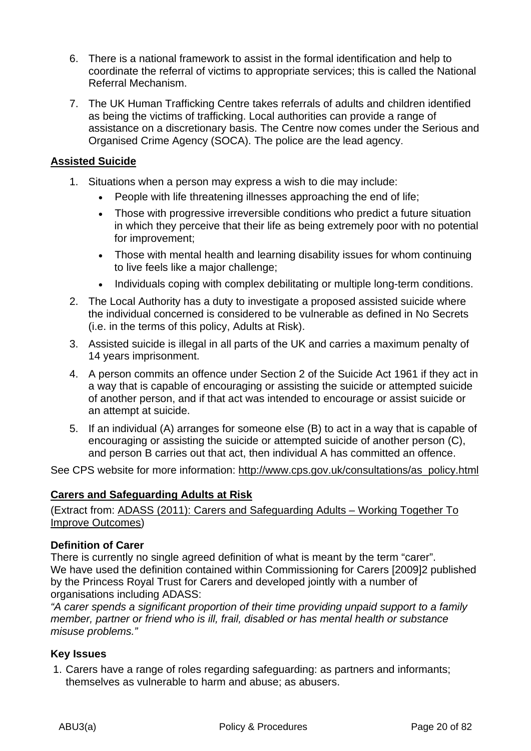6. There is a national framework to assist in the formal identification and help to coordinate the referral of victims to appropriate services; this is called the National Referral Mechanism.

7. The UK Human Trafficking Centre takes referrals of adults and children identified as being the victims of trafficking. Local authorities can provide a range of assistance on a discretionary basis. The Centre now comes under the Serious and Organised Crime Agency (SOCA). The police are the lead agency.

## Assisted Suicide

1. Situations when a person may express a wish to die may include:
   - People with life threatening illnesses approaching the end of life;
   - Those with progressive irreversible conditions who predict a future situation in which they perceive that their life as being extremely poor with no potential for improvement;
   - Those with mental health and learning disability issues for whom continuing to live feels like a major challenge;
   - Individuals coping with complex debilitating or multiple long-term conditions.

2. The Local Authority has a duty to investigate a proposed assisted suicide where the individual concerned is considered to be vulnerable as defined in No Secrets (i.e. in the terms of this policy, Adults at Risk).

3. Assisted suicide is illegal in all parts of the UK and carries a maximum penalty of 14 years imprisonment.

4. A person commits an offence under Section 2 of the Suicide Act 1961 if they act in a way that is capable of encouraging or assisting the suicide or attempted suicide of another person, and if that act was intended to encourage or assist suicide or an attempt at suicide.

5. If an individual (A) arranges for someone else (B) to act in a way that is capable of encouraging or assisting the suicide or attempted suicide of another person (C), and person B carries out that act, then individual A has committed an offence.

See CPS website for more information: http://www.cps.gov.uk/consultations/as_policy.html

## Carers and Safeguarding Adults at Risk

(Extract from: ADASS (2011): Carers and Safeguarding Adults – Working Together To Improve Outcomes)

### Definition of Carer

There is currently no single agreed definition of what is meant by the term "carer". We have used the definition contained within Commissioning for Carers [2009]2 published by the Princess Royal Trust for Carers and developed jointly with a number of organisations including ADASS:

*"A carer spends a significant proportion of their time providing unpaid support to a family member, partner or friend who is ill, frail, disabled or has mental health or substance misuse problems."*

### Key Issues

1. Carers have a range of roles regarding safeguarding: as partners and informants; themselves as vulnerable to harm and abuse; as abusers.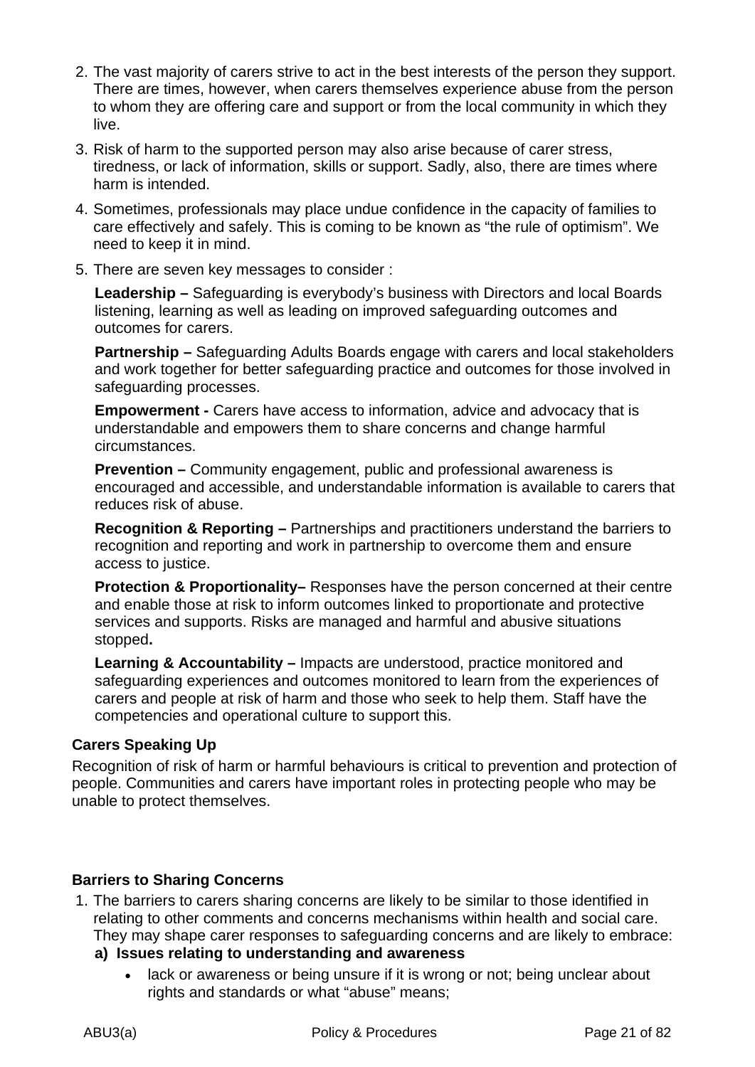2. The vast majority of carers strive to act in the best interests of the person they support. There are times, however, when carers themselves experience abuse from the person to whom they are offering care and support or from the local community in which they live.

3. Risk of harm to the supported person may also arise because of carer stress, tiredness, or lack of information, skills or support. Sadly, also, there are times where harm is intended.

4. Sometimes, professionals may place undue confidence in the capacity of families to care effectively and safely. This is coming to be known as “the rule of optimism”. We need to keep it in mind.

5. There are seven key messages to consider :

   **Leadership –** Safeguarding is everybody’s business with Directors and local Boards listening, learning as well as leading on improved safeguarding outcomes and outcomes for carers.

   **Partnership –** Safeguarding Adults Boards engage with carers and local stakeholders and work together for better safeguarding practice and outcomes for those involved in safeguarding processes.

   **Empowerment -** Carers have access to information, advice and advocacy that is understandable and empowers them to share concerns and change harmful circumstances.

   **Prevention –** Community engagement, public and professional awareness is encouraged and accessible, and understandable information is available to carers that reduces risk of abuse.

   **Recognition & Reporting –** Partnerships and practitioners understand the barriers to recognition and reporting and work in partnership to overcome them and ensure access to justice.

   **Protection & Proportionality–** Responses have the person concerned at their centre and enable those at risk to inform outcomes linked to proportionate and protective services and supports. Risks are managed and harmful and abusive situations stopped**.**

   **Learning & Accountability –** Impacts are understood, practice monitored and safeguarding experiences and outcomes monitored to learn from the experiences of carers and people at risk of harm and those who seek to help them. Staff have the competencies and operational culture to support this.

**Carers Speaking Up**

Recognition of risk of harm or harmful behaviours is critical to prevention and protection of people. Communities and carers have important roles in protecting people who may be unable to protect themselves.

**Barriers to Sharing Concerns**

1. The barriers to carers sharing concerns are likely to be similar to those identified in relating to other comments and concerns mechanisms within health and social care. They may shape carer responses to safeguarding concerns and are likely to embrace:

   **a) Issues relating to understanding and awareness**

   - lack or awareness or being unsure if it is wrong or not; being unclear about rights and standards or what “abuse” means;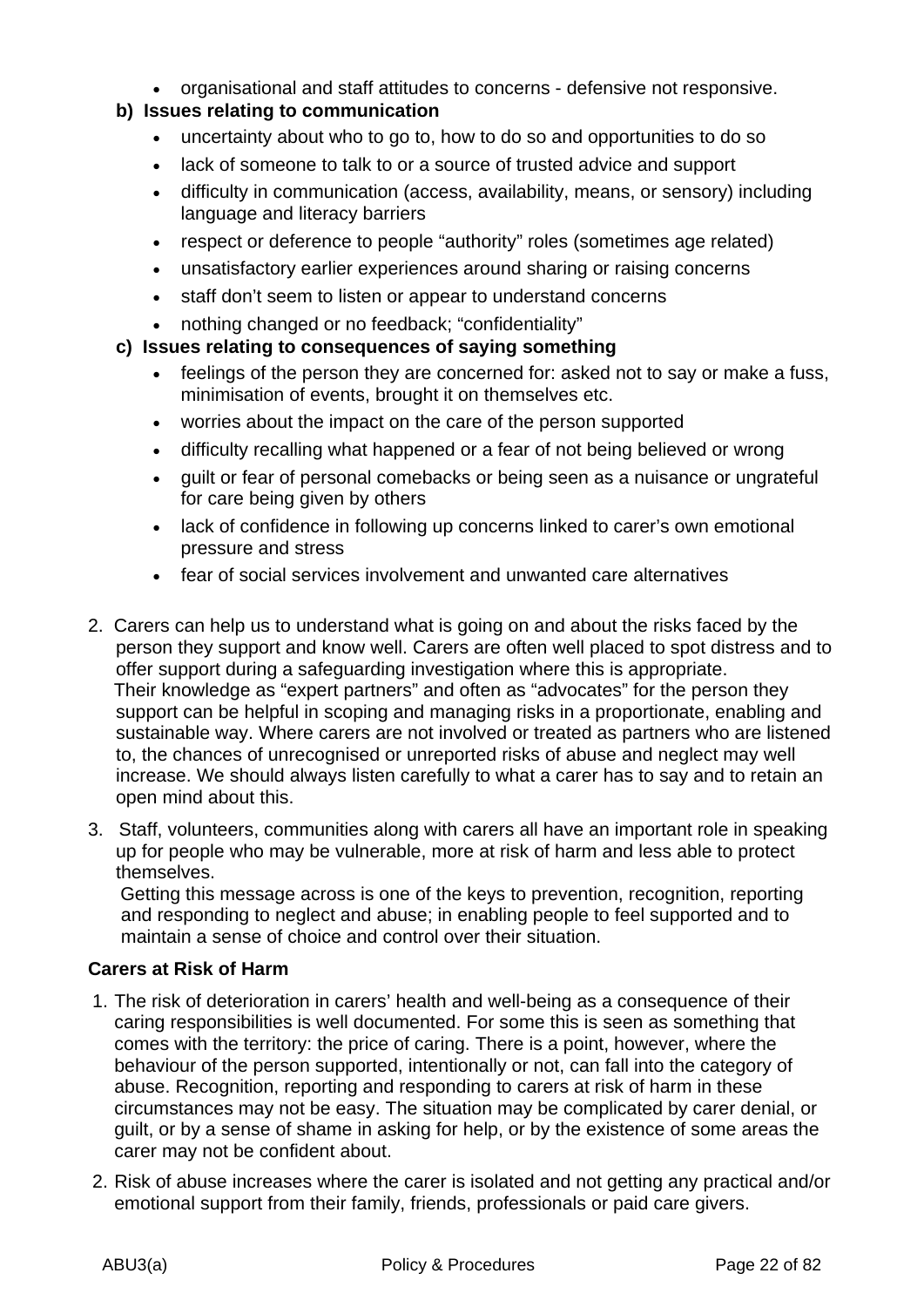- organisational and staff attitudes to concerns - defensive not responsive.

**b) Issues relating to communication**

- uncertainty about who to go to, how to do so and opportunities to do so
- lack of someone to talk to or a source of trusted advice and support
- difficulty in communication (access, availability, means, or sensory) including language and literacy barriers
- respect or deference to people “authority” roles (sometimes age related)
- unsatisfactory earlier experiences around sharing or raising concerns
- staff don’t seem to listen or appear to understand concerns
- nothing changed or no feedback; “confidentiality”

**c) Issues relating to consequences of saying something**

- feelings of the person they are concerned for: asked not to say or make a fuss, minimisation of events, brought it on themselves etc.
- worries about the impact on the care of the person supported
- difficulty recalling what happened or a fear of not being believed or wrong
- guilt or fear of personal comebacks or being seen as a nuisance or ungrateful for care being given by others
- lack of confidence in following up concerns linked to carer’s own emotional pressure and stress
- fear of social services involvement and unwanted care alternatives

2. Carers can help us to understand what is going on and about the risks faced by the person they support and know well. Carers are often well placed to spot distress and to offer support during a safeguarding investigation where this is appropriate.
   Their knowledge as “expert partners” and often as “advocates” for the person they support can be helpful in scoping and managing risks in a proportionate, enabling and sustainable way. Where carers are not involved or treated as partners who are listened to, the chances of unrecognised or unreported risks of abuse and neglect may well increase. We should always listen carefully to what a carer has to say and to retain an open mind about this.

3. Staff, volunteers, communities along with carers all have an important role in speaking up for people who may be vulnerable, more at risk of harm and less able to protect themselves.
   Getting this message across is one of the keys to prevention, recognition, reporting and responding to neglect and abuse; in enabling people to feel supported and to maintain a sense of choice and control over their situation.

**Carers at Risk of Harm**

1. The risk of deterioration in carers’ health and well-being as a consequence of their caring responsibilities is well documented. For some this is seen as something that comes with the territory: the price of caring. There is a point, however, where the behaviour of the person supported, intentionally or not, can fall into the category of abuse. Recognition, reporting and responding to carers at risk of harm in these circumstances may not be easy. The situation may be complicated by carer denial, or guilt, or by a sense of shame in asking for help, or by the existence of some areas the carer may not be confident about.

2. Risk of abuse increases where the carer is isolated and not getting any practical and/or emotional support from their family, friends, professionals or paid care givers.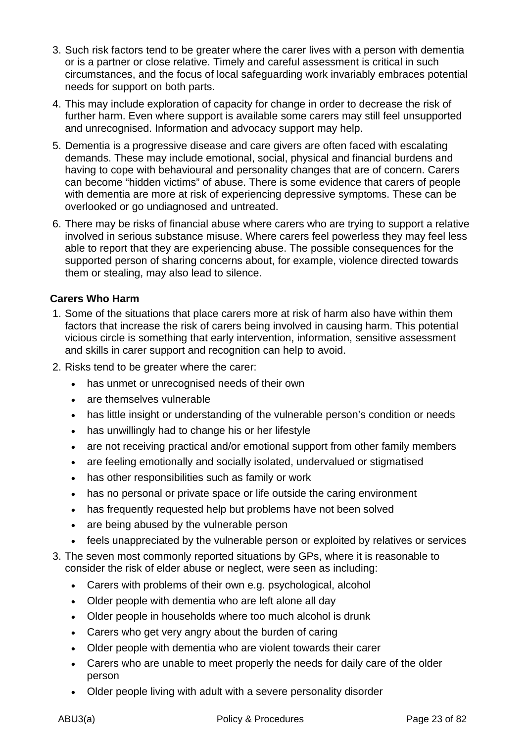3. Such risk factors tend to be greater where the carer lives with a person with dementia or is a partner or close relative. Timely and careful assessment is critical in such circumstances, and the focus of local safeguarding work invariably embraces potential needs for support on both parts.
4. This may include exploration of capacity for change in order to decrease the risk of further harm. Even where support is available some carers may still feel unsupported and unrecognised. Information and advocacy support may help.
5. Dementia is a progressive disease and care givers are often faced with escalating demands. These may include emotional, social, physical and financial burdens and having to cope with behavioural and personality changes that are of concern. Carers can become "hidden victims" of abuse. There is some evidence that carers of people with dementia are more at risk of experiencing depressive symptoms. These can be overlooked or go undiagnosed and untreated.
6. There may be risks of financial abuse where carers who are trying to support a relative involved in serious substance misuse. Where carers feel powerless they may feel less able to report that they are experiencing abuse. The possible consequences for the supported person of sharing concerns about, for example, violence directed towards them or stealing, may also lead to silence.

**Carers Who Harm**

1. Some of the situations that place carers more at risk of harm also have within them factors that increase the risk of carers being involved in causing harm. This potential vicious circle is something that early intervention, information, sensitive assessment and skills in carer support and recognition can help to avoid.
2. Risks tend to be greater where the carer:
   - has unmet or unrecognised needs of their own
   - are themselves vulnerable
   - has little insight or understanding of the vulnerable person's condition or needs
   - has unwillingly had to change his or her lifestyle
   - are not receiving practical and/or emotional support from other family members
   - are feeling emotionally and socially isolated, undervalued or stigmatised
   - has other responsibilities such as family or work
   - has no personal or private space or life outside the caring environment
   - has frequently requested help but problems have not been solved
   - are being abused by the vulnerable person
   - feels unappreciated by the vulnerable person or exploited by relatives or services
3. The seven most commonly reported situations by GPs, where it is reasonable to consider the risk of elder abuse or neglect, were seen as including:
   - Carers with problems of their own e.g. psychological, alcohol
   - Older people with dementia who are left alone all day
   - Older people in households where too much alcohol is drunk
   - Carers who get very angry about the burden of caring
   - Older people with dementia who are violent towards their carer
   - Carers who are unable to meet properly the needs for daily care of the older person
   - Older people living with adult with a severe personality disorder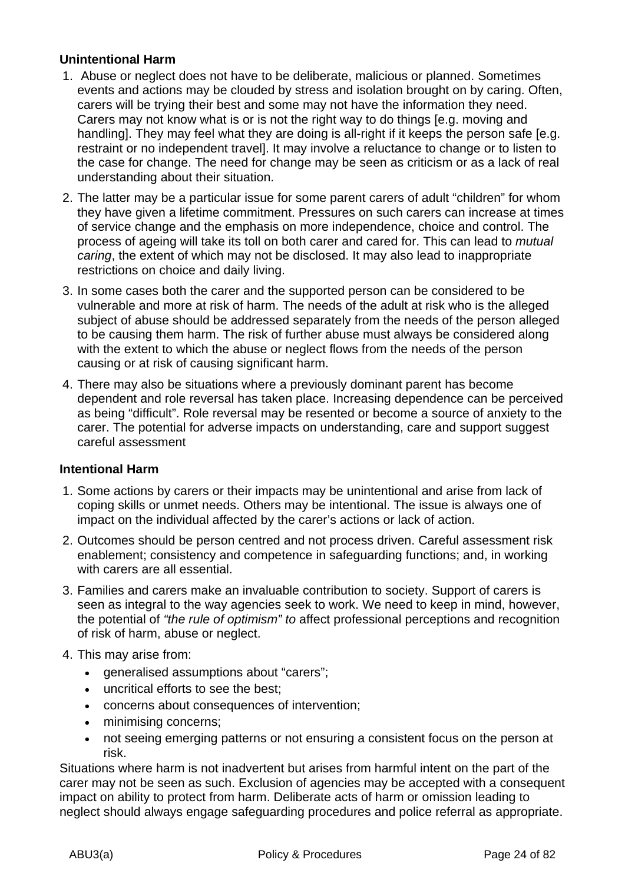**Unintentional Harm**

1. Abuse or neglect does not have to be deliberate, malicious or planned. Sometimes events and actions may be clouded by stress and isolation brought on by caring. Often, carers will be trying their best and some may not have the information they need. Carers may not know what is or is not the right way to do things [e.g. moving and handling]. They may feel what they are doing is all-right if it keeps the person safe [e.g. restraint or no independent travel]. It may involve a reluctance to change or to listen to the case for change. The need for change may be seen as criticism or as a lack of real understanding about their situation.

2. The latter may be a particular issue for some parent carers of adult "children" for whom they have given a lifetime commitment. Pressures on such carers can increase at times of service change and the emphasis on more independence, choice and control. The process of ageing will take its toll on both carer and cared for. This can lead to *mutual caring*, the extent of which may not be disclosed. It may also lead to inappropriate restrictions on choice and daily living.

3. In some cases both the carer and the supported person can be considered to be vulnerable and more at risk of harm. The needs of the adult at risk who is the alleged subject of abuse should be addressed separately from the needs of the person alleged to be causing them harm. The risk of further abuse must always be considered along with the extent to which the abuse or neglect flows from the needs of the person causing or at risk of causing significant harm.

4. There may also be situations where a previously dominant parent has become dependent and role reversal has taken place. Increasing dependence can be perceived as being "difficult". Role reversal may be resented or become a source of anxiety to the carer. The potential for adverse impacts on understanding, care and support suggest careful assessment

**Intentional Harm**

1. Some actions by carers or their impacts may be unintentional and arise from lack of coping skills or unmet needs. Others may be intentional. The issue is always one of impact on the individual affected by the carer's actions or lack of action.

2. Outcomes should be person centred and not process driven. Careful assessment risk enablement; consistency and competence in safeguarding functions; and, in working with carers are all essential.

3. Families and carers make an invaluable contribution to society. Support of carers is seen as integral to the way agencies seek to work. We need to keep in mind, however, the potential of *"the rule of optimism" to* affect professional perceptions and recognition of risk of harm, abuse or neglect.

4. This may arise from:
   - generalised assumptions about "carers";
   - uncritical efforts to see the best;
   - concerns about consequences of intervention;
   - minimising concerns;
   - not seeing emerging patterns or not ensuring a consistent focus on the person at risk.

Situations where harm is not inadvertent but arises from harmful intent on the part of the carer may not be seen as such. Exclusion of agencies may be accepted with a consequent impact on ability to protect from harm. Deliberate acts of harm or omission leading to neglect should always engage safeguarding procedures and police referral as appropriate.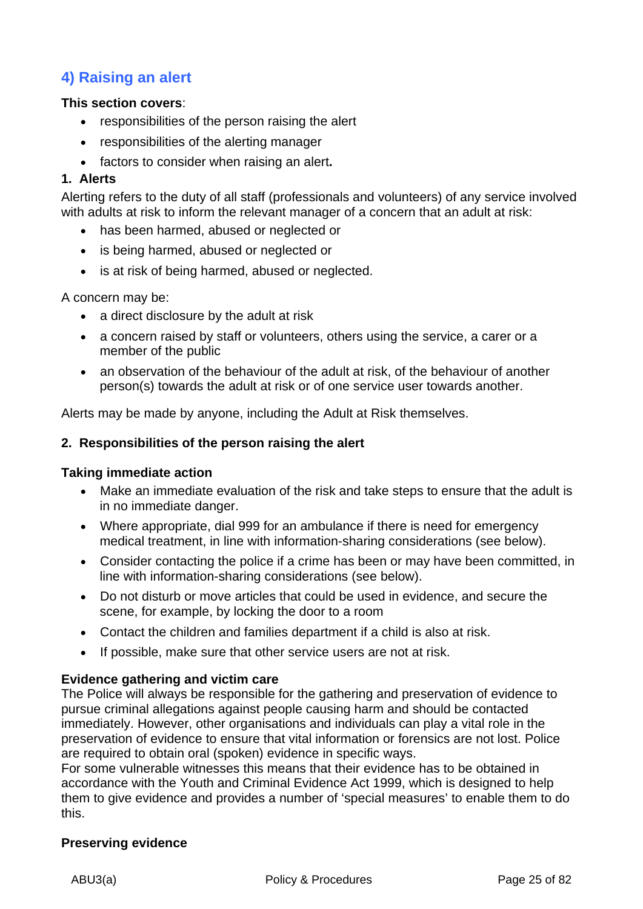## 4) Raising an alert

**This section covers**:

- responsibilities of the person raising the alert
- responsibilities of the alerting manager
- factors to consider when raising an alert**.**

### 1. Alerts

Alerting refers to the duty of all staff (professionals and volunteers) of any service involved with adults at risk to inform the relevant manager of a concern that an adult at risk:

- has been harmed, abused or neglected or
- is being harmed, abused or neglected or
- is at risk of being harmed, abused or neglected.

A concern may be:

- a direct disclosure by the adult at risk
- a concern raised by staff or volunteers, others using the service, a carer or a member of the public
- an observation of the behaviour of the adult at risk, of the behaviour of another person(s) towards the adult at risk or of one service user towards another.

Alerts may be made by anyone, including the Adult at Risk themselves.

### 2. Responsibilities of the person raising the alert

**Taking immediate action**

- Make an immediate evaluation of the risk and take steps to ensure that the adult is in no immediate danger.
- Where appropriate, dial 999 for an ambulance if there is need for emergency medical treatment, in line with information-sharing considerations (see below).
- Consider contacting the police if a crime has been or may have been committed, in line with information-sharing considerations (see below).
- Do not disturb or move articles that could be used in evidence, and secure the scene, for example, by locking the door to a room
- Contact the children and families department if a child is also at risk.
- If possible, make sure that other service users are not at risk.

**Evidence gathering and victim care**

The Police will always be responsible for the gathering and preservation of evidence to pursue criminal allegations against people causing harm and should be contacted immediately. However, other organisations and individuals can play a vital role in the preservation of evidence to ensure that vital information or forensics are not lost. Police are required to obtain oral (spoken) evidence in specific ways.

For some vulnerable witnesses this means that their evidence has to be obtained in accordance with the Youth and Criminal Evidence Act 1999, which is designed to help them to give evidence and provides a number of 'special measures' to enable them to do this.

**Preserving evidence**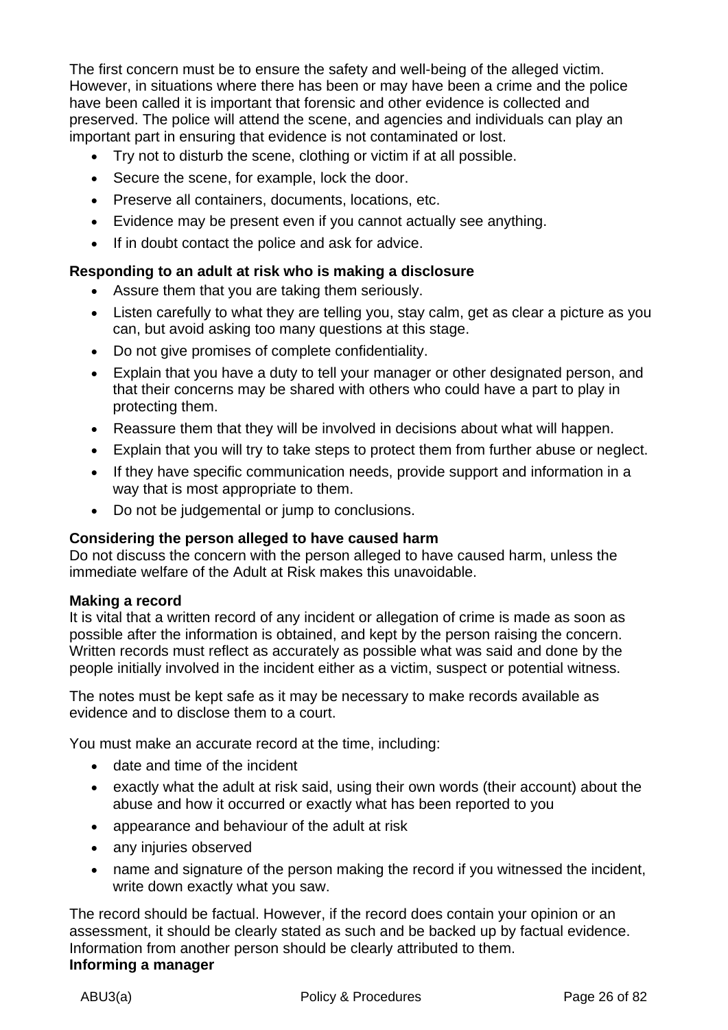The first concern must be to ensure the safety and well-being of the alleged victim. However, in situations where there has been or may have been a crime and the police have been called it is important that forensic and other evidence is collected and preserved. The police will attend the scene, and agencies and individuals can play an important part in ensuring that evidence is not contaminated or lost.

- Try not to disturb the scene, clothing or victim if at all possible.
- Secure the scene, for example, lock the door.
- Preserve all containers, documents, locations, etc.
- Evidence may be present even if you cannot actually see anything.
- If in doubt contact the police and ask for advice.

**Responding to an adult at risk who is making a disclosure**

- Assure them that you are taking them seriously.
- Listen carefully to what they are telling you, stay calm, get as clear a picture as you can, but avoid asking too many questions at this stage.
- Do not give promises of complete confidentiality.
- Explain that you have a duty to tell your manager or other designated person, and that their concerns may be shared with others who could have a part to play in protecting them.
- Reassure them that they will be involved in decisions about what will happen.
- Explain that you will try to take steps to protect them from further abuse or neglect.
- If they have specific communication needs, provide support and information in a way that is most appropriate to them.
- Do not be judgemental or jump to conclusions.

**Considering the person alleged to have caused harm**

Do not discuss the concern with the person alleged to have caused harm, unless the immediate welfare of the Adult at Risk makes this unavoidable.

**Making a record**

It is vital that a written record of any incident or allegation of crime is made as soon as possible after the information is obtained, and kept by the person raising the concern. Written records must reflect as accurately as possible what was said and done by the people initially involved in the incident either as a victim, suspect or potential witness.

The notes must be kept safe as it may be necessary to make records available as evidence and to disclose them to a court.

You must make an accurate record at the time, including:

- date and time of the incident
- exactly what the adult at risk said, using their own words (their account) about the abuse and how it occurred or exactly what has been reported to you
- appearance and behaviour of the adult at risk
- any injuries observed
- name and signature of the person making the record if you witnessed the incident, write down exactly what you saw.

The record should be factual. However, if the record does contain your opinion or an assessment, it should be clearly stated as such and be backed up by factual evidence. Information from another person should be clearly attributed to them.

**Informing a manager**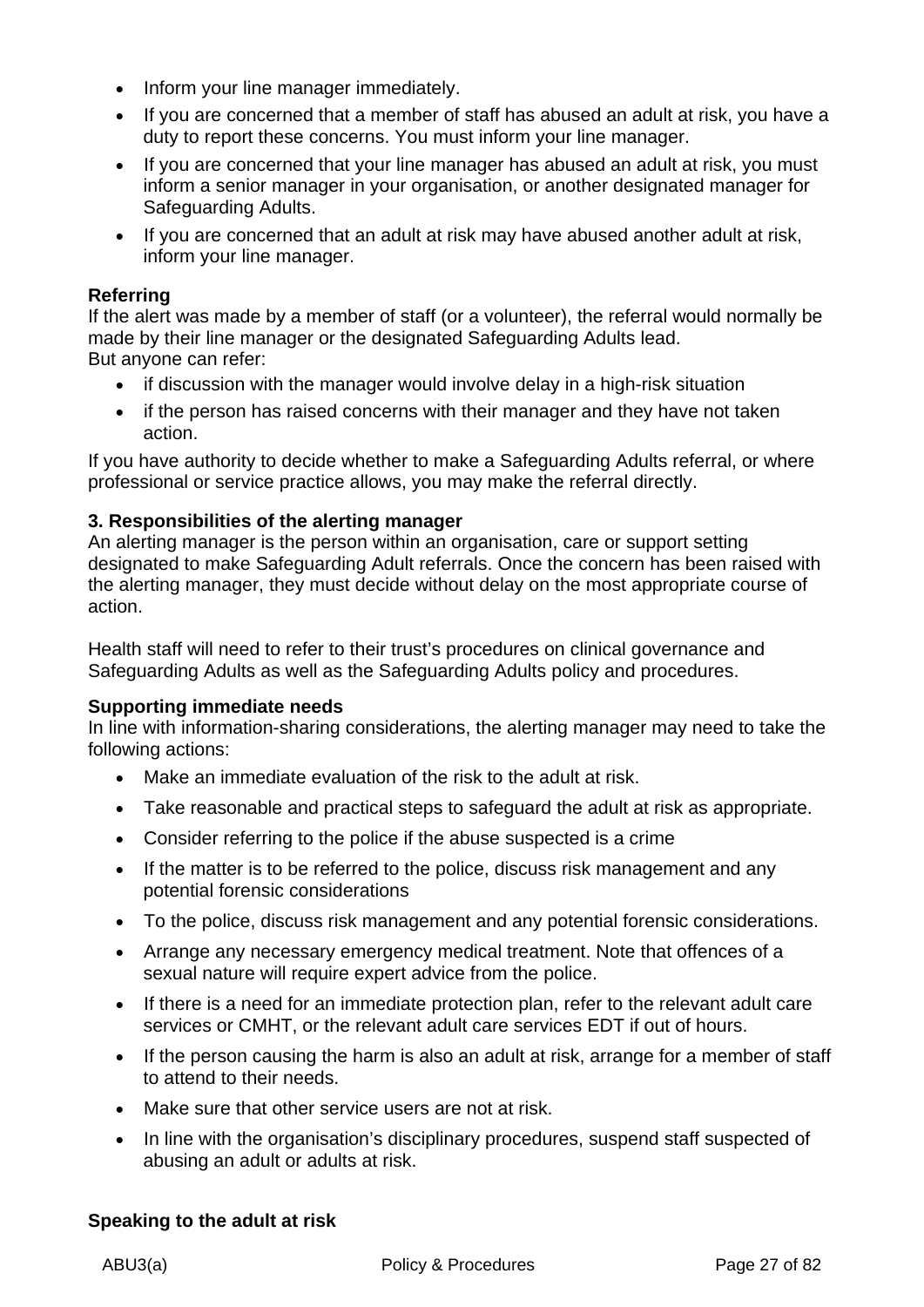- Inform your line manager immediately.
- If you are concerned that a member of staff has abused an adult at risk, you have a duty to report these concerns. You must inform your line manager.
- If you are concerned that your line manager has abused an adult at risk, you must inform a senior manager in your organisation, or another designated manager for Safeguarding Adults.
- If you are concerned that an adult at risk may have abused another adult at risk, inform your line manager.

**Referring**
If the alert was made by a member of staff (or a volunteer), the referral would normally be made by their line manager or the designated Safeguarding Adults lead.
But anyone can refer:

- if discussion with the manager would involve delay in a high-risk situation
- if the person has raised concerns with their manager and they have not taken action.

If you have authority to decide whether to make a Safeguarding Adults referral, or where professional or service practice allows, you may make the referral directly.

**3. Responsibilities of the alerting manager**
An alerting manager is the person within an organisation, care or support setting designated to make Safeguarding Adult referrals. Once the concern has been raised with the alerting manager, they must decide without delay on the most appropriate course of action.

Health staff will need to refer to their trust's procedures on clinical governance and Safeguarding Adults as well as the Safeguarding Adults policy and procedures.

**Supporting immediate needs**
In line with information-sharing considerations, the alerting manager may need to take the following actions:

- Make an immediate evaluation of the risk to the adult at risk.
- Take reasonable and practical steps to safeguard the adult at risk as appropriate.
- Consider referring to the police if the abuse suspected is a crime
- If the matter is to be referred to the police, discuss risk management and any potential forensic considerations
- To the police, discuss risk management and any potential forensic considerations.
- Arrange any necessary emergency medical treatment. Note that offences of a sexual nature will require expert advice from the police.
- If there is a need for an immediate protection plan, refer to the relevant adult care services or CMHT, or the relevant adult care services EDT if out of hours.
- If the person causing the harm is also an adult at risk, arrange for a member of staff to attend to their needs.
- Make sure that other service users are not at risk.
- In line with the organisation's disciplinary procedures, suspend staff suspected of abusing an adult or adults at risk.

**Speaking to the adult at risk**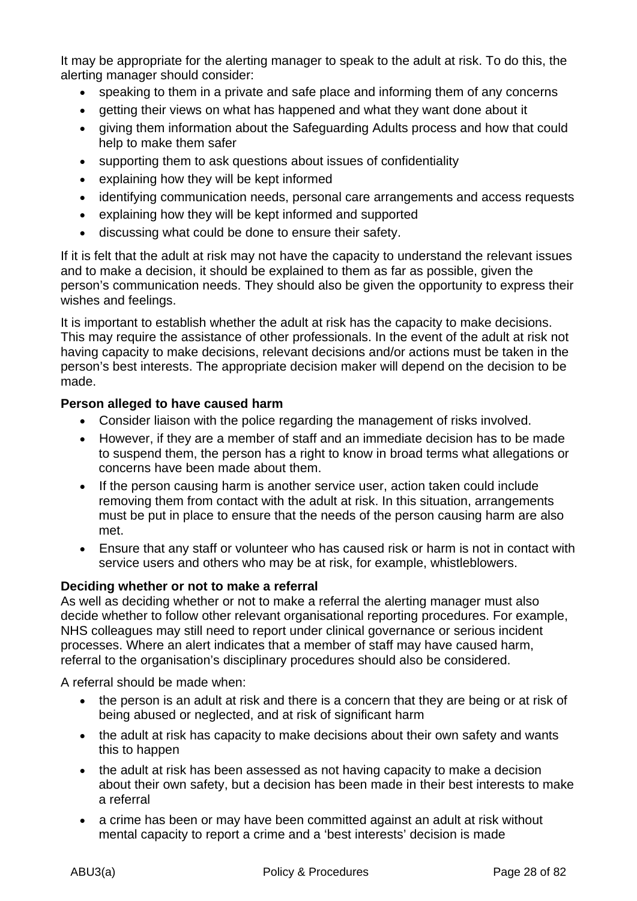It may be appropriate for the alerting manager to speak to the adult at risk. To do this, the alerting manager should consider:

- speaking to them in a private and safe place and informing them of any concerns
- getting their views on what has happened and what they want done about it
- giving them information about the Safeguarding Adults process and how that could help to make them safer
- supporting them to ask questions about issues of confidentiality
- explaining how they will be kept informed
- identifying communication needs, personal care arrangements and access requests
- explaining how they will be kept informed and supported
- discussing what could be done to ensure their safety.

If it is felt that the adult at risk may not have the capacity to understand the relevant issues and to make a decision, it should be explained to them as far as possible, given the person's communication needs. They should also be given the opportunity to express their wishes and feelings.

It is important to establish whether the adult at risk has the capacity to make decisions. This may require the assistance of other professionals. In the event of the adult at risk not having capacity to make decisions, relevant decisions and/or actions must be taken in the person's best interests. The appropriate decision maker will depend on the decision to be made.

**Person alleged to have caused harm**

- Consider liaison with the police regarding the management of risks involved.
- However, if they are a member of staff and an immediate decision has to be made to suspend them, the person has a right to know in broad terms what allegations or concerns have been made about them.
- If the person causing harm is another service user, action taken could include removing them from contact with the adult at risk. In this situation, arrangements must be put in place to ensure that the needs of the person causing harm are also met.
- Ensure that any staff or volunteer who has caused risk or harm is not in contact with service users and others who may be at risk, for example, whistleblowers.

**Deciding whether or not to make a referral**

As well as deciding whether or not to make a referral the alerting manager must also decide whether to follow other relevant organisational reporting procedures. For example, NHS colleagues may still need to report under clinical governance or serious incident processes. Where an alert indicates that a member of staff may have caused harm, referral to the organisation's disciplinary procedures should also be considered.

A referral should be made when:

- the person is an adult at risk and there is a concern that they are being or at risk of being abused or neglected, and at risk of significant harm
- the adult at risk has capacity to make decisions about their own safety and wants this to happen
- the adult at risk has been assessed as not having capacity to make a decision about their own safety, but a decision has been made in their best interests to make a referral
- a crime has been or may have been committed against an adult at risk without mental capacity to report a crime and a 'best interests' decision is made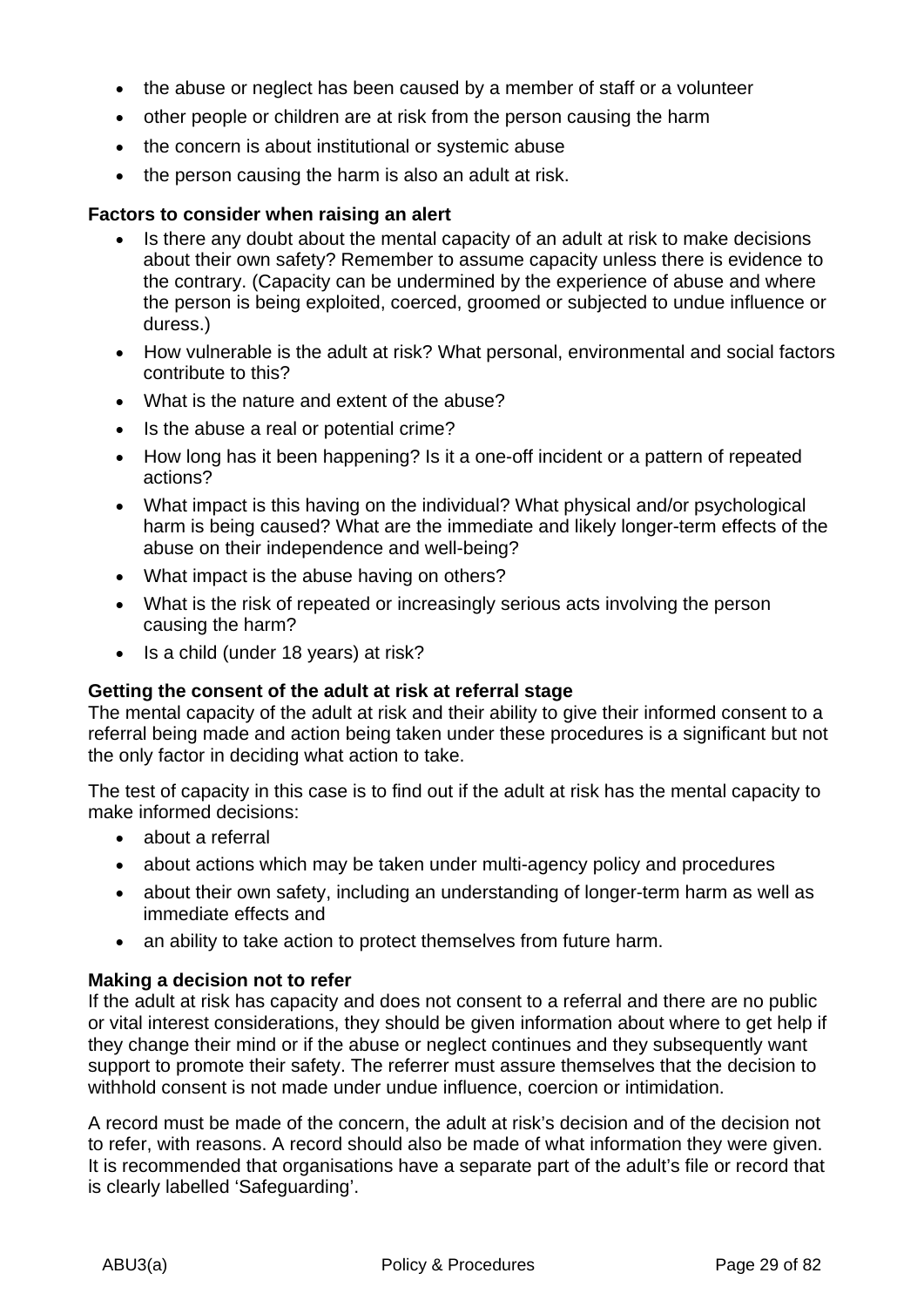- the abuse or neglect has been caused by a member of staff or a volunteer
- other people or children are at risk from the person causing the harm
- the concern is about institutional or systemic abuse
- the person causing the harm is also an adult at risk.

**Factors to consider when raising an alert**

- Is there any doubt about the mental capacity of an adult at risk to make decisions about their own safety? Remember to assume capacity unless there is evidence to the contrary. (Capacity can be undermined by the experience of abuse and where the person is being exploited, coerced, groomed or subjected to undue influence or duress.)
- How vulnerable is the adult at risk? What personal, environmental and social factors contribute to this?
- What is the nature and extent of the abuse?
- Is the abuse a real or potential crime?
- How long has it been happening? Is it a one-off incident or a pattern of repeated actions?
- What impact is this having on the individual? What physical and/or psychological harm is being caused? What are the immediate and likely longer-term effects of the abuse on their independence and well-being?
- What impact is the abuse having on others?
- What is the risk of repeated or increasingly serious acts involving the person causing the harm?
- Is a child (under 18 years) at risk?

**Getting the consent of the adult at risk at referral stage**

The mental capacity of the adult at risk and their ability to give their informed consent to a referral being made and action being taken under these procedures is a significant but not the only factor in deciding what action to take.

The test of capacity in this case is to find out if the adult at risk has the mental capacity to make informed decisions:

- about a referral
- about actions which may be taken under multi-agency policy and procedures
- about their own safety, including an understanding of longer-term harm as well as immediate effects and
- an ability to take action to protect themselves from future harm.

**Making a decision not to refer**

If the adult at risk has capacity and does not consent to a referral and there are no public or vital interest considerations, they should be given information about where to get help if they change their mind or if the abuse or neglect continues and they subsequently want support to promote their safety. The referrer must assure themselves that the decision to withhold consent is not made under undue influence, coercion or intimidation.

A record must be made of the concern, the adult at risk's decision and of the decision not to refer, with reasons. A record should also be made of what information they were given. It is recommended that organisations have a separate part of the adult's file or record that is clearly labelled 'Safeguarding'.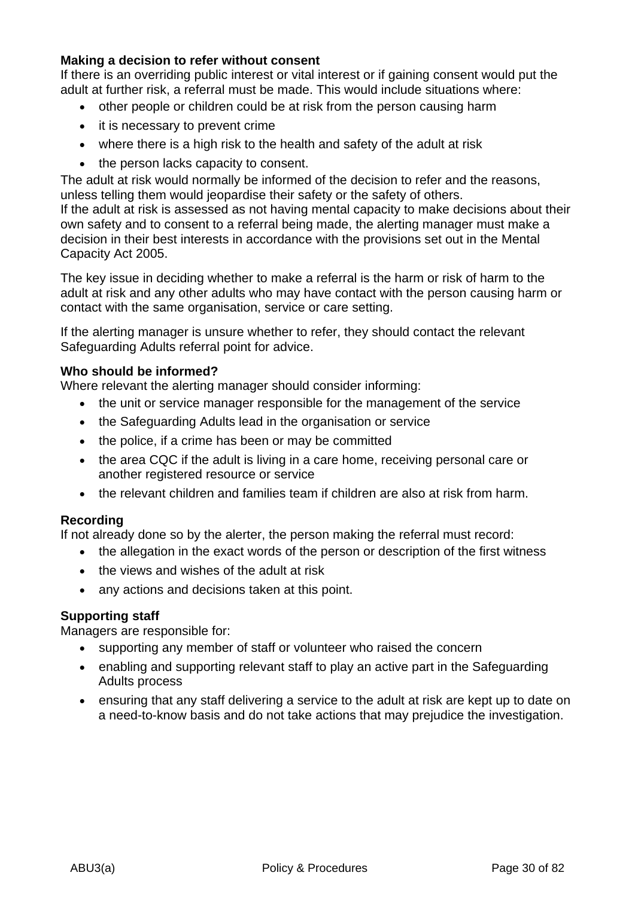**Making a decision to refer without consent**

If there is an overriding public interest or vital interest or if gaining consent would put the adult at further risk, a referral must be made. This would include situations where:

- other people or children could be at risk from the person causing harm
- it is necessary to prevent crime
- where there is a high risk to the health and safety of the adult at risk
- the person lacks capacity to consent.

The adult at risk would normally be informed of the decision to refer and the reasons, unless telling them would jeopardise their safety or the safety of others.

If the adult at risk is assessed as not having mental capacity to make decisions about their own safety and to consent to a referral being made, the alerting manager must make a decision in their best interests in accordance with the provisions set out in the Mental Capacity Act 2005.

The key issue in deciding whether to make a referral is the harm or risk of harm to the adult at risk and any other adults who may have contact with the person causing harm or contact with the same organisation, service or care setting.

If the alerting manager is unsure whether to refer, they should contact the relevant Safeguarding Adults referral point for advice.

**Who should be informed?**

Where relevant the alerting manager should consider informing:

- the unit or service manager responsible for the management of the service
- the Safeguarding Adults lead in the organisation or service
- the police, if a crime has been or may be committed
- the area CQC if the adult is living in a care home, receiving personal care or another registered resource or service
- the relevant children and families team if children are also at risk from harm.

**Recording**

If not already done so by the alerter, the person making the referral must record:

- the allegation in the exact words of the person or description of the first witness
- the views and wishes of the adult at risk
- any actions and decisions taken at this point.

**Supporting staff**

Managers are responsible for:

- supporting any member of staff or volunteer who raised the concern
- enabling and supporting relevant staff to play an active part in the Safeguarding Adults process
- ensuring that any staff delivering a service to the adult at risk are kept up to date on a need-to-know basis and do not take actions that may prejudice the investigation.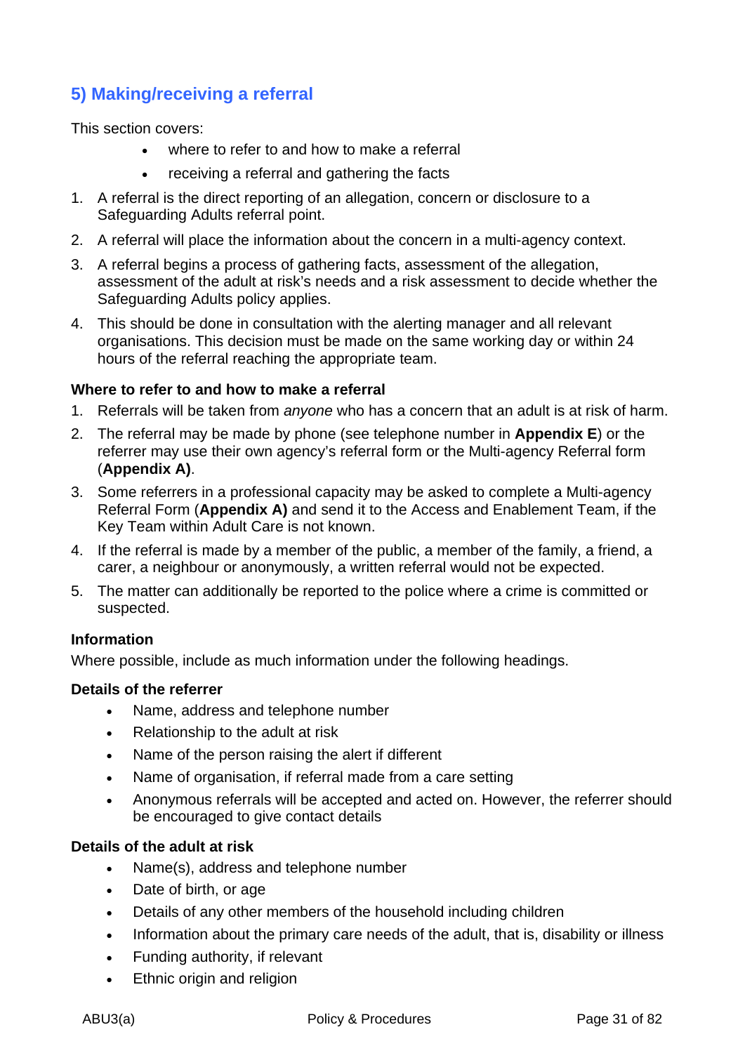## 5) Making/receiving a referral

This section covers:

- where to refer to and how to make a referral
- receiving a referral and gathering the facts

1. A referral is the direct reporting of an allegation, concern or disclosure to a Safeguarding Adults referral point.
2. A referral will place the information about the concern in a multi-agency context.
3. A referral begins a process of gathering facts, assessment of the allegation, assessment of the adult at risk's needs and a risk assessment to decide whether the Safeguarding Adults policy applies.
4. This should be done in consultation with the alerting manager and all relevant organisations. This decision must be made on the same working day or within 24 hours of the referral reaching the appropriate team.

### Where to refer to and how to make a referral

1. Referrals will be taken from *anyone* who has a concern that an adult is at risk of harm.
2. The referral may be made by phone (see telephone number in **Appendix E**) or the referrer may use their own agency's referral form or the Multi-agency Referral form (**Appendix A)**.
3. Some referrers in a professional capacity may be asked to complete a Multi-agency Referral Form (**Appendix A)** and send it to the Access and Enablement Team, if the Key Team within Adult Care is not known.
4. If the referral is made by a member of the public, a member of the family, a friend, a carer, a neighbour or anonymously, a written referral would not be expected.
5. The matter can additionally be reported to the police where a crime is committed or suspected.

### Information

Where possible, include as much information under the following headings.

### Details of the referrer

- Name, address and telephone number
- Relationship to the adult at risk
- Name of the person raising the alert if different
- Name of organisation, if referral made from a care setting
- Anonymous referrals will be accepted and acted on. However, the referrer should be encouraged to give contact details

### Details of the adult at risk

- Name(s), address and telephone number
- Date of birth, or age
- Details of any other members of the household including children
- Information about the primary care needs of the adult, that is, disability or illness
- Funding authority, if relevant
- Ethnic origin and religion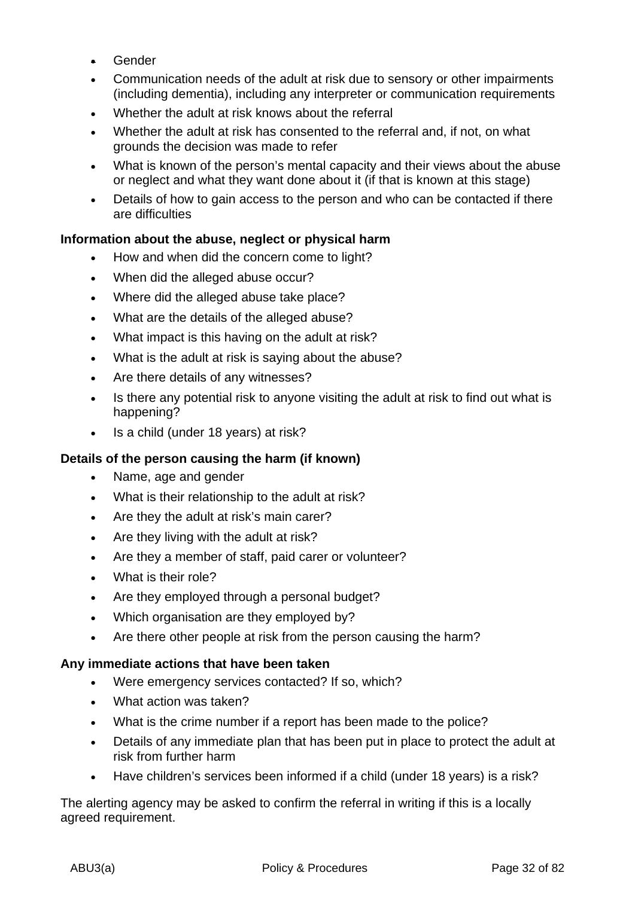- Gender
- Communication needs of the adult at risk due to sensory or other impairments (including dementia), including any interpreter or communication requirements
- Whether the adult at risk knows about the referral
- Whether the adult at risk has consented to the referral and, if not, on what grounds the decision was made to refer
- What is known of the person's mental capacity and their views about the abuse or neglect and what they want done about it (if that is known at this stage)
- Details of how to gain access to the person and who can be contacted if there are difficulties

**Information about the abuse, neglect or physical harm**

- How and when did the concern come to light?
- When did the alleged abuse occur?
- Where did the alleged abuse take place?
- What are the details of the alleged abuse?
- What impact is this having on the adult at risk?
- What is the adult at risk is saying about the abuse?
- Are there details of any witnesses?
- Is there any potential risk to anyone visiting the adult at risk to find out what is happening?
- Is a child (under 18 years) at risk?

**Details of the person causing the harm (if known)**

- Name, age and gender
- What is their relationship to the adult at risk?
- Are they the adult at risk's main carer?
- Are they living with the adult at risk?
- Are they a member of staff, paid carer or volunteer?
- What is their role?
- Are they employed through a personal budget?
- Which organisation are they employed by?
- Are there other people at risk from the person causing the harm?

**Any immediate actions that have been taken**

- Were emergency services contacted? If so, which?
- What action was taken?
- What is the crime number if a report has been made to the police?
- Details of any immediate plan that has been put in place to protect the adult at risk from further harm
- Have children's services been informed if a child (under 18 years) is a risk?

The alerting agency may be asked to confirm the referral in writing if this is a locally agreed requirement.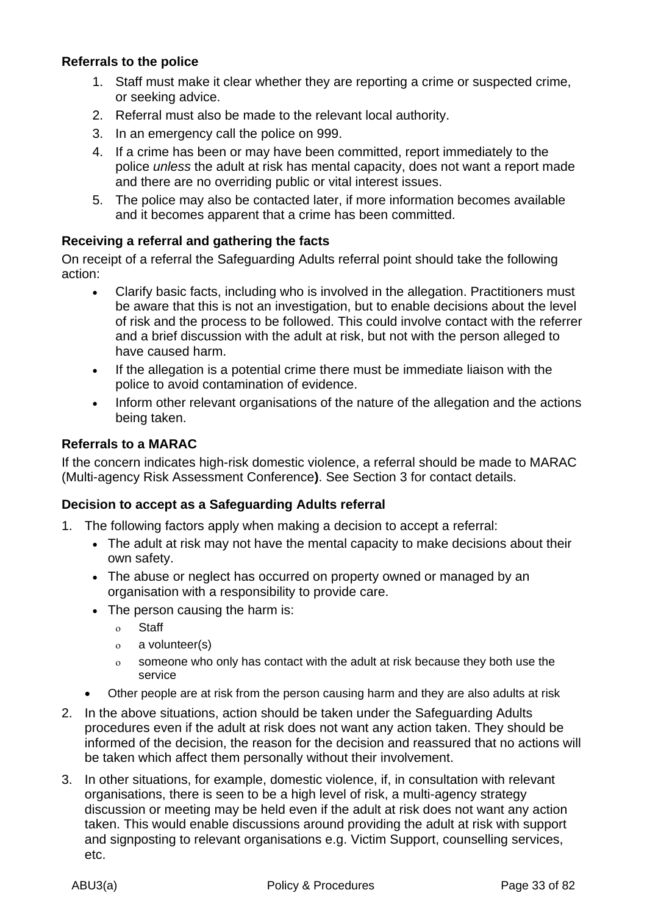**Referrals to the police**

1. Staff must make it clear whether they are reporting a crime or suspected crime, or seeking advice.
2. Referral must also be made to the relevant local authority.
3. In an emergency call the police on 999.
4. If a crime has been or may have been committed, report immediately to the police *unless* the adult at risk has mental capacity, does not want a report made and there are no overriding public or vital interest issues.
5. The police may also be contacted later, if more information becomes available and it becomes apparent that a crime has been committed.

**Receiving a referral and gathering the facts**

On receipt of a referral the Safeguarding Adults referral point should take the following action:

- Clarify basic facts, including who is involved in the allegation. Practitioners must be aware that this is not an investigation, but to enable decisions about the level of risk and the process to be followed. This could involve contact with the referrer and a brief discussion with the adult at risk, but not with the person alleged to have caused harm.
- If the allegation is a potential crime there must be immediate liaison with the police to avoid contamination of evidence.
- Inform other relevant organisations of the nature of the allegation and the actions being taken.

**Referrals to a MARAC**

If the concern indicates high-risk domestic violence, a referral should be made to MARAC (Multi-agency Risk Assessment Conference**)**. See Section 3 for contact details.

**Decision to accept as a Safeguarding Adults referral**

1. The following factors apply when making a decision to accept a referral:
   - The adult at risk may not have the mental capacity to make decisions about their own safety.
   - The abuse or neglect has occurred on property owned or managed by an organisation with a responsibility to provide care.
   - The person causing the harm is:
     - Staff
     - a volunteer(s)
     - someone who only has contact with the adult at risk because they both use the service
   - Other people are at risk from the person causing harm and they are also adults at risk
2. In the above situations, action should be taken under the Safeguarding Adults procedures even if the adult at risk does not want any action taken. They should be informed of the decision, the reason for the decision and reassured that no actions will be taken which affect them personally without their involvement.
3. In other situations, for example, domestic violence, if, in consultation with relevant organisations, there is seen to be a high level of risk, a multi-agency strategy discussion or meeting may be held even if the adult at risk does not want any action taken. This would enable discussions around providing the adult at risk with support and signposting to relevant organisations e.g. Victim Support, counselling services, etc.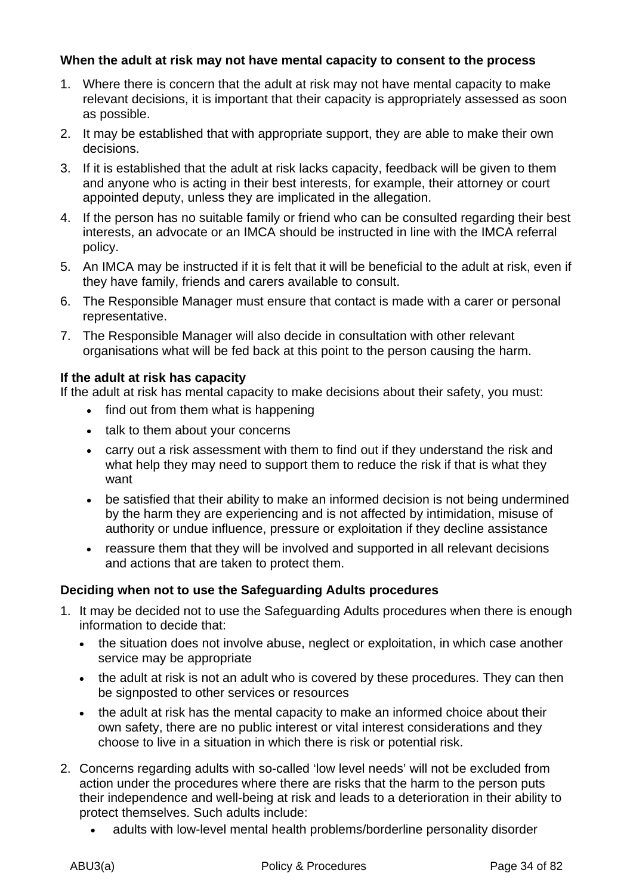**When the adult at risk may not have mental capacity to consent to the process**

1. Where there is concern that the adult at risk may not have mental capacity to make relevant decisions, it is important that their capacity is appropriately assessed as soon as possible.
2. It may be established that with appropriate support, they are able to make their own decisions.
3. If it is established that the adult at risk lacks capacity, feedback will be given to them and anyone who is acting in their best interests, for example, their attorney or court appointed deputy, unless they are implicated in the allegation.
4. If the person has no suitable family or friend who can be consulted regarding their best interests, an advocate or an IMCA should be instructed in line with the IMCA referral policy.
5. An IMCA may be instructed if it is felt that it will be beneficial to the adult at risk, even if they have family, friends and carers available to consult.
6. The Responsible Manager must ensure that contact is made with a carer or personal representative.
7. The Responsible Manager will also decide in consultation with other relevant organisations what will be fed back at this point to the person causing the harm.

**If the adult at risk has capacity**

If the adult at risk has mental capacity to make decisions about their safety, you must:

- find out from them what is happening
- talk to them about your concerns
- carry out a risk assessment with them to find out if they understand the risk and what help they may need to support them to reduce the risk if that is what they want
- be satisfied that their ability to make an informed decision is not being undermined by the harm they are experiencing and is not affected by intimidation, misuse of authority or undue influence, pressure or exploitation if they decline assistance
- reassure them that they will be involved and supported in all relevant decisions and actions that are taken to protect them.

**Deciding when not to use the Safeguarding Adults procedures**

1. It may be decided not to use the Safeguarding Adults procedures when there is enough information to decide that:
   - the situation does not involve abuse, neglect or exploitation, in which case another service may be appropriate
   - the adult at risk is not an adult who is covered by these procedures. They can then be signposted to other services or resources
   - the adult at risk has the mental capacity to make an informed choice about their own safety, there are no public interest or vital interest considerations and they choose to live in a situation in which there is risk or potential risk.
2. Concerns regarding adults with so-called 'low level needs' will not be excluded from action under the procedures where there are risks that the harm to the person puts their independence and well-being at risk and leads to a deterioration in their ability to protect themselves. Such adults include:
   - adults with low-level mental health problems/borderline personality disorder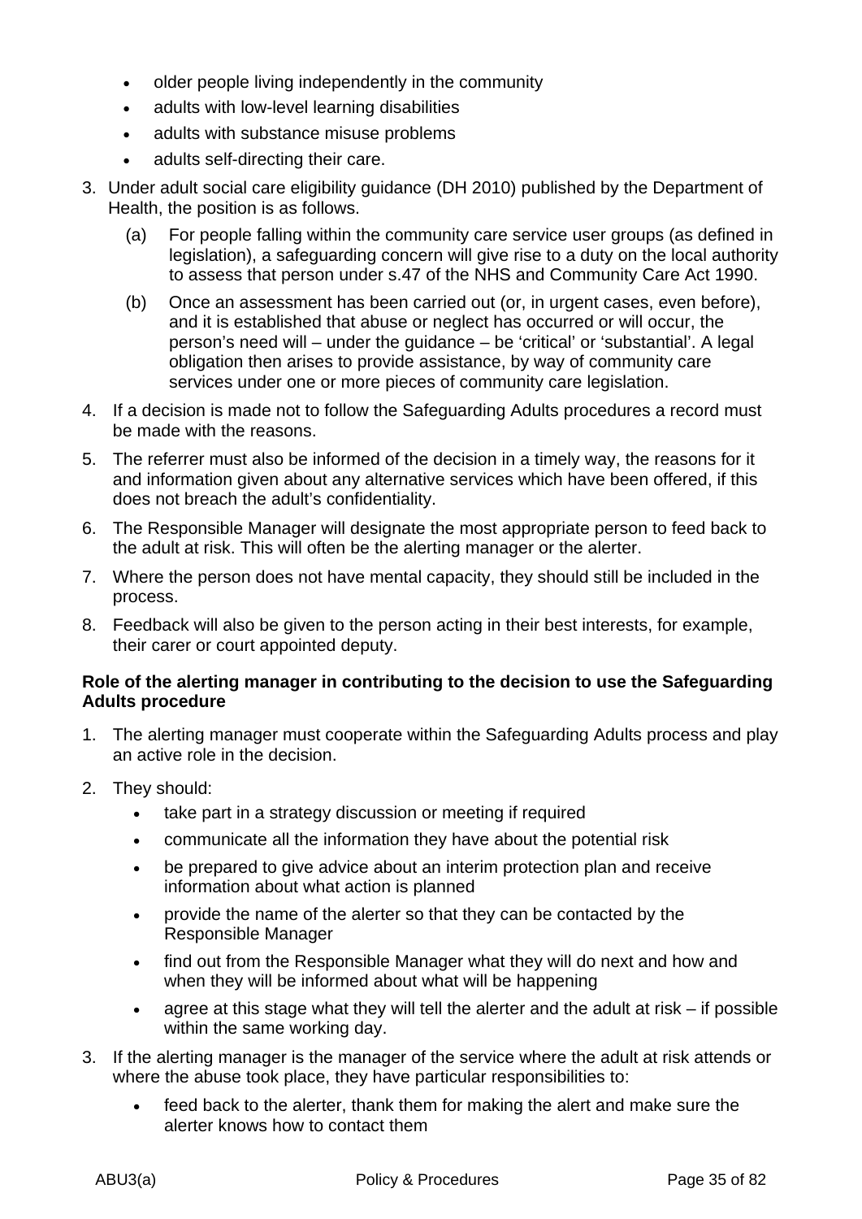- older people living independently in the community
- adults with low-level learning disabilities
- adults with substance misuse problems
- adults self-directing their care.

3. Under adult social care eligibility guidance (DH 2010) published by the Department of Health, the position is as follows.

   (a) For people falling within the community care service user groups (as defined in legislation), a safeguarding concern will give rise to a duty on the local authority to assess that person under s.47 of the NHS and Community Care Act 1990.

   (b) Once an assessment has been carried out (or, in urgent cases, even before), and it is established that abuse or neglect has occurred or will occur, the person's need will – under the guidance – be 'critical' or 'substantial'. A legal obligation then arises to provide assistance, by way of community care services under one or more pieces of community care legislation.

4. If a decision is made not to follow the Safeguarding Adults procedures a record must be made with the reasons.
5. The referrer must also be informed of the decision in a timely way, the reasons for it and information given about any alternative services which have been offered, if this does not breach the adult's confidentiality.
6. The Responsible Manager will designate the most appropriate person to feed back to the adult at risk. This will often be the alerting manager or the alerter.
7. Where the person does not have mental capacity, they should still be included in the process.
8. Feedback will also be given to the person acting in their best interests, for example, their carer or court appointed deputy.

**Role of the alerting manager in contributing to the decision to use the Safeguarding Adults procedure**

1. The alerting manager must cooperate within the Safeguarding Adults process and play an active role in the decision.
2. They should:
   - take part in a strategy discussion or meeting if required
   - communicate all the information they have about the potential risk
   - be prepared to give advice about an interim protection plan and receive information about what action is planned
   - provide the name of the alerter so that they can be contacted by the Responsible Manager
   - find out from the Responsible Manager what they will do next and how and when they will be informed about what will be happening
   - agree at this stage what they will tell the alerter and the adult at risk – if possible within the same working day.
3. If the alerting manager is the manager of the service where the adult at risk attends or where the abuse took place, they have particular responsibilities to:
   - feed back to the alerter, thank them for making the alert and make sure the alerter knows how to contact them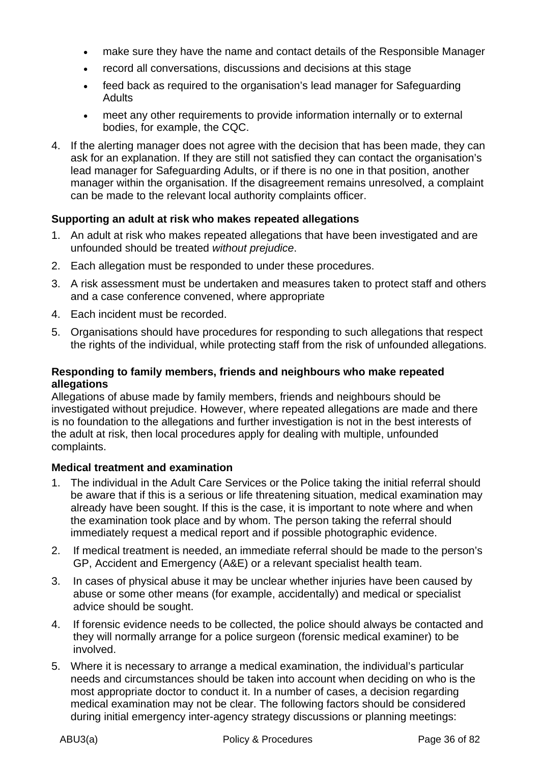- make sure they have the name and contact details of the Responsible Manager
- record all conversations, discussions and decisions at this stage
- feed back as required to the organisation's lead manager for Safeguarding Adults
- meet any other requirements to provide information internally or to external bodies, for example, the CQC.

4. If the alerting manager does not agree with the decision that has been made, they can ask for an explanation. If they are still not satisfied they can contact the organisation's lead manager for Safeguarding Adults, or if there is no one in that position, another manager within the organisation. If the disagreement remains unresolved, a complaint can be made to the relevant local authority complaints officer.

**Supporting an adult at risk who makes repeated allegations**

1. An adult at risk who makes repeated allegations that have been investigated and are unfounded should be treated *without prejudice*.
2. Each allegation must be responded to under these procedures.
3. A risk assessment must be undertaken and measures taken to protect staff and others and a case conference convened, where appropriate
4. Each incident must be recorded.
5. Organisations should have procedures for responding to such allegations that respect the rights of the individual, while protecting staff from the risk of unfounded allegations.

**Responding to family members, friends and neighbours who make repeated allegations**

Allegations of abuse made by family members, friends and neighbours should be investigated without prejudice. However, where repeated allegations are made and there is no foundation to the allegations and further investigation is not in the best interests of the adult at risk, then local procedures apply for dealing with multiple, unfounded complaints.

**Medical treatment and examination**

1. The individual in the Adult Care Services or the Police taking the initial referral should be aware that if this is a serious or life threatening situation, medical examination may already have been sought. If this is the case, it is important to note where and when the examination took place and by whom. The person taking the referral should immediately request a medical report and if possible photographic evidence.
2. If medical treatment is needed, an immediate referral should be made to the person's GP, Accident and Emergency (A&E) or a relevant specialist health team.
3. In cases of physical abuse it may be unclear whether injuries have been caused by abuse or some other means (for example, accidentally) and medical or specialist advice should be sought.
4. If forensic evidence needs to be collected, the police should always be contacted and they will normally arrange for a police surgeon (forensic medical examiner) to be involved.
5. Where it is necessary to arrange a medical examination, the individual's particular needs and circumstances should be taken into account when deciding on who is the most appropriate doctor to conduct it. In a number of cases, a decision regarding medical examination may not be clear. The following factors should be considered during initial emergency inter-agency strategy discussions or planning meetings: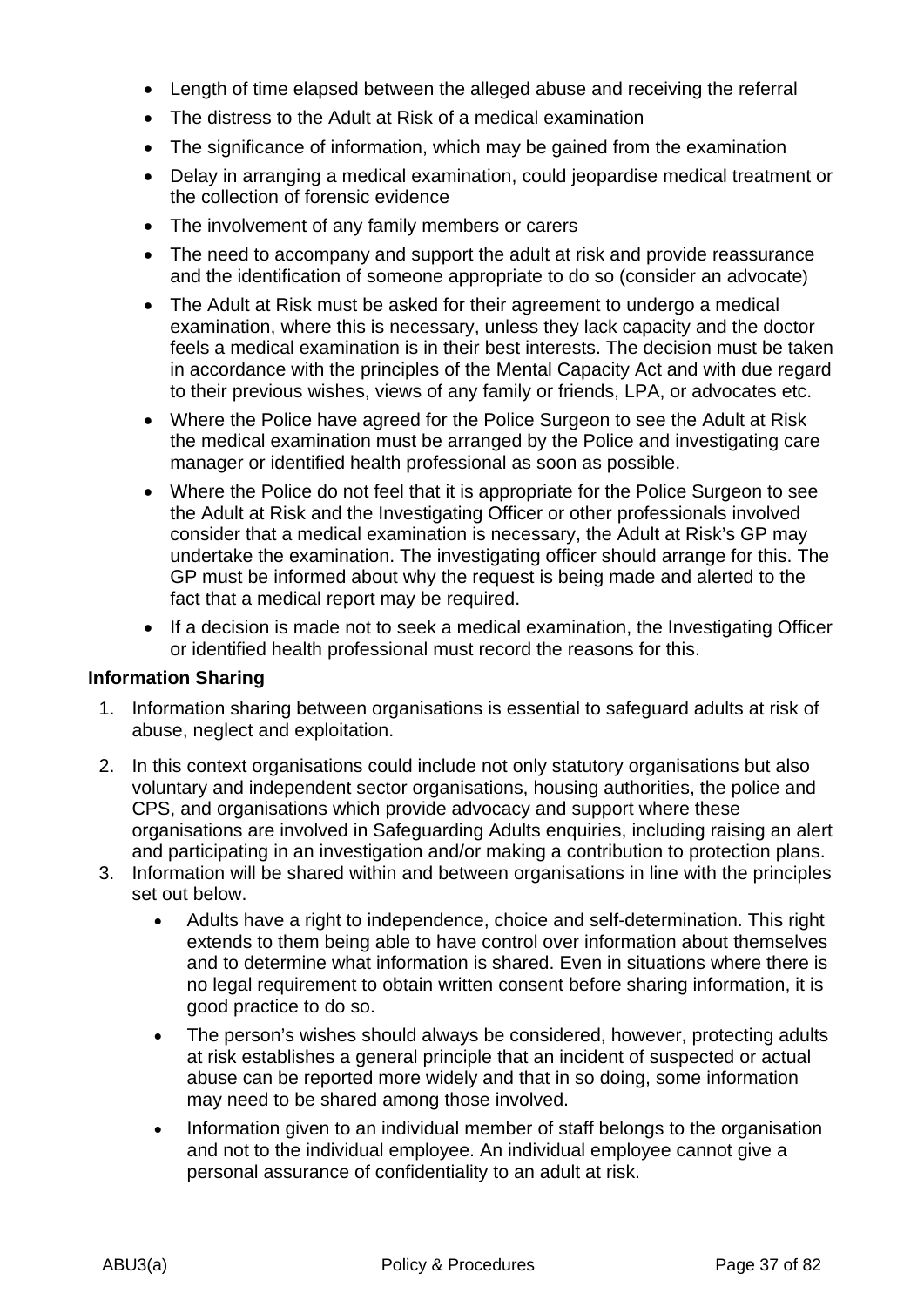- Length of time elapsed between the alleged abuse and receiving the referral
- The distress to the Adult at Risk of a medical examination
- The significance of information, which may be gained from the examination
- Delay in arranging a medical examination, could jeopardise medical treatment or the collection of forensic evidence
- The involvement of any family members or carers
- The need to accompany and support the adult at risk and provide reassurance and the identification of someone appropriate to do so (consider an advocate)
- The Adult at Risk must be asked for their agreement to undergo a medical examination, where this is necessary, unless they lack capacity and the doctor feels a medical examination is in their best interests. The decision must be taken in accordance with the principles of the Mental Capacity Act and with due regard to their previous wishes, views of any family or friends, LPA, or advocates etc.
- Where the Police have agreed for the Police Surgeon to see the Adult at Risk the medical examination must be arranged by the Police and investigating care manager or identified health professional as soon as possible.
- Where the Police do not feel that it is appropriate for the Police Surgeon to see the Adult at Risk and the Investigating Officer or other professionals involved consider that a medical examination is necessary, the Adult at Risk's GP may undertake the examination. The investigating officer should arrange for this. The GP must be informed about why the request is being made and alerted to the fact that a medical report may be required.
- If a decision is made not to seek a medical examination, the Investigating Officer or identified health professional must record the reasons for this.

**Information Sharing**

1. Information sharing between organisations is essential to safeguard adults at risk of abuse, neglect and exploitation.
2. In this context organisations could include not only statutory organisations but also voluntary and independent sector organisations, housing authorities, the police and CPS, and organisations which provide advocacy and support where these organisations are involved in Safeguarding Adults enquiries, including raising an alert and participating in an investigation and/or making a contribution to protection plans.
3. Information will be shared within and between organisations in line with the principles set out below.
    - Adults have a right to independence, choice and self-determination. This right extends to them being able to have control over information about themselves and to determine what information is shared. Even in situations where there is no legal requirement to obtain written consent before sharing information, it is good practice to do so.
    - The person's wishes should always be considered, however, protecting adults at risk establishes a general principle that an incident of suspected or actual abuse can be reported more widely and that in so doing, some information may need to be shared among those involved.
    - Information given to an individual member of staff belongs to the organisation and not to the individual employee. An individual employee cannot give a personal assurance of confidentiality to an adult at risk.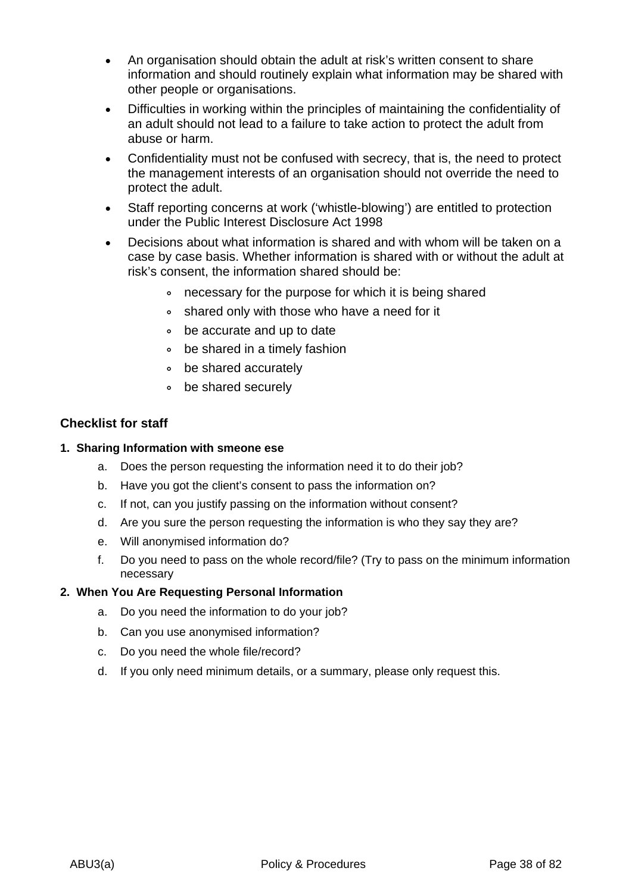- An organisation should obtain the adult at risk's written consent to share information and should routinely explain what information may be shared with other people or organisations.
- Difficulties in working within the principles of maintaining the confidentiality of an adult should not lead to a failure to take action to protect the adult from abuse or harm.
- Confidentiality must not be confused with secrecy, that is, the need to protect the management interests of an organisation should not override the need to protect the adult.
- Staff reporting concerns at work ('whistle-blowing') are entitled to protection under the Public Interest Disclosure Act 1998
- Decisions about what information is shared and with whom will be taken on a case by case basis. Whether information is shared with or without the adult at risk's consent, the information shared should be:
    - necessary for the purpose for which it is being shared
    - shared only with those who have a need for it
    - be accurate and up to date
    - be shared in a timely fashion
    - be shared accurately
    - be shared securely

### Checklist for staff

**1. Sharing Information with smeone ese**

a. Does the person requesting the information need it to do their job?
b. Have you got the client's consent to pass the information on?
c. If not, can you justify passing on the information without consent?
d. Are you sure the person requesting the information is who they say they are?
e. Will anonymised information do?
f. Do you need to pass on the whole record/file? (Try to pass on the minimum information necessary

**2. When You Are Requesting Personal Information**

a. Do you need the information to do your job?
b. Can you use anonymised information?
c. Do you need the whole file/record?
d. If you only need minimum details, or a summary, please only request this.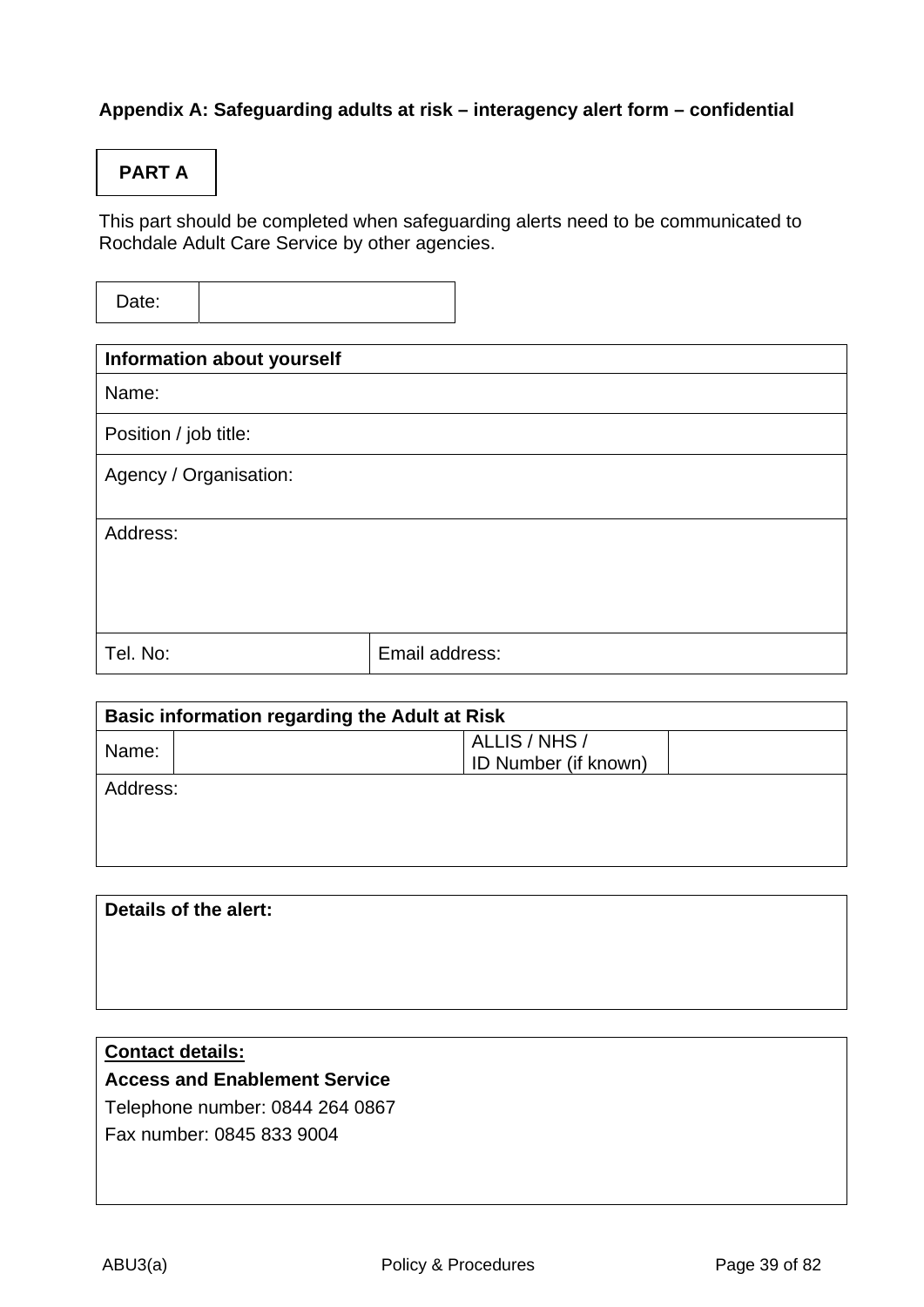**Appendix A: Safeguarding adults at risk – interagency alert form – confidential**

**PART A**

This part should be completed when safeguarding alerts need to be communicated to Rochdale Adult Care Service by other agencies.

| Date: | |
|---|---|

| **Information about yourself** | |
|---|---|
| Name: | |
| Position / job title: | |
| Agency / Organisation: | |
| Address: | |
| Tel. No: | Email address: |

| **Basic information regarding the Adult at Risk** | | | |
|---|---|---|---|
| Name: | | ALLIS / NHS / ID Number (if known) | |
| Address: | | | |

| **Details of the alert:** |
|---|
| |

| **<u>Contact details:</u>** |
|---|
| **Access and Enablement Service** |
| Telephone number: 0844 264 0867 |
| Fax number: 0845 833 9004 |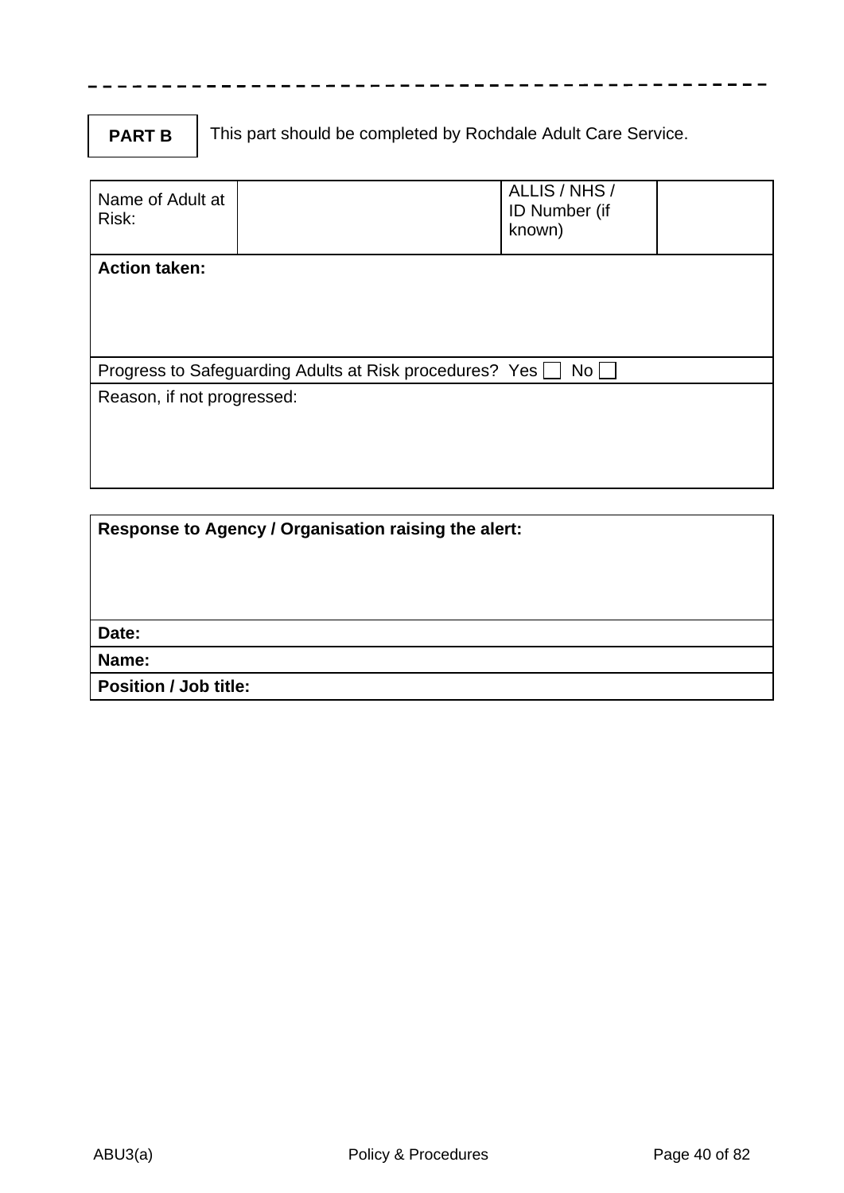**PART B** This part should be completed by Rochdale Adult Care Service.

| Name of Adult at Risk: | | ALLIS / NHS / ID Number (if known) | |
|---|---|---|---|
| **Action taken:** | | | |
| Progress to Safeguarding Adults at Risk procedures? Yes ☐ No ☐ | | | |
| Reason, if not progressed: | | | |

| **Response to Agency / Organisation raising the alert:** |
|---|
| **Date:** |
| **Name:** |
| **Position / Job title:** |

ABU3(a) Policy & Procedures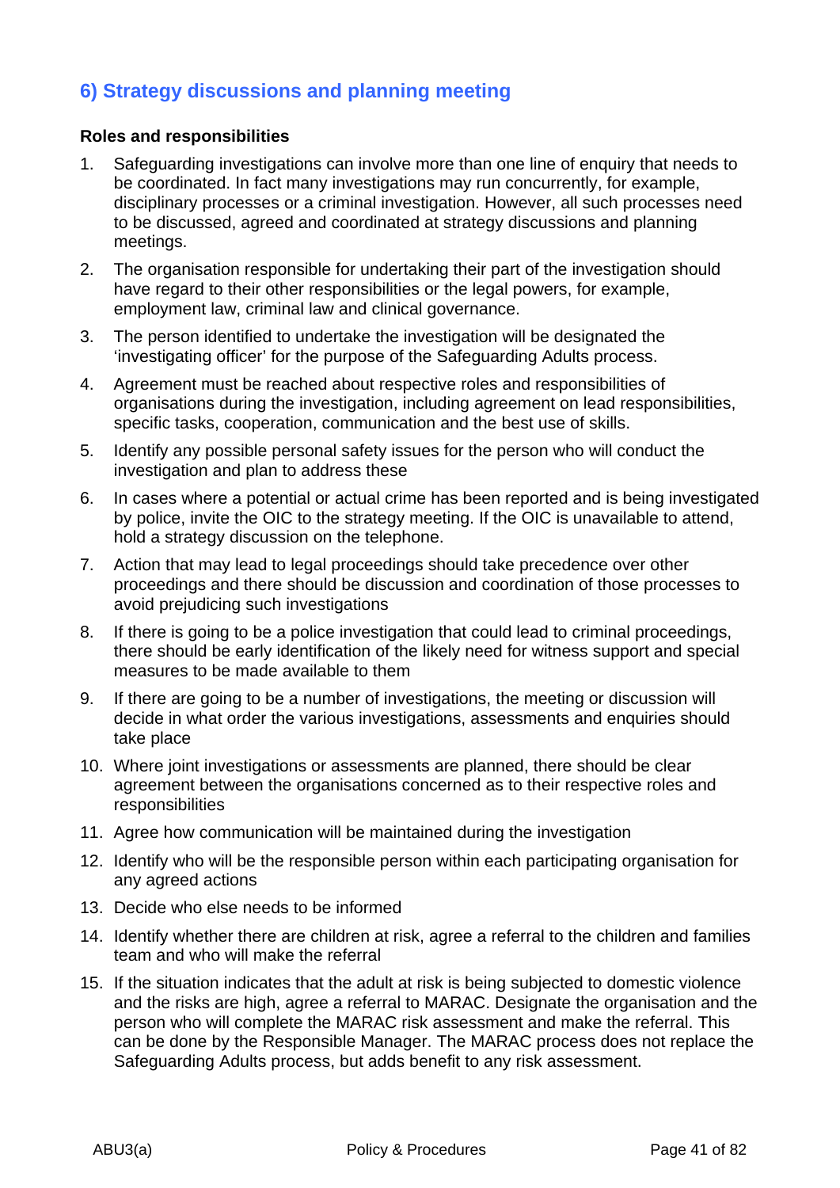## 6) Strategy discussions and planning meeting

**Roles and responsibilities**

1. Safeguarding investigations can involve more than one line of enquiry that needs to be coordinated. In fact many investigations may run concurrently, for example, disciplinary processes or a criminal investigation. However, all such processes need to be discussed, agreed and coordinated at strategy discussions and planning meetings.
2. The organisation responsible for undertaking their part of the investigation should have regard to their other responsibilities or the legal powers, for example, employment law, criminal law and clinical governance.
3. The person identified to undertake the investigation will be designated the 'investigating officer' for the purpose of the Safeguarding Adults process.
4. Agreement must be reached about respective roles and responsibilities of organisations during the investigation, including agreement on lead responsibilities, specific tasks, cooperation, communication and the best use of skills.
5. Identify any possible personal safety issues for the person who will conduct the investigation and plan to address these
6. In cases where a potential or actual crime has been reported and is being investigated by police, invite the OIC to the strategy meeting. If the OIC is unavailable to attend, hold a strategy discussion on the telephone.
7. Action that may lead to legal proceedings should take precedence over other proceedings and there should be discussion and coordination of those processes to avoid prejudicing such investigations
8. If there is going to be a police investigation that could lead to criminal proceedings, there should be early identification of the likely need for witness support and special measures to be made available to them
9. If there are going to be a number of investigations, the meeting or discussion will decide in what order the various investigations, assessments and enquiries should take place
10. Where joint investigations or assessments are planned, there should be clear agreement between the organisations concerned as to their respective roles and responsibilities
11. Agree how communication will be maintained during the investigation
12. Identify who will be the responsible person within each participating organisation for any agreed actions
13. Decide who else needs to be informed
14. Identify whether there are children at risk, agree a referral to the children and families team and who will make the referral
15. If the situation indicates that the adult at risk is being subjected to domestic violence and the risks are high, agree a referral to MARAC. Designate the organisation and the person who will complete the MARAC risk assessment and make the referral. This can be done by the Responsible Manager. The MARAC process does not replace the Safeguarding Adults process, but adds benefit to any risk assessment.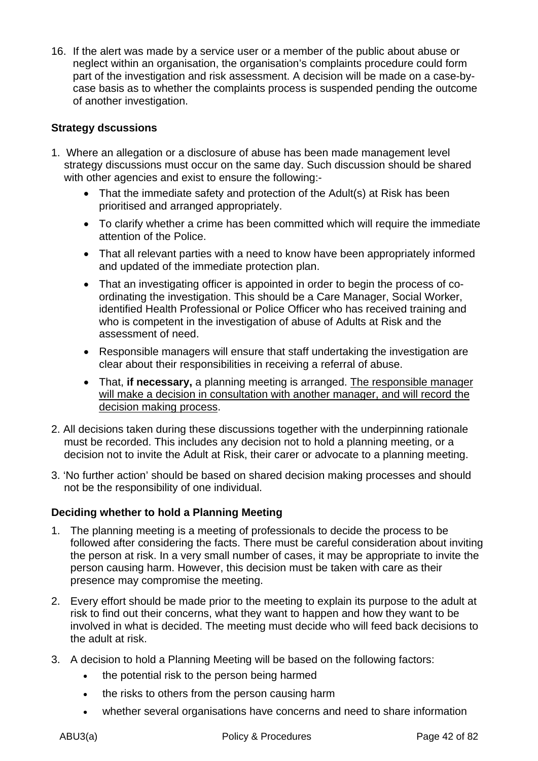16. If the alert was made by a service user or a member of the public about abuse or neglect within an organisation, the organisation's complaints procedure could form part of the investigation and risk assessment. A decision will be made on a case-by-case basis as to whether the complaints process is suspended pending the outcome of another investigation.

**Strategy dscussions**

1. Where an allegation or a disclosure of abuse has been made management level strategy discussions must occur on the same day. Such discussion should be shared with other agencies and exist to ensure the following:-
   - That the immediate safety and protection of the Adult(s) at Risk has been prioritised and arranged appropriately.
   - To clarify whether a crime has been committed which will require the immediate attention of the Police.
   - That all relevant parties with a need to know have been appropriately informed and updated of the immediate protection plan.
   - That an investigating officer is appointed in order to begin the process of co-ordinating the investigation. This should be a Care Manager, Social Worker, identified Health Professional or Police Officer who has received training and who is competent in the investigation of abuse of Adults at Risk and the assessment of need.
   - Responsible managers will ensure that staff undertaking the investigation are clear about their responsibilities in receiving a referral of abuse.
   - That, **if necessary,** a planning meeting is arranged. <u>The responsible manager will make a decision in consultation with another manager, and will record the decision making process</u>.
2. All decisions taken during these discussions together with the underpinning rationale must be recorded. This includes any decision not to hold a planning meeting, or a decision not to invite the Adult at Risk, their carer or advocate to a planning meeting.
3. 'No further action' should be based on shared decision making processes and should not be the responsibility of one individual.

**Deciding whether to hold a Planning Meeting**

1. The planning meeting is a meeting of professionals to decide the process to be followed after considering the facts. There must be careful consideration about inviting the person at risk. In a very small number of cases, it may be appropriate to invite the person causing harm. However, this decision must be taken with care as their presence may compromise the meeting.
2. Every effort should be made prior to the meeting to explain its purpose to the adult at risk to find out their concerns, what they want to happen and how they want to be involved in what is decided. The meeting must decide who will feed back decisions to the adult at risk.
3. A decision to hold a Planning Meeting will be based on the following factors:
   - the potential risk to the person being harmed
   - the risks to others from the person causing harm
   - whether several organisations have concerns and need to share information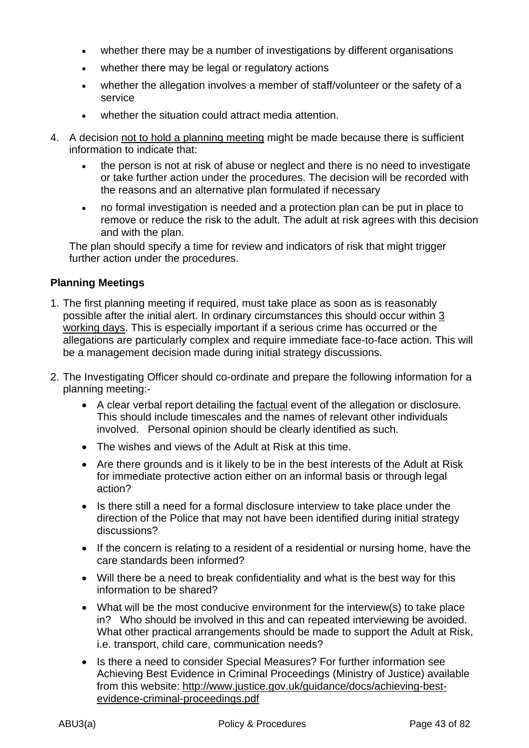- whether there may be a number of investigations by different organisations
- whether there may be legal or regulatory actions
- whether the allegation involves a member of staff/volunteer or the safety of a service
- whether the situation could attract media attention.

4. A decision not to hold a planning meeting might be made because there is sufficient information to indicate that:
   - the person is not at risk of abuse or neglect and there is no need to investigate or take further action under the procedures. The decision will be recorded with the reasons and an alternative plan formulated if necessary
   - no formal investigation is needed and a protection plan can be put in place to remove or reduce the risk to the adult. The adult at risk agrees with this decision and with the plan.

   The plan should specify a time for review and indicators of risk that might trigger further action under the procedures.

**Planning Meetings**

1. The first planning meeting if required, must take place as soon as is reasonably possible after the initial alert. In ordinary circumstances this should occur within 3 working days. This is especially important if a serious crime has occurred or the allegations are particularly complex and require immediate face-to-face action. This will be a management decision made during initial strategy discussions.

2. The Investigating Officer should co-ordinate and prepare the following information for a planning meeting:-
   - A clear verbal report detailing the factual event of the allegation or disclosure. This should include timescales and the names of relevant other individuals involved. Personal opinion should be clearly identified as such.
   - The wishes and views of the Adult at Risk at this time.
   - Are there grounds and is it likely to be in the best interests of the Adult at Risk for immediate protective action either on an informal basis or through legal action?
   - Is there still a need for a formal disclosure interview to take place under the direction of the Police that may not have been identified during initial strategy discussions?
   - If the concern is relating to a resident of a residential or nursing home, have the care standards been informed?
   - Will there be a need to break confidentiality and what is the best way for this information to be shared?
   - What will be the most conducive environment for the interview(s) to take place in? Who should be involved in this and can repeated interviewing be avoided. What other practical arrangements should be made to support the Adult at Risk, i.e. transport, child care, communication needs?
   - Is there a need to consider Special Measures? For further information see Achieving Best Evidence in Criminal Proceedings (Ministry of Justice) available from this website: http://www.justice.gov.uk/guidance/docs/achieving-best-evidence-criminal-proceedings.pdf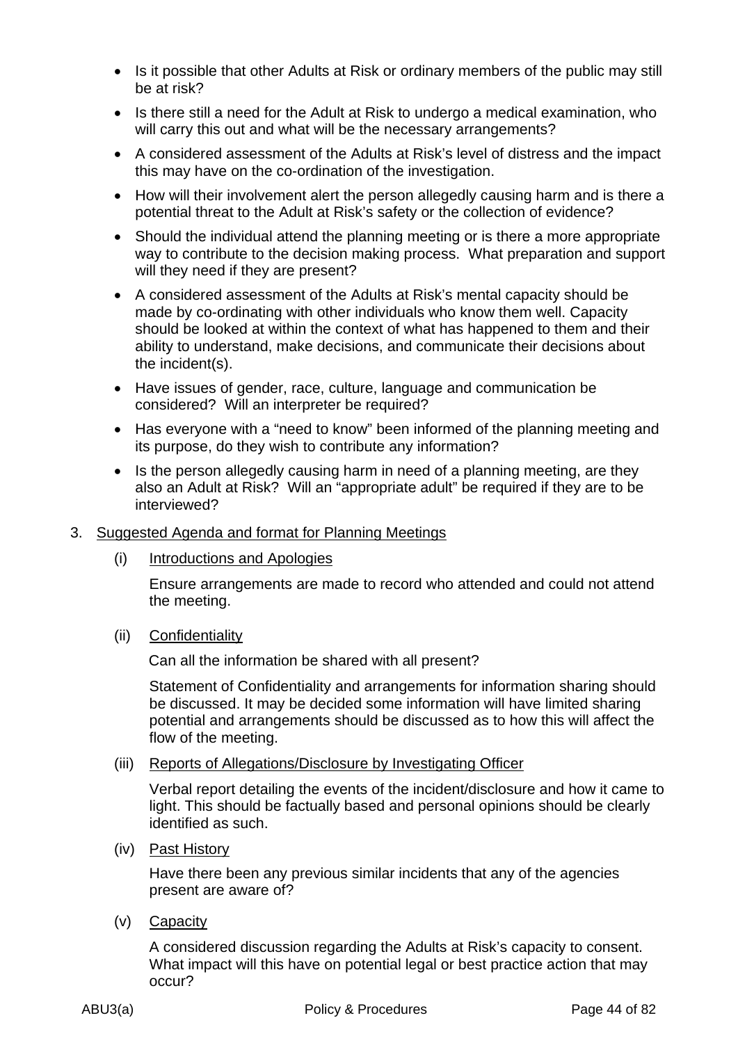- Is it possible that other Adults at Risk or ordinary members of the public may still be at risk?
- Is there still a need for the Adult at Risk to undergo a medical examination, who will carry this out and what will be the necessary arrangements?
- A considered assessment of the Adults at Risk's level of distress and the impact this may have on the co-ordination of the investigation.
- How will their involvement alert the person allegedly causing harm and is there a potential threat to the Adult at Risk's safety or the collection of evidence?
- Should the individual attend the planning meeting or is there a more appropriate way to contribute to the decision making process. What preparation and support will they need if they are present?
- A considered assessment of the Adults at Risk's mental capacity should be made by co-ordinating with other individuals who know them well. Capacity should be looked at within the context of what has happened to them and their ability to understand, make decisions, and communicate their decisions about the incident(s).
- Have issues of gender, race, culture, language and communication be considered? Will an interpreter be required?
- Has everyone with a "need to know" been informed of the planning meeting and its purpose, do they wish to contribute any information?
- Is the person allegedly causing harm in need of a planning meeting, are they also an Adult at Risk? Will an "appropriate adult" be required if they are to be interviewed?

3. Suggested Agenda and format for Planning Meetings

(i) Introductions and Apologies

Ensure arrangements are made to record who attended and could not attend the meeting.

(ii) Confidentiality

Can all the information be shared with all present?

Statement of Confidentiality and arrangements for information sharing should be discussed. It may be decided some information will have limited sharing potential and arrangements should be discussed as to how this will affect the flow of the meeting.

(iii) Reports of Allegations/Disclosure by Investigating Officer

Verbal report detailing the events of the incident/disclosure and how it came to light. This should be factually based and personal opinions should be clearly identified as such.

(iv) Past History

Have there been any previous similar incidents that any of the agencies present are aware of?

(v) Capacity

A considered discussion regarding the Adults at Risk's capacity to consent. What impact will this have on potential legal or best practice action that may occur?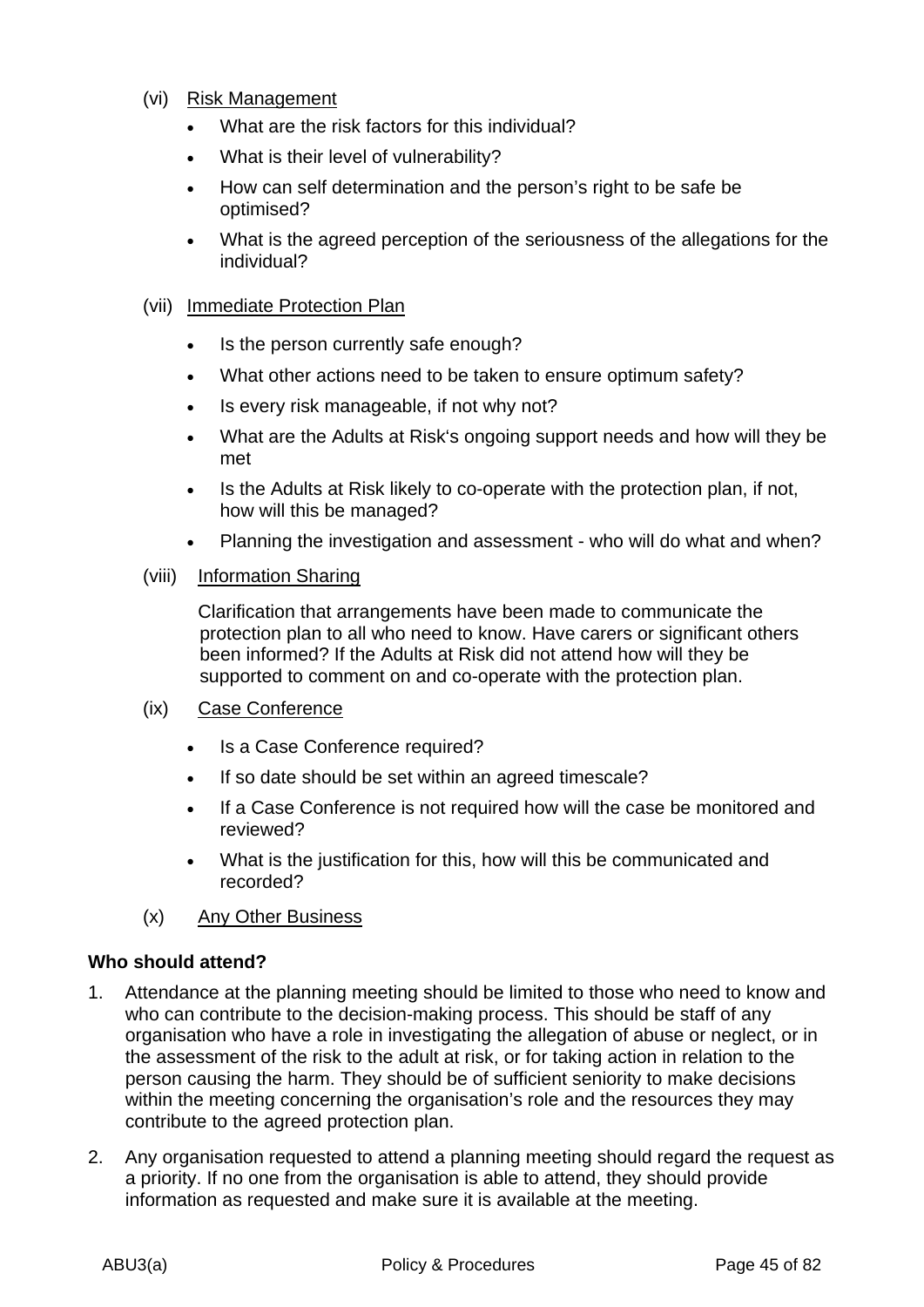(vi) Risk Management

- What are the risk factors for this individual?
- What is their level of vulnerability?
- How can self determination and the person's right to be safe be optimised?
- What is the agreed perception of the seriousness of the allegations for the individual?

(vii) Immediate Protection Plan

- Is the person currently safe enough?
- What other actions need to be taken to ensure optimum safety?
- Is every risk manageable, if not why not?
- What are the Adults at Risk's ongoing support needs and how will they be met
- Is the Adults at Risk likely to co-operate with the protection plan, if not, how will this be managed?
- Planning the investigation and assessment - who will do what and when?

(viii) Information Sharing

Clarification that arrangements have been made to communicate the protection plan to all who need to know. Have carers or significant others been informed? If the Adults at Risk did not attend how will they be supported to comment on and co-operate with the protection plan.

(ix) Case Conference

- Is a Case Conference required?
- If so date should be set within an agreed timescale?
- If a Case Conference is not required how will the case be monitored and reviewed?
- What is the justification for this, how will this be communicated and recorded?

(x) Any Other Business

**Who should attend?**

1. Attendance at the planning meeting should be limited to those who need to know and who can contribute to the decision-making process. This should be staff of any organisation who have a role in investigating the allegation of abuse or neglect, or in the assessment of the risk to the adult at risk, or for taking action in relation to the person causing the harm. They should be of sufficient seniority to make decisions within the meeting concerning the organisation's role and the resources they may contribute to the agreed protection plan.

2. Any organisation requested to attend a planning meeting should regard the request as a priority. If no one from the organisation is able to attend, they should provide information as requested and make sure it is available at the meeting.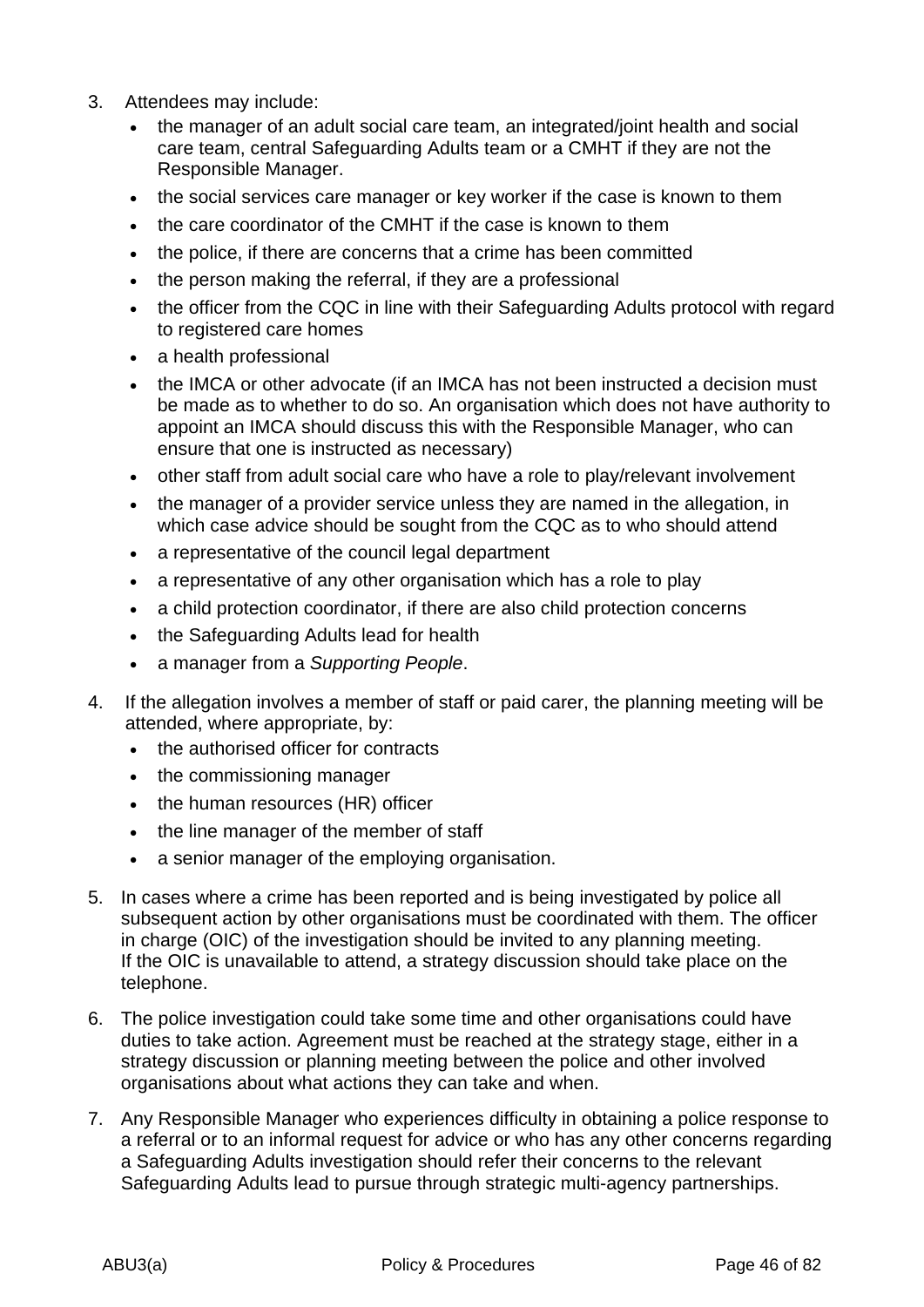3. Attendees may include:
   - the manager of an adult social care team, an integrated/joint health and social care team, central Safeguarding Adults team or a CMHT if they are not the Responsible Manager.
   - the social services care manager or key worker if the case is known to them
   - the care coordinator of the CMHT if the case is known to them
   - the police, if there are concerns that a crime has been committed
   - the person making the referral, if they are a professional
   - the officer from the CQC in line with their Safeguarding Adults protocol with regard to registered care homes
   - a health professional
   - the IMCA or other advocate (if an IMCA has not been instructed a decision must be made as to whether to do so. An organisation which does not have authority to appoint an IMCA should discuss this with the Responsible Manager, who can ensure that one is instructed as necessary)
   - other staff from adult social care who have a role to play/relevant involvement
   - the manager of a provider service unless they are named in the allegation, in which case advice should be sought from the CQC as to who should attend
   - a representative of the council legal department
   - a representative of any other organisation which has a role to play
   - a child protection coordinator, if there are also child protection concerns
   - the Safeguarding Adults lead for health
   - a manager from a *Supporting People*.

4. If the allegation involves a member of staff or paid carer, the planning meeting will be attended, where appropriate, by:
   - the authorised officer for contracts
   - the commissioning manager
   - the human resources (HR) officer
   - the line manager of the member of staff
   - a senior manager of the employing organisation.

5. In cases where a crime has been reported and is being investigated by police all subsequent action by other organisations must be coordinated with them. The officer in charge (OIC) of the investigation should be invited to any planning meeting. If the OIC is unavailable to attend, a strategy discussion should take place on the telephone.

6. The police investigation could take some time and other organisations could have duties to take action. Agreement must be reached at the strategy stage, either in a strategy discussion or planning meeting between the police and other involved organisations about what actions they can take and when.

7. Any Responsible Manager who experiences difficulty in obtaining a police response to a referral or to an informal request for advice or who has any other concerns regarding a Safeguarding Adults investigation should refer their concerns to the relevant Safeguarding Adults lead to pursue through strategic multi-agency partnerships.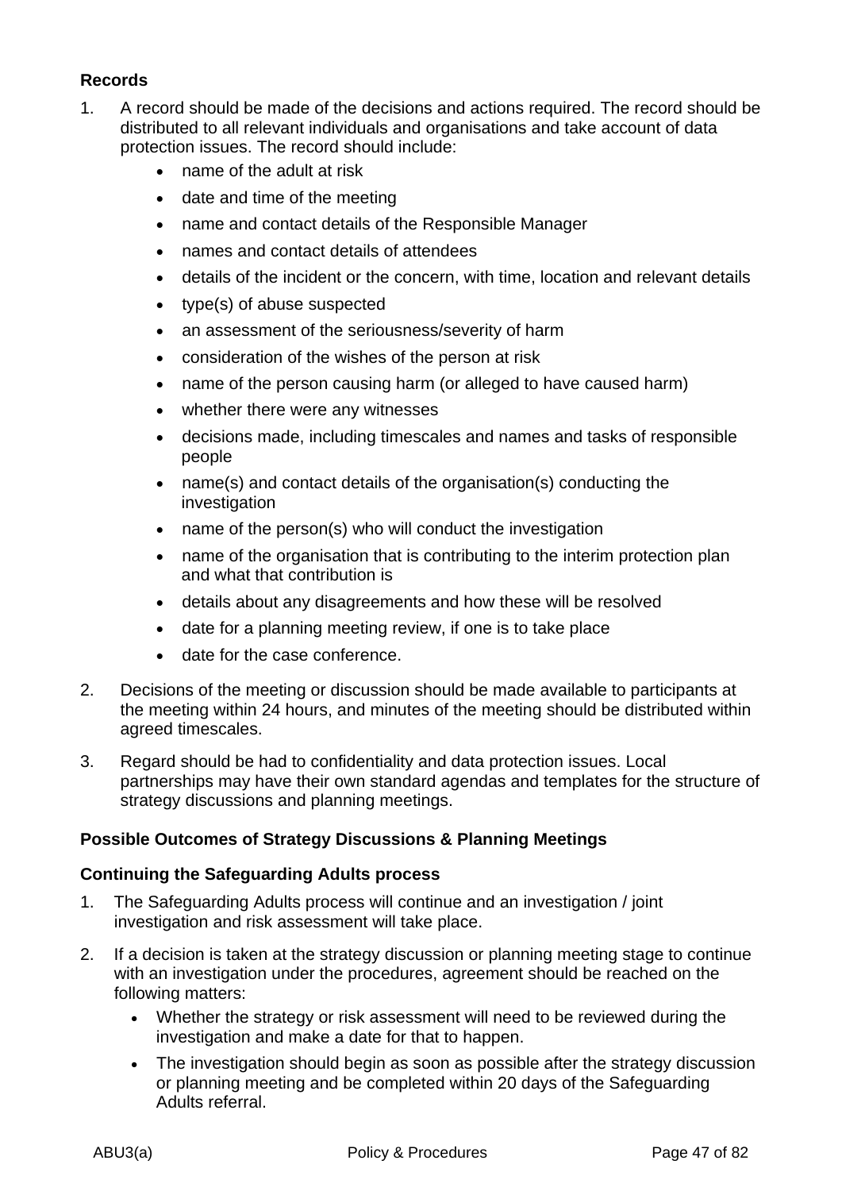**Records**

1. A record should be made of the decisions and actions required. The record should be distributed to all relevant individuals and organisations and take account of data protection issues. The record should include:
    - name of the adult at risk
    - date and time of the meeting
    - name and contact details of the Responsible Manager
    - names and contact details of attendees
    - details of the incident or the concern, with time, location and relevant details
    - type(s) of abuse suspected
    - an assessment of the seriousness/severity of harm
    - consideration of the wishes of the person at risk
    - name of the person causing harm (or alleged to have caused harm)
    - whether there were any witnesses
    - decisions made, including timescales and names and tasks of responsible people
    - name(s) and contact details of the organisation(s) conducting the investigation
    - name of the person(s) who will conduct the investigation
    - name of the organisation that is contributing to the interim protection plan and what that contribution is
    - details about any disagreements and how these will be resolved
    - date for a planning meeting review, if one is to take place
    - date for the case conference.

2. Decisions of the meeting or discussion should be made available to participants at the meeting within 24 hours, and minutes of the meeting should be distributed within agreed timescales.

3. Regard should be had to confidentiality and data protection issues. Local partnerships may have their own standard agendas and templates for the structure of strategy discussions and planning meetings.

**Possible Outcomes of Strategy Discussions & Planning Meetings**

**Continuing the Safeguarding Adults process**

1. The Safeguarding Adults process will continue and an investigation / joint investigation and risk assessment will take place.

2. If a decision is taken at the strategy discussion or planning meeting stage to continue with an investigation under the procedures, agreement should be reached on the following matters:
    - Whether the strategy or risk assessment will need to be reviewed during the investigation and make a date for that to happen.
    - The investigation should begin as soon as possible after the strategy discussion or planning meeting and be completed within 20 days of the Safeguarding Adults referral.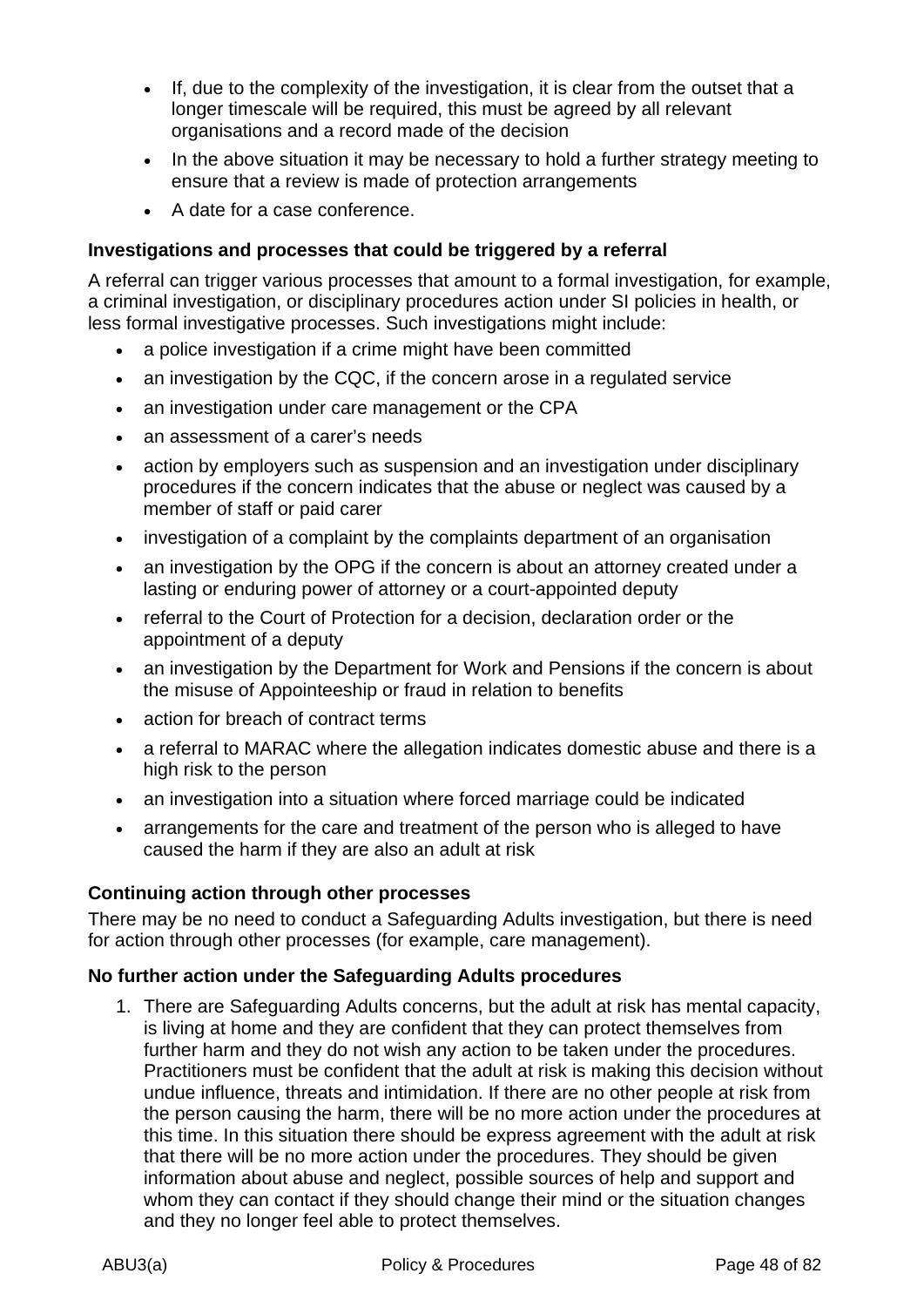- If, due to the complexity of the investigation, it is clear from the outset that a longer timescale will be required, this must be agreed by all relevant organisations and a record made of the decision
- In the above situation it may be necessary to hold a further strategy meeting to ensure that a review is made of protection arrangements
- A date for a case conference.

**Investigations and processes that could be triggered by a referral**

A referral can trigger various processes that amount to a formal investigation, for example, a criminal investigation, or disciplinary procedures action under SI policies in health, or less formal investigative processes. Such investigations might include:

- a police investigation if a crime might have been committed
- an investigation by the CQC, if the concern arose in a regulated service
- an investigation under care management or the CPA
- an assessment of a carer's needs
- action by employers such as suspension and an investigation under disciplinary procedures if the concern indicates that the abuse or neglect was caused by a member of staff or paid carer
- investigation of a complaint by the complaints department of an organisation
- an investigation by the OPG if the concern is about an attorney created under a lasting or enduring power of attorney or a court-appointed deputy
- referral to the Court of Protection for a decision, declaration order or the appointment of a deputy
- an investigation by the Department for Work and Pensions if the concern is about the misuse of Appointeeship or fraud in relation to benefits
- action for breach of contract terms
- a referral to MARAC where the allegation indicates domestic abuse and there is a high risk to the person
- an investigation into a situation where forced marriage could be indicated
- arrangements for the care and treatment of the person who is alleged to have caused the harm if they are also an adult at risk

**Continuing action through other processes**

There may be no need to conduct a Safeguarding Adults investigation, but there is need for action through other processes (for example, care management).

**No further action under the Safeguarding Adults procedures**

1. There are Safeguarding Adults concerns, but the adult at risk has mental capacity, is living at home and they are confident that they can protect themselves from further harm and they do not wish any action to be taken under the procedures. Practitioners must be confident that the adult at risk is making this decision without undue influence, threats and intimidation. If there are no other people at risk from the person causing the harm, there will be no more action under the procedures at this time. In this situation there should be express agreement with the adult at risk that there will be no more action under the procedures. They should be given information about abuse and neglect, possible sources of help and support and whom they can contact if they should change their mind or the situation changes and they no longer feel able to protect themselves.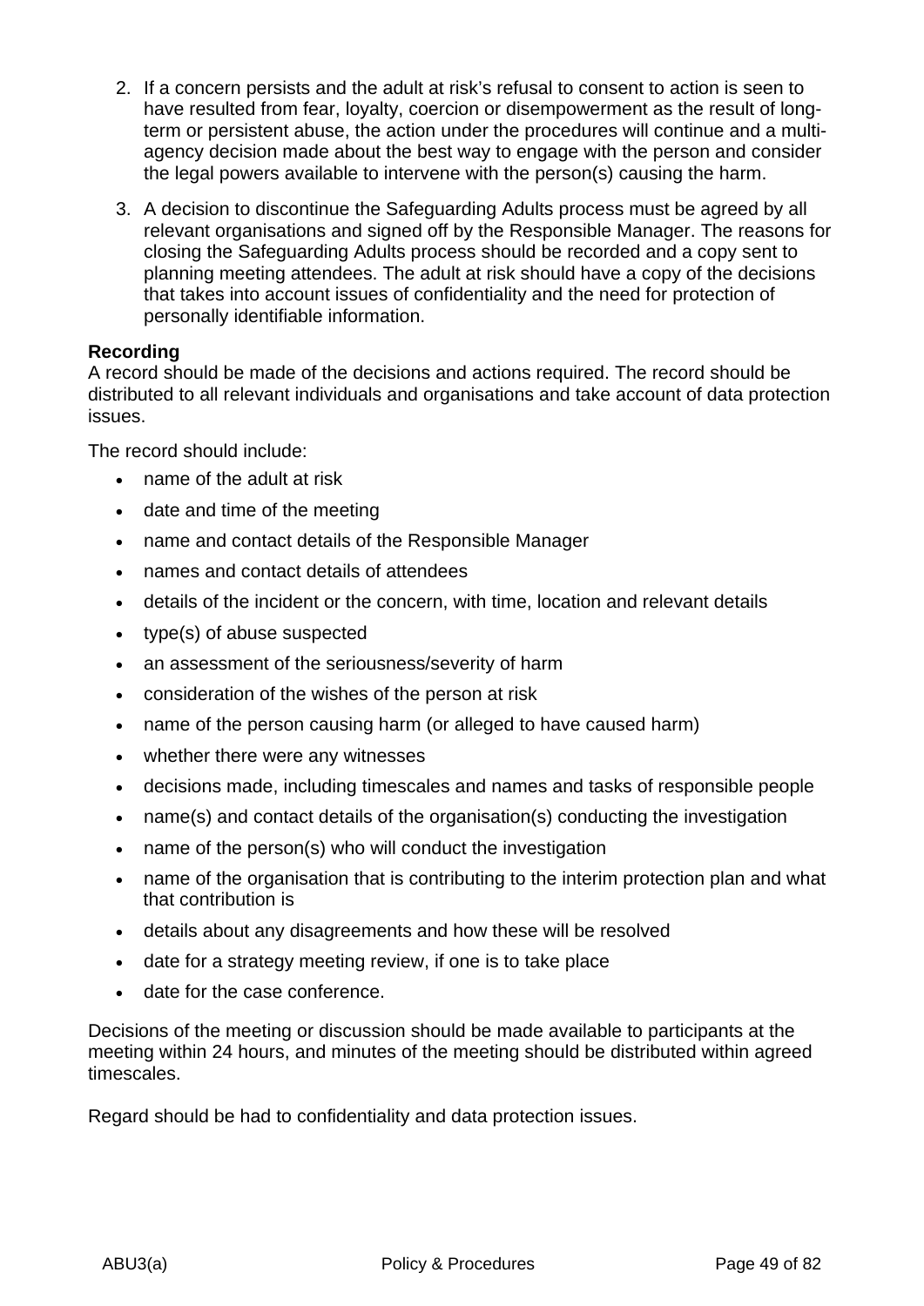2. If a concern persists and the adult at risk's refusal to consent to action is seen to have resulted from fear, loyalty, coercion or disempowerment as the result of long-term or persistent abuse, the action under the procedures will continue and a multi-agency decision made about the best way to engage with the person and consider the legal powers available to intervene with the person(s) causing the harm.

3. A decision to discontinue the Safeguarding Adults process must be agreed by all relevant organisations and signed off by the Responsible Manager. The reasons for closing the Safeguarding Adults process should be recorded and a copy sent to planning meeting attendees. The adult at risk should have a copy of the decisions that takes into account issues of confidentiality and the need for protection of personally identifiable information.

**Recording**

A record should be made of the decisions and actions required. The record should be distributed to all relevant individuals and organisations and take account of data protection issues.

The record should include:

- name of the adult at risk
- date and time of the meeting
- name and contact details of the Responsible Manager
- names and contact details of attendees
- details of the incident or the concern, with time, location and relevant details
- type(s) of abuse suspected
- an assessment of the seriousness/severity of harm
- consideration of the wishes of the person at risk
- name of the person causing harm (or alleged to have caused harm)
- whether there were any witnesses
- decisions made, including timescales and names and tasks of responsible people
- name(s) and contact details of the organisation(s) conducting the investigation
- name of the person(s) who will conduct the investigation
- name of the organisation that is contributing to the interim protection plan and what that contribution is
- details about any disagreements and how these will be resolved
- date for a strategy meeting review, if one is to take place
- date for the case conference.

Decisions of the meeting or discussion should be made available to participants at the meeting within 24 hours, and minutes of the meeting should be distributed within agreed timescales.

Regard should be had to confidentiality and data protection issues.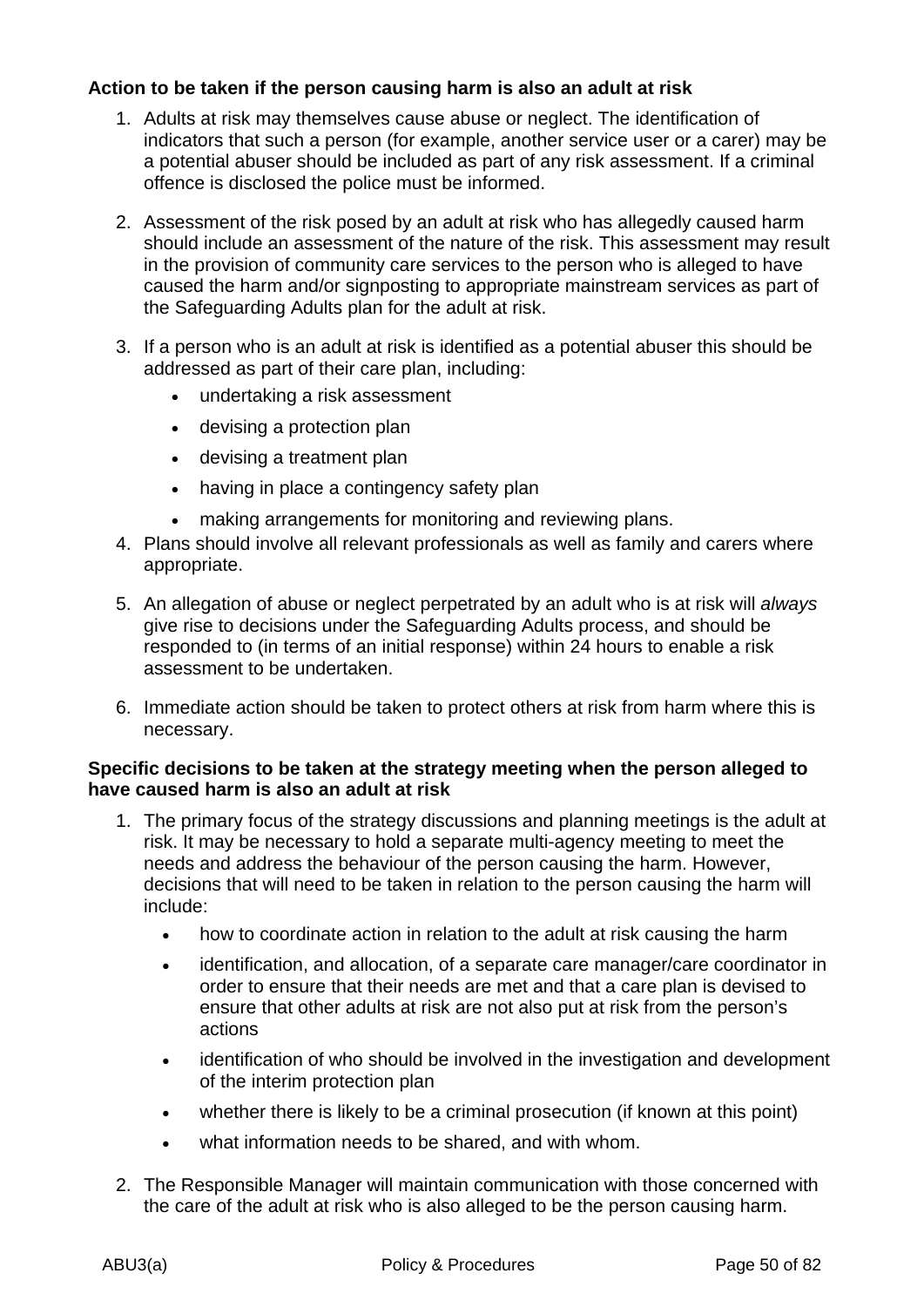**Action to be taken if the person causing harm is also an adult at risk**

1. Adults at risk may themselves cause abuse or neglect. The identification of indicators that such a person (for example, another service user or a carer) may be a potential abuser should be included as part of any risk assessment. If a criminal offence is disclosed the police must be informed.

2. Assessment of the risk posed by an adult at risk who has allegedly caused harm should include an assessment of the nature of the risk. This assessment may result in the provision of community care services to the person who is alleged to have caused the harm and/or signposting to appropriate mainstream services as part of the Safeguarding Adults plan for the adult at risk.

3. If a person who is an adult at risk is identified as a potential abuser this should be addressed as part of their care plan, including:
   - undertaking a risk assessment
   - devising a protection plan
   - devising a treatment plan
   - having in place a contingency safety plan
   - making arrangements for monitoring and reviewing plans.

4. Plans should involve all relevant professionals as well as family and carers where appropriate.

5. An allegation of abuse or neglect perpetrated by an adult who is at risk will *always* give rise to decisions under the Safeguarding Adults process, and should be responded to (in terms of an initial response) within 24 hours to enable a risk assessment to be undertaken.

6. Immediate action should be taken to protect others at risk from harm where this is necessary.

**Specific decisions to be taken at the strategy meeting when the person alleged to have caused harm is also an adult at risk**

1. The primary focus of the strategy discussions and planning meetings is the adult at risk. It may be necessary to hold a separate multi-agency meeting to meet the needs and address the behaviour of the person causing the harm. However, decisions that will need to be taken in relation to the person causing the harm will include:
   - how to coordinate action in relation to the adult at risk causing the harm
   - identification, and allocation, of a separate care manager/care coordinator in order to ensure that their needs are met and that a care plan is devised to ensure that other adults at risk are not also put at risk from the person's actions
   - identification of who should be involved in the investigation and development of the interim protection plan
   - whether there is likely to be a criminal prosecution (if known at this point)
   - what information needs to be shared, and with whom.

2. The Responsible Manager will maintain communication with those concerned with the care of the adult at risk who is also alleged to be the person causing harm.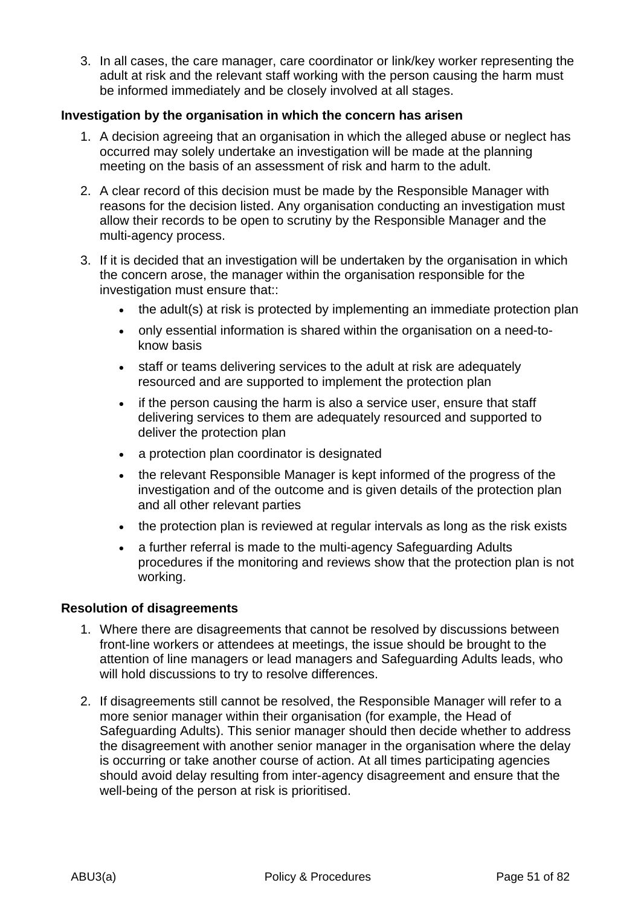3. In all cases, the care manager, care coordinator or link/key worker representing the adult at risk and the relevant staff working with the person causing the harm must be informed immediately and be closely involved at all stages.

**Investigation by the organisation in which the concern has arisen**

1. A decision agreeing that an organisation in which the alleged abuse or neglect has occurred may solely undertake an investigation will be made at the planning meeting on the basis of an assessment of risk and harm to the adult.

2. A clear record of this decision must be made by the Responsible Manager with reasons for the decision listed. Any organisation conducting an investigation must allow their records to be open to scrutiny by the Responsible Manager and the multi-agency process.

3. If it is decided that an investigation will be undertaken by the organisation in which the concern arose, the manager within the organisation responsible for the investigation must ensure that::
   - the adult(s) at risk is protected by implementing an immediate protection plan
   - only essential information is shared within the organisation on a need-to-know basis
   - staff or teams delivering services to the adult at risk are adequately resourced and are supported to implement the protection plan
   - if the person causing the harm is also a service user, ensure that staff delivering services to them are adequately resourced and supported to deliver the protection plan
   - a protection plan coordinator is designated
   - the relevant Responsible Manager is kept informed of the progress of the investigation and of the outcome and is given details of the protection plan and all other relevant parties
   - the protection plan is reviewed at regular intervals as long as the risk exists
   - a further referral is made to the multi-agency Safeguarding Adults procedures if the monitoring and reviews show that the protection plan is not working.

**Resolution of disagreements**

1. Where there are disagreements that cannot be resolved by discussions between front-line workers or attendees at meetings, the issue should be brought to the attention of line managers or lead managers and Safeguarding Adults leads, who will hold discussions to try to resolve differences.

2. If disagreements still cannot be resolved, the Responsible Manager will refer to a more senior manager within their organisation (for example, the Head of Safeguarding Adults). This senior manager should then decide whether to address the disagreement with another senior manager in the organisation where the delay is occurring or take another course of action. At all times participating agencies should avoid delay resulting from inter-agency disagreement and ensure that the well-being of the person at risk is prioritised.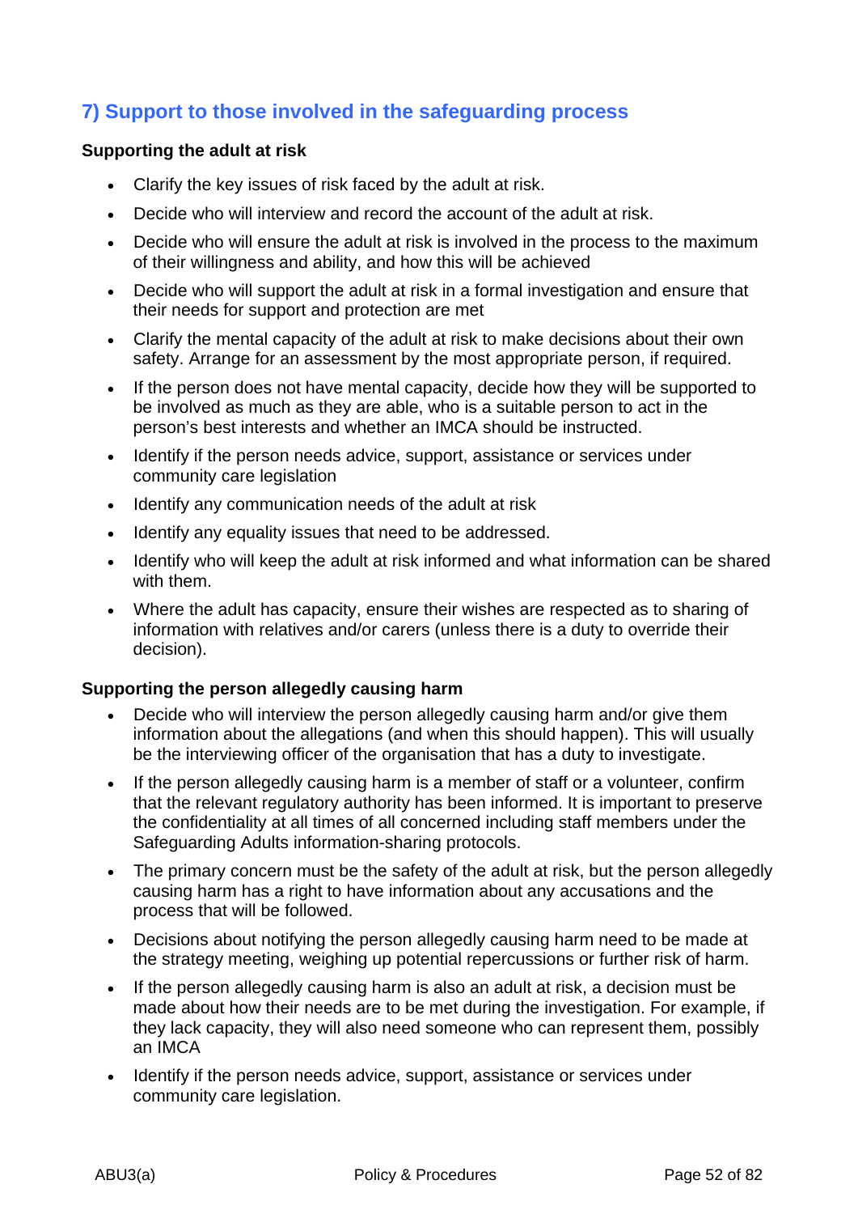## 7) Support to those involved in the safeguarding process

**Supporting the adult at risk**

- Clarify the key issues of risk faced by the adult at risk.
- Decide who will interview and record the account of the adult at risk.
- Decide who will ensure the adult at risk is involved in the process to the maximum of their willingness and ability, and how this will be achieved
- Decide who will support the adult at risk in a formal investigation and ensure that their needs for support and protection are met
- Clarify the mental capacity of the adult at risk to make decisions about their own safety. Arrange for an assessment by the most appropriate person, if required.
- If the person does not have mental capacity, decide how they will be supported to be involved as much as they are able, who is a suitable person to act in the person's best interests and whether an IMCA should be instructed.
- Identify if the person needs advice, support, assistance or services under community care legislation
- Identify any communication needs of the adult at risk
- Identify any equality issues that need to be addressed.
- Identify who will keep the adult at risk informed and what information can be shared with them.
- Where the adult has capacity, ensure their wishes are respected as to sharing of information with relatives and/or carers (unless there is a duty to override their decision).

**Supporting the person allegedly causing harm**

- Decide who will interview the person allegedly causing harm and/or give them information about the allegations (and when this should happen). This will usually be the interviewing officer of the organisation that has a duty to investigate.
- If the person allegedly causing harm is a member of staff or a volunteer, confirm that the relevant regulatory authority has been informed. It is important to preserve the confidentiality at all times of all concerned including staff members under the Safeguarding Adults information-sharing protocols.
- The primary concern must be the safety of the adult at risk, but the person allegedly causing harm has a right to have information about any accusations and the process that will be followed.
- Decisions about notifying the person allegedly causing harm need to be made at the strategy meeting, weighing up potential repercussions or further risk of harm.
- If the person allegedly causing harm is also an adult at risk, a decision must be made about how their needs are to be met during the investigation. For example, if they lack capacity, they will also need someone who can represent them, possibly an IMCA
- Identify if the person needs advice, support, assistance or services under community care legislation.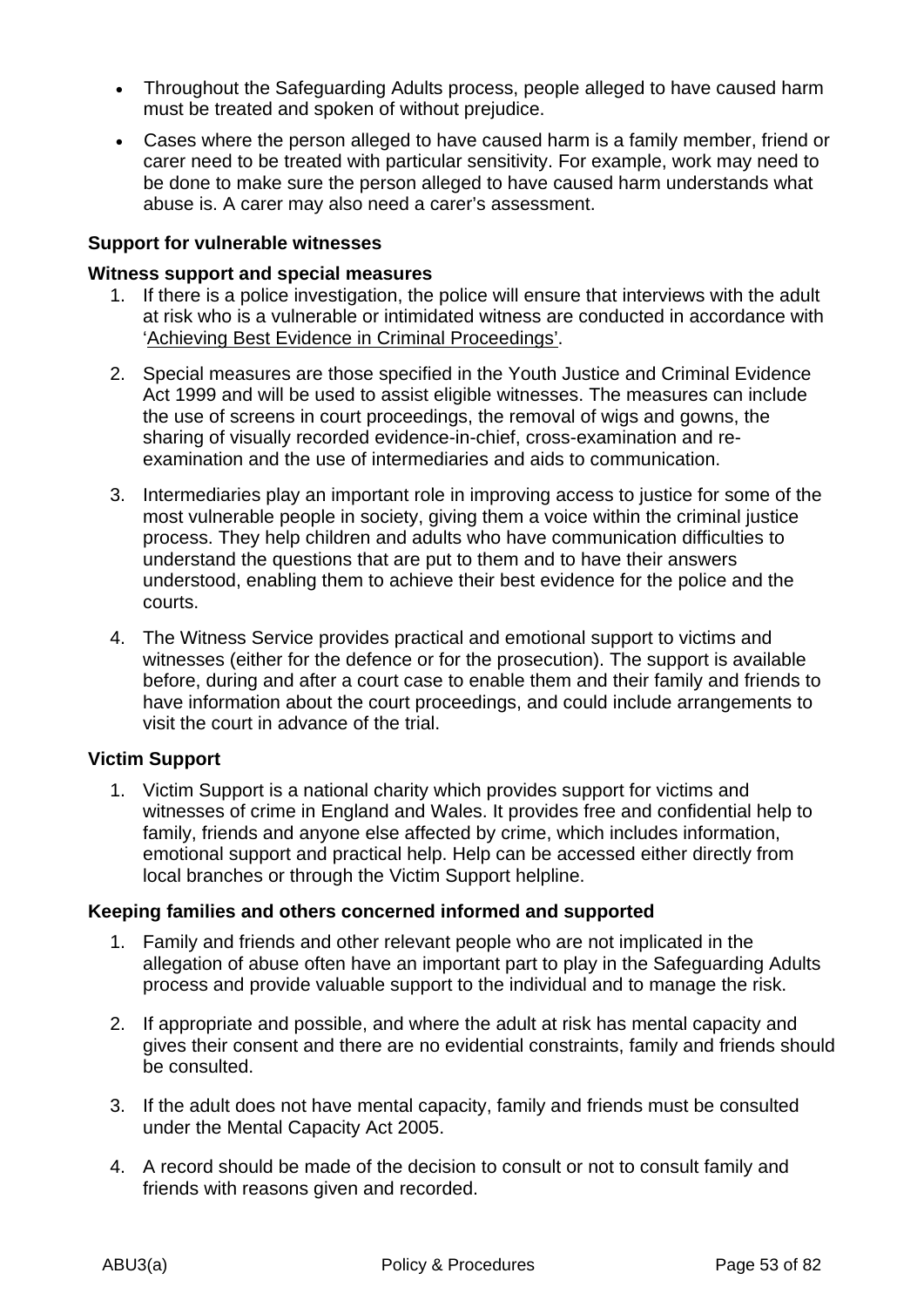- Throughout the Safeguarding Adults process, people alleged to have caused harm must be treated and spoken of without prejudice.
- Cases where the person alleged to have caused harm is a family member, friend or carer need to be treated with particular sensitivity. For example, work may need to be done to make sure the person alleged to have caused harm understands what abuse is. A carer may also need a carer's assessment.

**Support for vulnerable witnesses**

**Witness support and special measures**

1. If there is a police investigation, the police will ensure that interviews with the adult at risk who is a vulnerable or intimidated witness are conducted in accordance with 'Achieving Best Evidence in Criminal Proceedings'.
2. Special measures are those specified in the Youth Justice and Criminal Evidence Act 1999 and will be used to assist eligible witnesses. The measures can include the use of screens in court proceedings, the removal of wigs and gowns, the sharing of visually recorded evidence-in-chief, cross-examination and re-examination and the use of intermediaries and aids to communication.
3. Intermediaries play an important role in improving access to justice for some of the most vulnerable people in society, giving them a voice within the criminal justice process. They help children and adults who have communication difficulties to understand the questions that are put to them and to have their answers understood, enabling them to achieve their best evidence for the police and the courts.
4. The Witness Service provides practical and emotional support to victims and witnesses (either for the defence or for the prosecution). The support is available before, during and after a court case to enable them and their family and friends to have information about the court proceedings, and could include arrangements to visit the court in advance of the trial.

**Victim Support**

1. Victim Support is a national charity which provides support for victims and witnesses of crime in England and Wales. It provides free and confidential help to family, friends and anyone else affected by crime, which includes information, emotional support and practical help. Help can be accessed either directly from local branches or through the Victim Support helpline.

**Keeping families and others concerned informed and supported**

1. Family and friends and other relevant people who are not implicated in the allegation of abuse often have an important part to play in the Safeguarding Adults process and provide valuable support to the individual and to manage the risk.
2. If appropriate and possible, and where the adult at risk has mental capacity and gives their consent and there are no evidential constraints, family and friends should be consulted.
3. If the adult does not have mental capacity, family and friends must be consulted under the Mental Capacity Act 2005.
4. A record should be made of the decision to consult or not to consult family and friends with reasons given and recorded.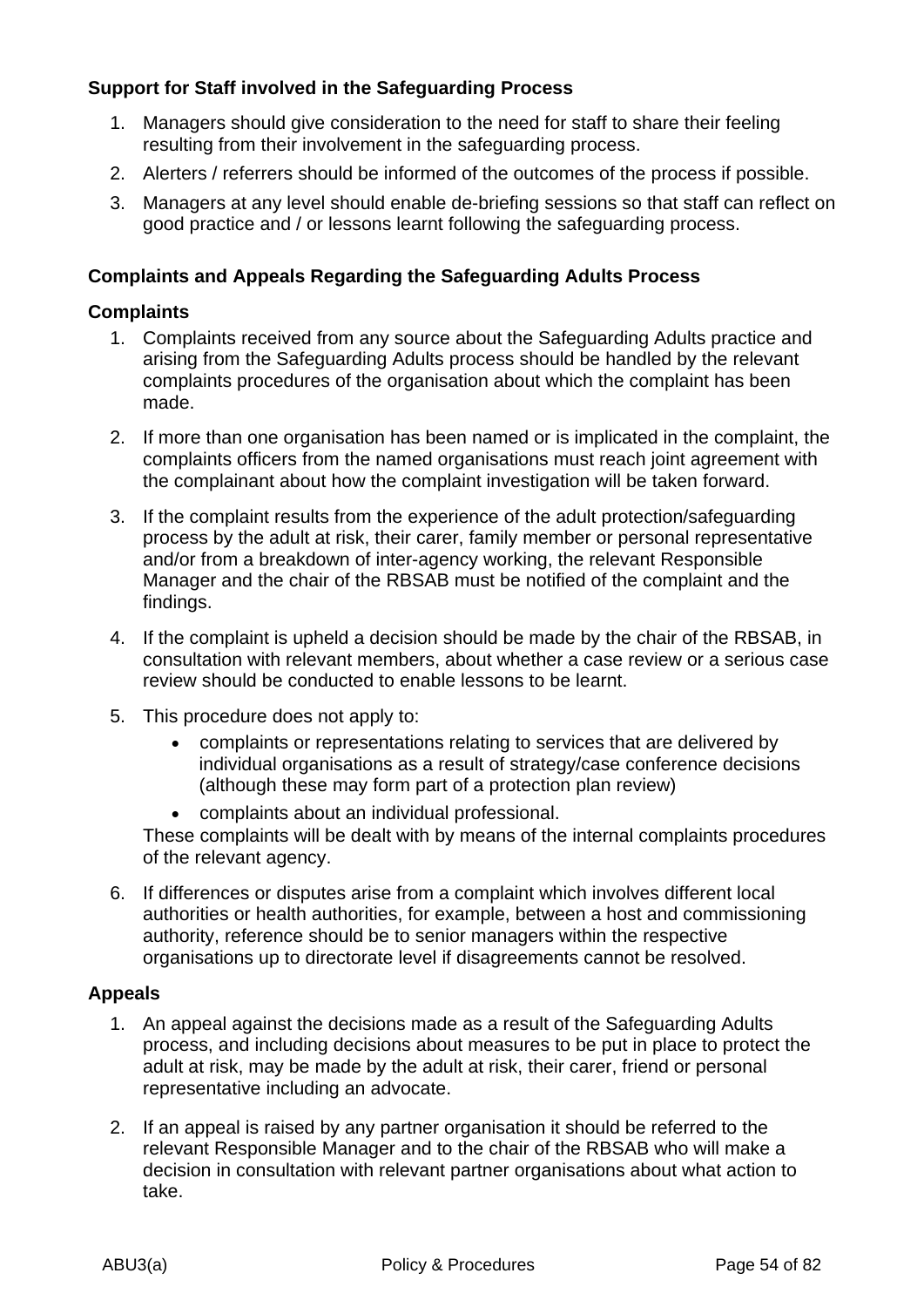**Support for Staff involved in the Safeguarding Process**

1. Managers should give consideration to the need for staff to share their feeling resulting from their involvement in the safeguarding process.
2. Alerters / referrers should be informed of the outcomes of the process if possible.
3. Managers at any level should enable de-briefing sessions so that staff can reflect on good practice and / or lessons learnt following the safeguarding process.

**Complaints and Appeals Regarding the Safeguarding Adults Process**

**Complaints**

1. Complaints received from any source about the Safeguarding Adults practice and arising from the Safeguarding Adults process should be handled by the relevant complaints procedures of the organisation about which the complaint has been made.
2. If more than one organisation has been named or is implicated in the complaint, the complaints officers from the named organisations must reach joint agreement with the complainant about how the complaint investigation will be taken forward.
3. If the complaint results from the experience of the adult protection/safeguarding process by the adult at risk, their carer, family member or personal representative and/or from a breakdown of inter-agency working, the relevant Responsible Manager and the chair of the RBSAB must be notified of the complaint and the findings.
4. If the complaint is upheld a decision should be made by the chair of the RBSAB, in consultation with relevant members, about whether a case review or a serious case review should be conducted to enable lessons to be learnt.
5. This procedure does not apply to:
   - complaints or representations relating to services that are delivered by individual organisations as a result of strategy/case conference decisions (although these may form part of a protection plan review)
   - complaints about an individual professional.

   These complaints will be dealt with by means of the internal complaints procedures of the relevant agency.
6. If differences or disputes arise from a complaint which involves different local authorities or health authorities, for example, between a host and commissioning authority, reference should be to senior managers within the respective organisations up to directorate level if disagreements cannot be resolved.

**Appeals**

1. An appeal against the decisions made as a result of the Safeguarding Adults process, and including decisions about measures to be put in place to protect the adult at risk, may be made by the adult at risk, their carer, friend or personal representative including an advocate.
2. If an appeal is raised by any partner organisation it should be referred to the relevant Responsible Manager and to the chair of the RBSAB who will make a decision in consultation with relevant partner organisations about what action to take.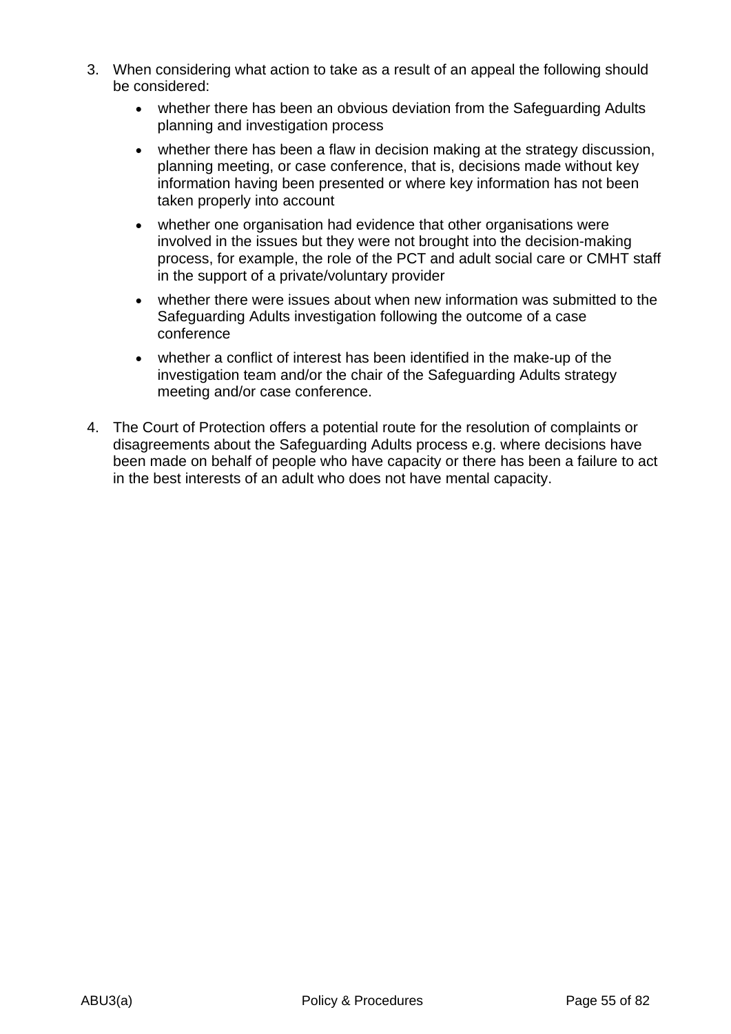3. When considering what action to take as a result of an appeal the following should be considered:

   - whether there has been an obvious deviation from the Safeguarding Adults planning and investigation process
   - whether there has been a flaw in decision making at the strategy discussion, planning meeting, or case conference, that is, decisions made without key information having been presented or where key information has not been taken properly into account
   - whether one organisation had evidence that other organisations were involved in the issues but they were not brought into the decision-making process, for example, the role of the PCT and adult social care or CMHT staff in the support of a private/voluntary provider
   - whether there were issues about when new information was submitted to the Safeguarding Adults investigation following the outcome of a case conference
   - whether a conflict of interest has been identified in the make-up of the investigation team and/or the chair of the Safeguarding Adults strategy meeting and/or case conference.

4. The Court of Protection offers a potential route for the resolution of complaints or disagreements about the Safeguarding Adults process e.g. where decisions have been made on behalf of people who have capacity or there has been a failure to act in the best interests of an adult who does not have mental capacity.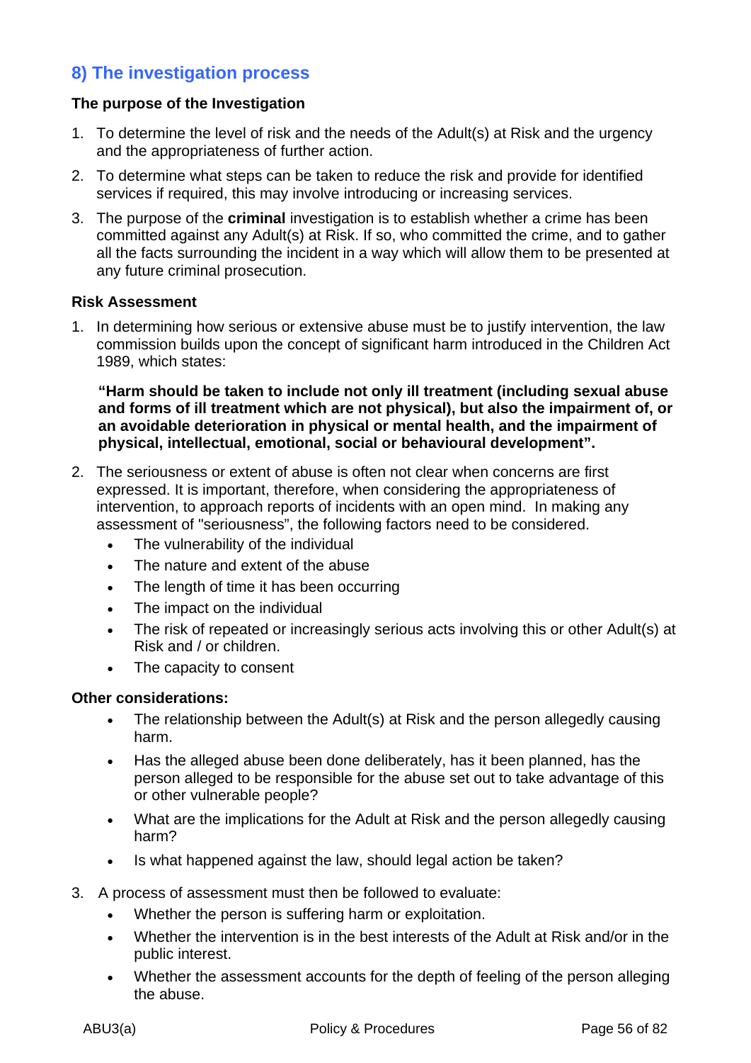## 8) The investigation process

**The purpose of the Investigation**

1. To determine the level of risk and the needs of the Adult(s) at Risk and the urgency and the appropriateness of further action.
2. To determine what steps can be taken to reduce the risk and provide for identified services if required, this may involve introducing or increasing services.
3. The purpose of the **criminal** investigation is to establish whether a crime has been committed against any Adult(s) at Risk. If so, who committed the crime, and to gather all the facts surrounding the incident in a way which will allow them to be presented at any future criminal prosecution.

**Risk Assessment**

1. In determining how serious or extensive abuse must be to justify intervention, the law commission builds upon the concept of significant harm introduced in the Children Act 1989, which states:

   **"Harm should be taken to include not only ill treatment (including sexual abuse and forms of ill treatment which are not physical), but also the impairment of, or an avoidable deterioration in physical or mental health, and the impairment of physical, intellectual, emotional, social or behavioural development".**

2. The seriousness or extent of abuse is often not clear when concerns are first expressed. It is important, therefore, when considering the appropriateness of intervention, to approach reports of incidents with an open mind. In making any assessment of "seriousness", the following factors need to be considered.
   - The vulnerability of the individual
   - The nature and extent of the abuse
   - The length of time it has been occurring
   - The impact on the individual
   - The risk of repeated or increasingly serious acts involving this or other Adult(s) at Risk and / or children.
   - The capacity to consent

**Other considerations:**

- The relationship between the Adult(s) at Risk and the person allegedly causing harm.
- Has the alleged abuse been done deliberately, has it been planned, has the person alleged to be responsible for the abuse set out to take advantage of this or other vulnerable people?
- What are the implications for the Adult at Risk and the person allegedly causing harm?
- Is what happened against the law, should legal action be taken?

3. A process of assessment must then be followed to evaluate:
   - Whether the person is suffering harm or exploitation.
   - Whether the intervention is in the best interests of the Adult at Risk and/or in the public interest.
   - Whether the assessment accounts for the depth of feeling of the person alleging the abuse.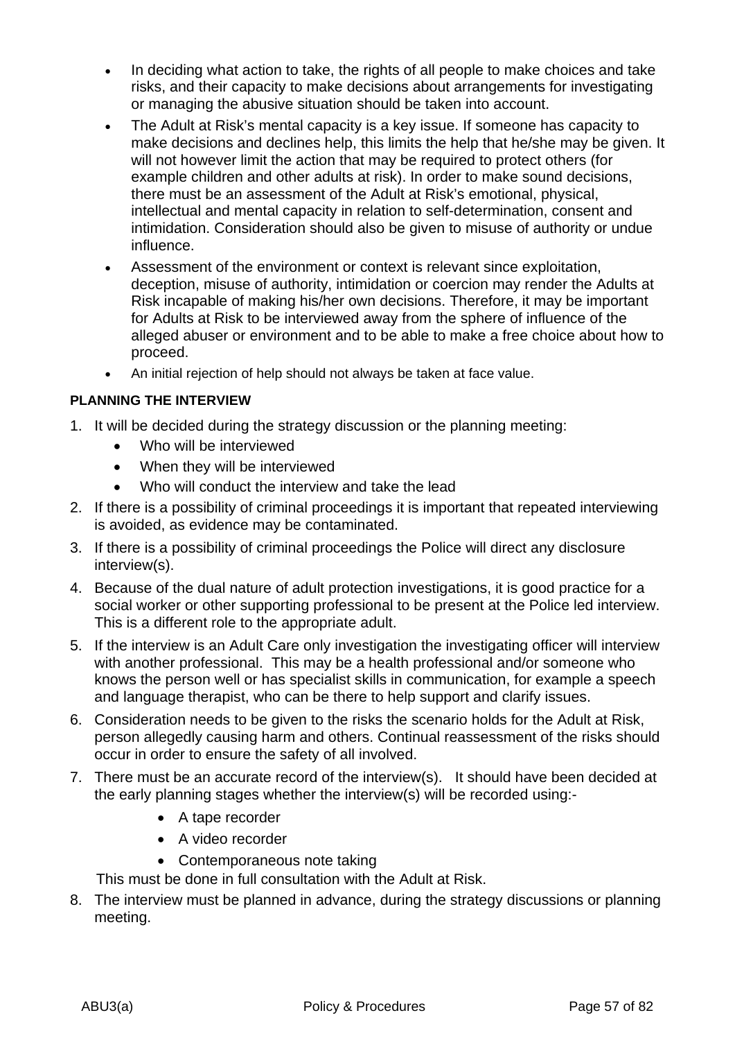- In deciding what action to take, the rights of all people to make choices and take risks, and their capacity to make decisions about arrangements for investigating or managing the abusive situation should be taken into account.
- The Adult at Risk's mental capacity is a key issue. If someone has capacity to make decisions and declines help, this limits the help that he/she may be given. It will not however limit the action that may be required to protect others (for example children and other adults at risk). In order to make sound decisions, there must be an assessment of the Adult at Risk's emotional, physical, intellectual and mental capacity in relation to self-determination, consent and intimidation. Consideration should also be given to misuse of authority or undue influence.
- Assessment of the environment or context is relevant since exploitation, deception, misuse of authority, intimidation or coercion may render the Adults at Risk incapable of making his/her own decisions. Therefore, it may be important for Adults at Risk to be interviewed away from the sphere of influence of the alleged abuser or environment and to be able to make a free choice about how to proceed.
- An initial rejection of help should not always be taken at face value.

**PLANNING THE INTERVIEW**

1. It will be decided during the strategy discussion or the planning meeting:
   - Who will be interviewed
   - When they will be interviewed
   - Who will conduct the interview and take the lead
2. If there is a possibility of criminal proceedings it is important that repeated interviewing is avoided, as evidence may be contaminated.
3. If there is a possibility of criminal proceedings the Police will direct any disclosure interview(s).
4. Because of the dual nature of adult protection investigations, it is good practice for a social worker or other supporting professional to be present at the Police led interview. This is a different role to the appropriate adult.
5. If the interview is an Adult Care only investigation the investigating officer will interview with another professional. This may be a health professional and/or someone who knows the person well or has specialist skills in communication, for example a speech and language therapist, who can be there to help support and clarify issues.
6. Consideration needs to be given to the risks the scenario holds for the Adult at Risk, person allegedly causing harm and others. Continual reassessment of the risks should occur in order to ensure the safety of all involved.
7. There must be an accurate record of the interview(s). It should have been decided at the early planning stages whether the interview(s) will be recorded using:-
   - A tape recorder
   - A video recorder
   - Contemporaneous note taking

   This must be done in full consultation with the Adult at Risk.
8. The interview must be planned in advance, during the strategy discussions or planning meeting.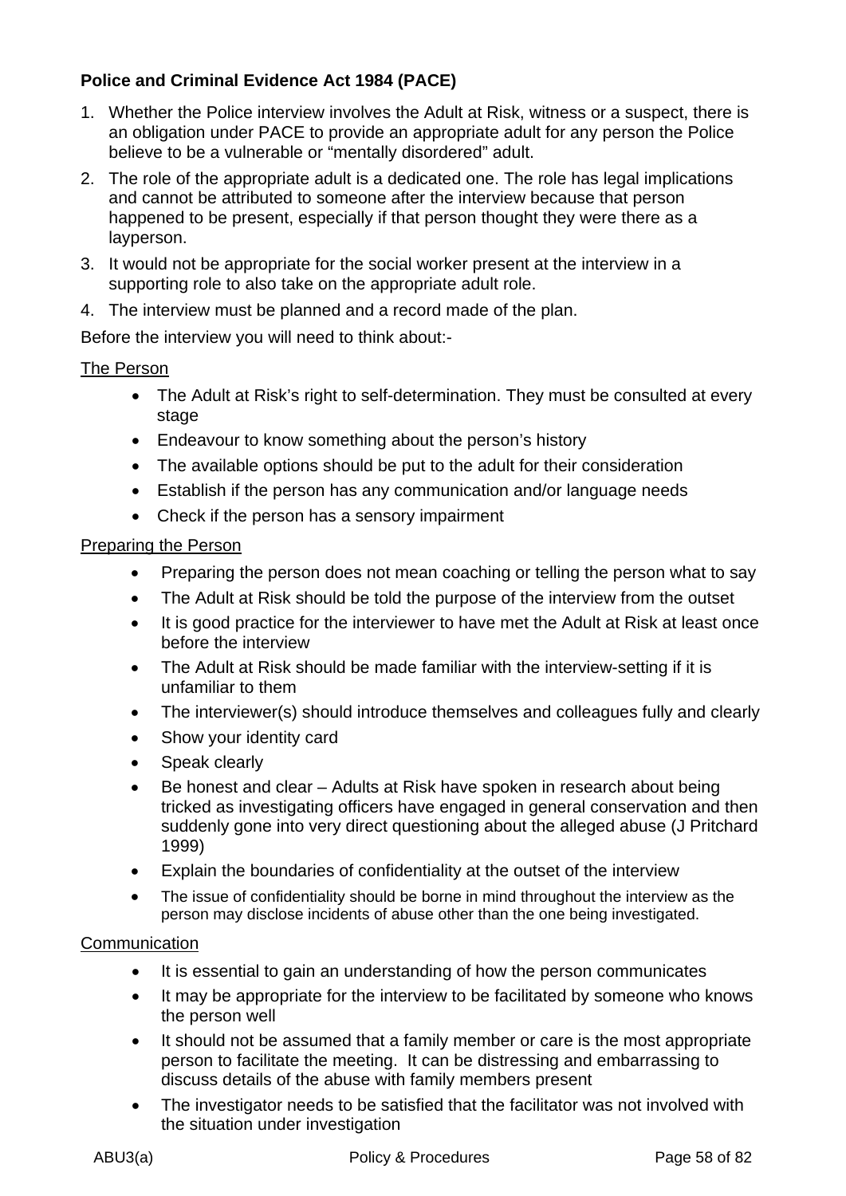**Police and Criminal Evidence Act 1984 (PACE)**

1. Whether the Police interview involves the Adult at Risk, witness or a suspect, there is an obligation under PACE to provide an appropriate adult for any person the Police believe to be a vulnerable or "mentally disordered" adult.
2. The role of the appropriate adult is a dedicated one. The role has legal implications and cannot be attributed to someone after the interview because that person happened to be present, especially if that person thought they were there as a layperson.
3. It would not be appropriate for the social worker present at the interview in a supporting role to also take on the appropriate adult role.
4. The interview must be planned and a record made of the plan.

Before the interview you will need to think about:-

<u>The Person</u>

- The Adult at Risk's right to self-determination. They must be consulted at every stage
- Endeavour to know something about the person's history
- The available options should be put to the adult for their consideration
- Establish if the person has any communication and/or language needs
- Check if the person has a sensory impairment

<u>Preparing the Person</u>

- Preparing the person does not mean coaching or telling the person what to say
- The Adult at Risk should be told the purpose of the interview from the outset
- It is good practice for the interviewer to have met the Adult at Risk at least once before the interview
- The Adult at Risk should be made familiar with the interview-setting if it is unfamiliar to them
- The interviewer(s) should introduce themselves and colleagues fully and clearly
- Show your identity card
- Speak clearly
- Be honest and clear – Adults at Risk have spoken in research about being tricked as investigating officers have engaged in general conservation and then suddenly gone into very direct questioning about the alleged abuse (J Pritchard 1999)
- Explain the boundaries of confidentiality at the outset of the interview
- The issue of confidentiality should be borne in mind throughout the interview as the person may disclose incidents of abuse other than the one being investigated.

<u>Communication</u>

- It is essential to gain an understanding of how the person communicates
- It may be appropriate for the interview to be facilitated by someone who knows the person well
- It should not be assumed that a family member or care is the most appropriate person to facilitate the meeting. It can be distressing and embarrassing to discuss details of the abuse with family members present
- The investigator needs to be satisfied that the facilitator was not involved with the situation under investigation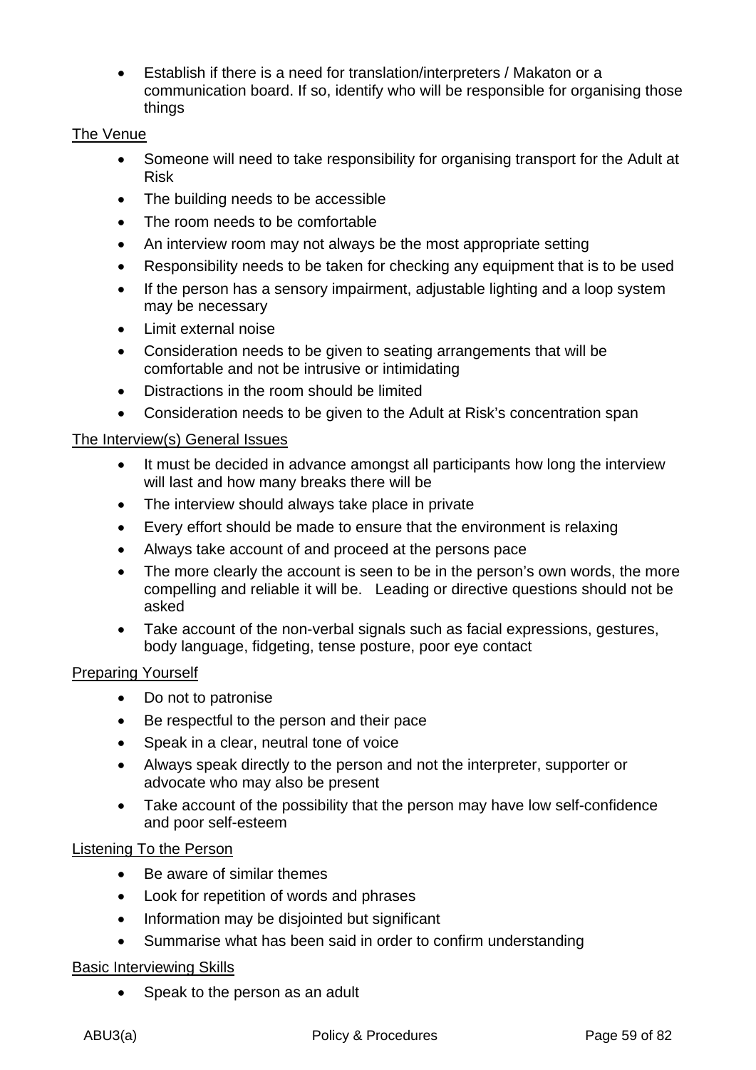- Establish if there is a need for translation/interpreters / Makaton or a communication board. If so, identify who will be responsible for organising those things

<u>The Venue</u>

- Someone will need to take responsibility for organising transport for the Adult at Risk
- The building needs to be accessible
- The room needs to be comfortable
- An interview room may not always be the most appropriate setting
- Responsibility needs to be taken for checking any equipment that is to be used
- If the person has a sensory impairment, adjustable lighting and a loop system may be necessary
- Limit external noise
- Consideration needs to be given to seating arrangements that will be comfortable and not be intrusive or intimidating
- Distractions in the room should be limited
- Consideration needs to be given to the Adult at Risk's concentration span

<u>The Interview(s) General Issues</u>

- It must be decided in advance amongst all participants how long the interview will last and how many breaks there will be
- The interview should always take place in private
- Every effort should be made to ensure that the environment is relaxing
- Always take account of and proceed at the persons pace
- The more clearly the account is seen to be in the person's own words, the more compelling and reliable it will be. Leading or directive questions should not be asked
- Take account of the non-verbal signals such as facial expressions, gestures, body language, fidgeting, tense posture, poor eye contact

<u>Preparing Yourself</u>

- Do not to patronise
- Be respectful to the person and their pace
- Speak in a clear, neutral tone of voice
- Always speak directly to the person and not the interpreter, supporter or advocate who may also be present
- Take account of the possibility that the person may have low self-confidence and poor self-esteem

<u>Listening To the Person</u>

- Be aware of similar themes
- Look for repetition of words and phrases
- Information may be disjointed but significant
- Summarise what has been said in order to confirm understanding

<u>Basic Interviewing Skills</u>

- Speak to the person as an adult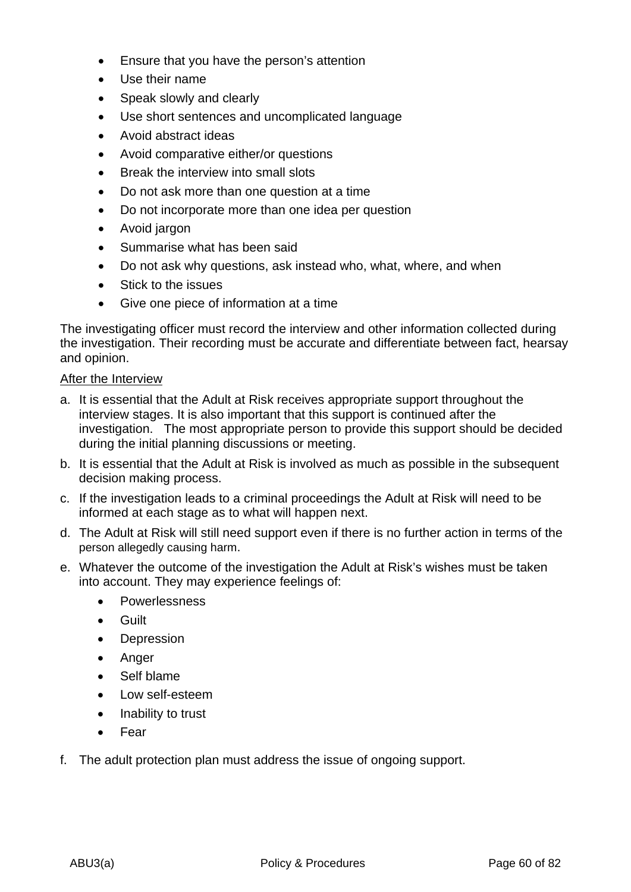- Ensure that you have the person's attention
- Use their name
- Speak slowly and clearly
- Use short sentences and uncomplicated language
- Avoid abstract ideas
- Avoid comparative either/or questions
- Break the interview into small slots
- Do not ask more than one question at a time
- Do not incorporate more than one idea per question
- Avoid jargon
- Summarise what has been said
- Do not ask why questions, ask instead who, what, where, and when
- Stick to the issues
- Give one piece of information at a time

The investigating officer must record the interview and other information collected during the investigation. Their recording must be accurate and differentiate between fact, hearsay and opinion.

<u>After the Interview</u>

a. It is essential that the Adult at Risk receives appropriate support throughout the interview stages. It is also important that this support is continued after the investigation. The most appropriate person to provide this support should be decided during the initial planning discussions or meeting.
b. It is essential that the Adult at Risk is involved as much as possible in the subsequent decision making process.
c. If the investigation leads to a criminal proceedings the Adult at Risk will need to be informed at each stage as to what will happen next.
d. The Adult at Risk will still need support even if there is no further action in terms of the person allegedly causing harm.
e. Whatever the outcome of the investigation the Adult at Risk's wishes must be taken into account. They may experience feelings of:
    - Powerlessness
    - Guilt
    - Depression
    - Anger
    - Self blame
    - Low self-esteem
    - Inability to trust
    - Fear
f. The adult protection plan must address the issue of ongoing support.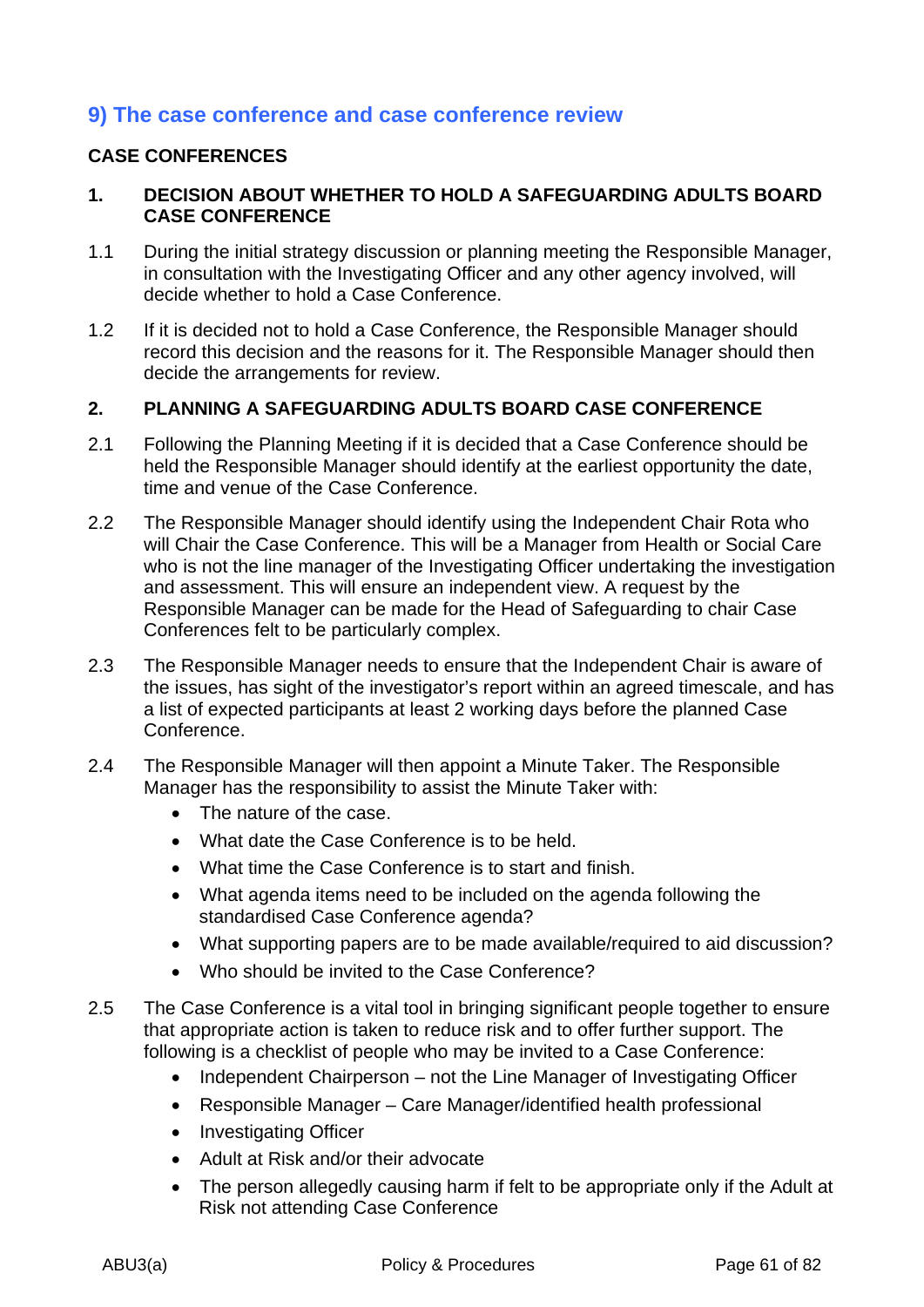## 9) The case conference and case conference review

### CASE CONFERENCES

#### 1. DECISION ABOUT WHETHER TO HOLD A SAFEGUARDING ADULTS BOARD CASE CONFERENCE

1.1 During the initial strategy discussion or planning meeting the Responsible Manager, in consultation with the Investigating Officer and any other agency involved, will decide whether to hold a Case Conference.

1.2 If it is decided not to hold a Case Conference, the Responsible Manager should record this decision and the reasons for it. The Responsible Manager should then decide the arrangements for review.

#### 2. PLANNING A SAFEGUARDING ADULTS BOARD CASE CONFERENCE

2.1 Following the Planning Meeting if it is decided that a Case Conference should be held the Responsible Manager should identify at the earliest opportunity the date, time and venue of the Case Conference.

2.2 The Responsible Manager should identify using the Independent Chair Rota who will Chair the Case Conference. This will be a Manager from Health or Social Care who is not the line manager of the Investigating Officer undertaking the investigation and assessment. This will ensure an independent view. A request by the Responsible Manager can be made for the Head of Safeguarding to chair Case Conferences felt to be particularly complex.

2.3 The Responsible Manager needs to ensure that the Independent Chair is aware of the issues, has sight of the investigator's report within an agreed timescale, and has a list of expected participants at least 2 working days before the planned Case Conference.

2.4 The Responsible Manager will then appoint a Minute Taker. The Responsible Manager has the responsibility to assist the Minute Taker with:

- The nature of the case.
- What date the Case Conference is to be held.
- What time the Case Conference is to start and finish.
- What agenda items need to be included on the agenda following the standardised Case Conference agenda?
- What supporting papers are to be made available/required to aid discussion?
- Who should be invited to the Case Conference?

2.5 The Case Conference is a vital tool in bringing significant people together to ensure that appropriate action is taken to reduce risk and to offer further support. The following is a checklist of people who may be invited to a Case Conference:

- Independent Chairperson – not the Line Manager of Investigating Officer
- Responsible Manager – Care Manager/identified health professional
- Investigating Officer
- Adult at Risk and/or their advocate
- The person allegedly causing harm if felt to be appropriate only if the Adult at Risk not attending Case Conference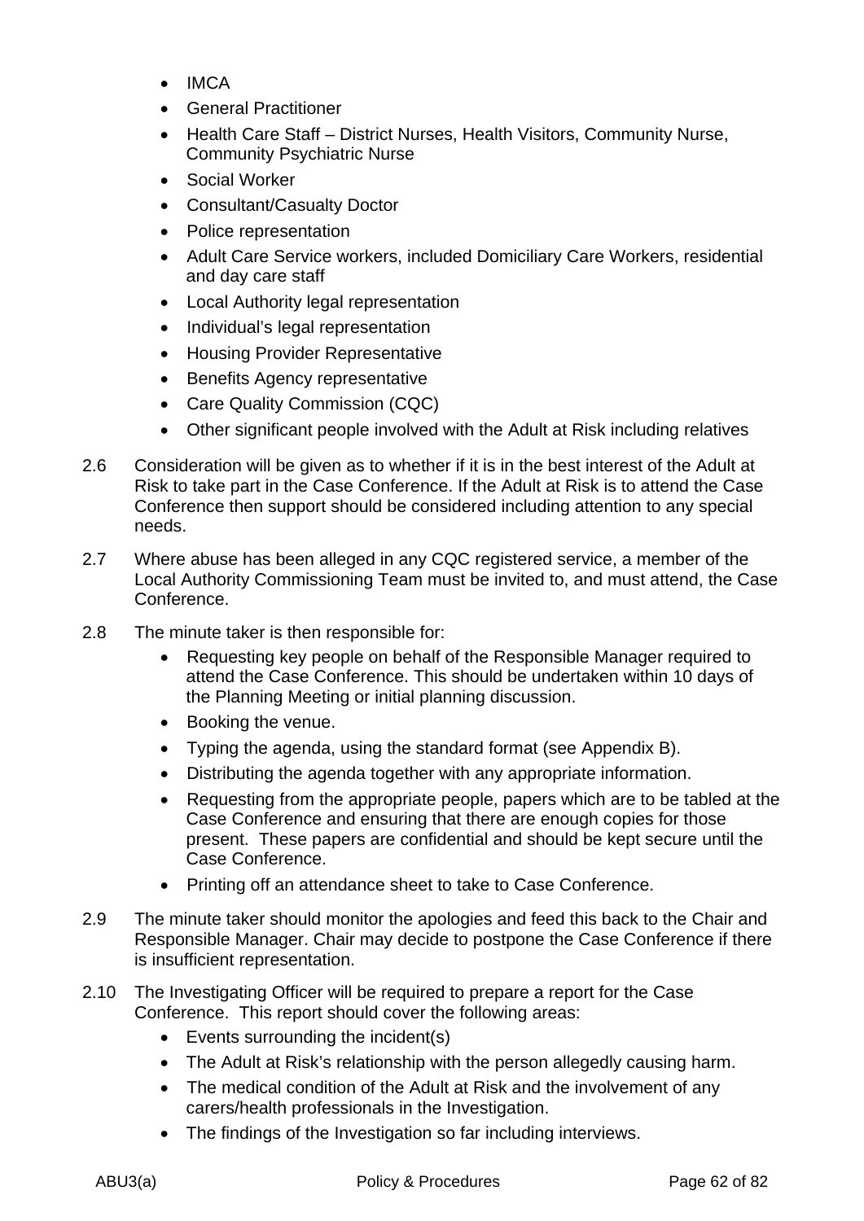- IMCA
- General Practitioner
- Health Care Staff – District Nurses, Health Visitors, Community Nurse, Community Psychiatric Nurse
- Social Worker
- Consultant/Casualty Doctor
- Police representation
- Adult Care Service workers, included Domiciliary Care Workers, residential and day care staff
- Local Authority legal representation
- Individual's legal representation
- Housing Provider Representative
- Benefits Agency representative
- Care Quality Commission (CQC)
- Other significant people involved with the Adult at Risk including relatives

2.6 Consideration will be given as to whether if it is in the best interest of the Adult at Risk to take part in the Case Conference. If the Adult at Risk is to attend the Case Conference then support should be considered including attention to any special needs.

2.7 Where abuse has been alleged in any CQC registered service, a member of the Local Authority Commissioning Team must be invited to, and must attend, the Case Conference.

2.8 The minute taker is then responsible for:

- Requesting key people on behalf of the Responsible Manager required to attend the Case Conference. This should be undertaken within 10 days of the Planning Meeting or initial planning discussion.
- Booking the venue.
- Typing the agenda, using the standard format (see Appendix B).
- Distributing the agenda together with any appropriate information.
- Requesting from the appropriate people, papers which are to be tabled at the Case Conference and ensuring that there are enough copies for those present. These papers are confidential and should be kept secure until the Case Conference.
- Printing off an attendance sheet to take to Case Conference.

2.9 The minute taker should monitor the apologies and feed this back to the Chair and Responsible Manager. Chair may decide to postpone the Case Conference if there is insufficient representation.

2.10 The Investigating Officer will be required to prepare a report for the Case Conference. This report should cover the following areas:

- Events surrounding the incident(s)
- The Adult at Risk's relationship with the person allegedly causing harm.
- The medical condition of the Adult at Risk and the involvement of any carers/health professionals in the Investigation.
- The findings of the Investigation so far including interviews.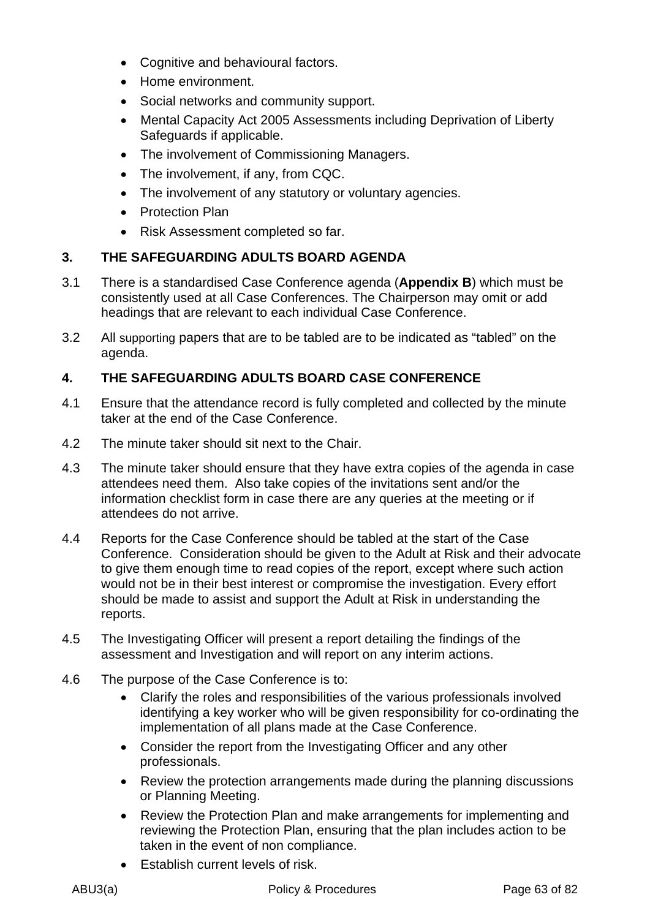- Cognitive and behavioural factors.
- Home environment.
- Social networks and community support.
- Mental Capacity Act 2005 Assessments including Deprivation of Liberty Safeguards if applicable.
- The involvement of Commissioning Managers.
- The involvement, if any, from CQC.
- The involvement of any statutory or voluntary agencies.
- Protection Plan
- Risk Assessment completed so far.

## 3. THE SAFEGUARDING ADULTS BOARD AGENDA

3.1 There is a standardised Case Conference agenda (**Appendix B**) which must be consistently used at all Case Conferences. The Chairperson may omit or add headings that are relevant to each individual Case Conference.

3.2 All supporting papers that are to be tabled are to be indicated as "tabled" on the agenda.

## 4. THE SAFEGUARDING ADULTS BOARD CASE CONFERENCE

4.1 Ensure that the attendance record is fully completed and collected by the minute taker at the end of the Case Conference.

4.2 The minute taker should sit next to the Chair.

4.3 The minute taker should ensure that they have extra copies of the agenda in case attendees need them. Also take copies of the invitations sent and/or the information checklist form in case there are any queries at the meeting or if attendees do not arrive.

4.4 Reports for the Case Conference should be tabled at the start of the Case Conference. Consideration should be given to the Adult at Risk and their advocate to give them enough time to read copies of the report, except where such action would not be in their best interest or compromise the investigation. Every effort should be made to assist and support the Adult at Risk in understanding the reports.

4.5 The Investigating Officer will present a report detailing the findings of the assessment and Investigation and will report on any interim actions.

4.6 The purpose of the Case Conference is to:

- Clarify the roles and responsibilities of the various professionals involved identifying a key worker who will be given responsibility for co-ordinating the implementation of all plans made at the Case Conference.
- Consider the report from the Investigating Officer and any other professionals.
- Review the protection arrangements made during the planning discussions or Planning Meeting.
- Review the Protection Plan and make arrangements for implementing and reviewing the Protection Plan, ensuring that the plan includes action to be taken in the event of non compliance.
- Establish current levels of risk.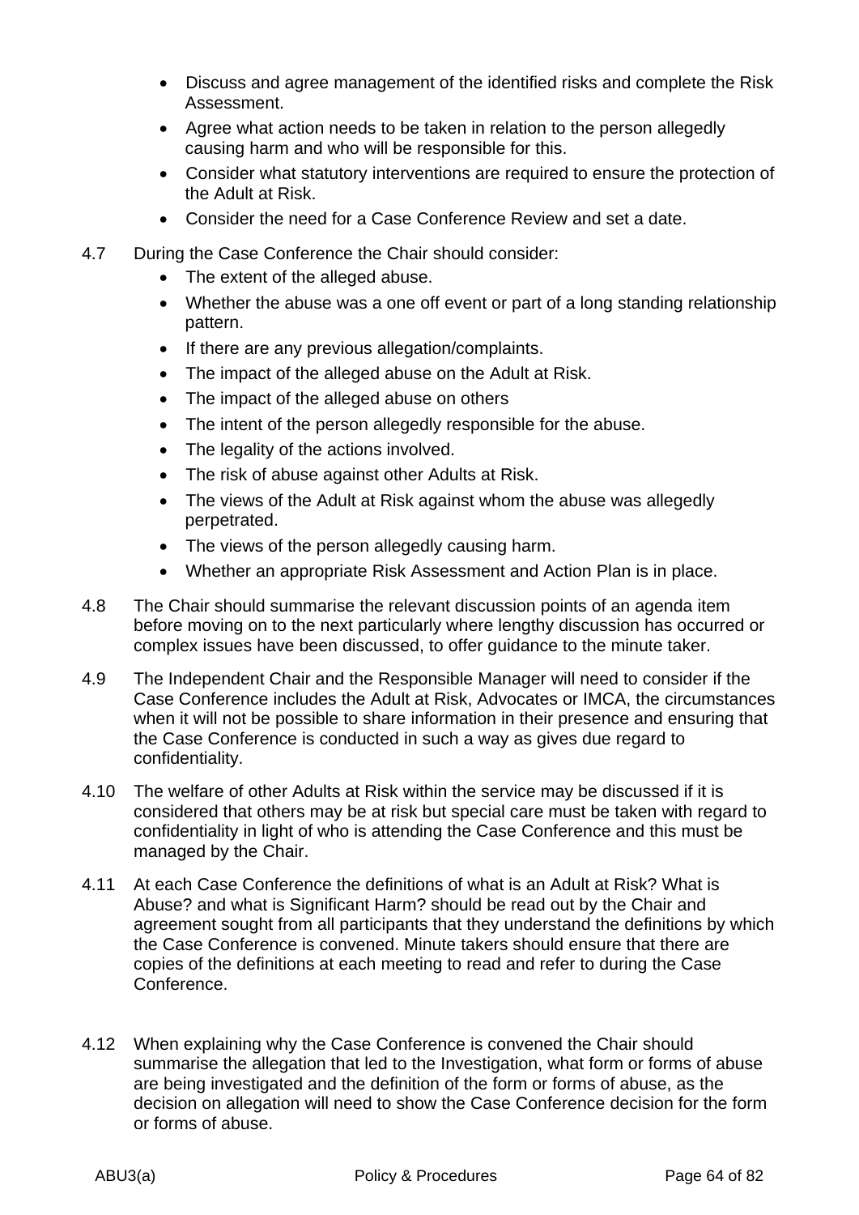- Discuss and agree management of the identified risks and complete the Risk Assessment.
- Agree what action needs to be taken in relation to the person allegedly causing harm and who will be responsible for this.
- Consider what statutory interventions are required to ensure the protection of the Adult at Risk.
- Consider the need for a Case Conference Review and set a date.

4.7 During the Case Conference the Chair should consider:

- The extent of the alleged abuse.
- Whether the abuse was a one off event or part of a long standing relationship pattern.
- If there are any previous allegation/complaints.
- The impact of the alleged abuse on the Adult at Risk.
- The impact of the alleged abuse on others
- The intent of the person allegedly responsible for the abuse.
- The legality of the actions involved.
- The risk of abuse against other Adults at Risk.
- The views of the Adult at Risk against whom the abuse was allegedly perpetrated.
- The views of the person allegedly causing harm.
- Whether an appropriate Risk Assessment and Action Plan is in place.

4.8 The Chair should summarise the relevant discussion points of an agenda item before moving on to the next particularly where lengthy discussion has occurred or complex issues have been discussed, to offer guidance to the minute taker.

4.9 The Independent Chair and the Responsible Manager will need to consider if the Case Conference includes the Adult at Risk, Advocates or IMCA, the circumstances when it will not be possible to share information in their presence and ensuring that the Case Conference is conducted in such a way as gives due regard to confidentiality.

4.10 The welfare of other Adults at Risk within the service may be discussed if it is considered that others may be at risk but special care must be taken with regard to confidentiality in light of who is attending the Case Conference and this must be managed by the Chair.

4.11 At each Case Conference the definitions of what is an Adult at Risk? What is Abuse? and what is Significant Harm? should be read out by the Chair and agreement sought from all participants that they understand the definitions by which the Case Conference is convened. Minute takers should ensure that there are copies of the definitions at each meeting to read and refer to during the Case Conference.

4.12 When explaining why the Case Conference is convened the Chair should summarise the allegation that led to the Investigation, what form or forms of abuse are being investigated and the definition of the form or forms of abuse, as the decision on allegation will need to show the Case Conference decision for the form or forms of abuse.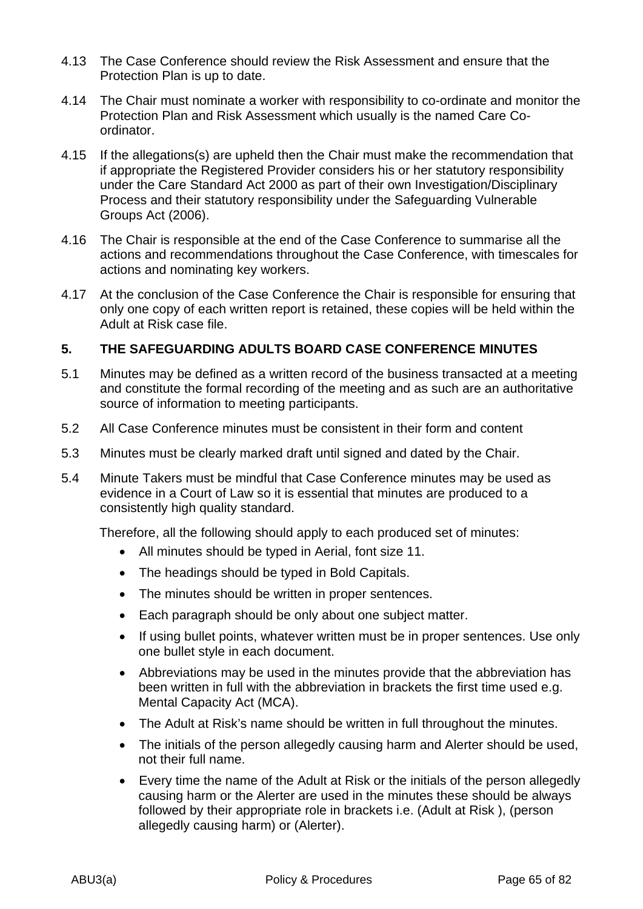4.13 The Case Conference should review the Risk Assessment and ensure that the Protection Plan is up to date.

4.14 The Chair must nominate a worker with responsibility to co-ordinate and monitor the Protection Plan and Risk Assessment which usually is the named Care Co-ordinator.

4.15 If the allegations(s) are upheld then the Chair must make the recommendation that if appropriate the Registered Provider considers his or her statutory responsibility under the Care Standard Act 2000 as part of their own Investigation/Disciplinary Process and their statutory responsibility under the Safeguarding Vulnerable Groups Act (2006).

4.16 The Chair is responsible at the end of the Case Conference to summarise all the actions and recommendations throughout the Case Conference, with timescales for actions and nominating key workers.

4.17 At the conclusion of the Case Conference the Chair is responsible for ensuring that only one copy of each written report is retained, these copies will be held within the Adult at Risk case file.

## 5. THE SAFEGUARDING ADULTS BOARD CASE CONFERENCE MINUTES

5.1 Minutes may be defined as a written record of the business transacted at a meeting and constitute the formal recording of the meeting and as such are an authoritative source of information to meeting participants.

5.2 All Case Conference minutes must be consistent in their form and content

5.3 Minutes must be clearly marked draft until signed and dated by the Chair.

5.4 Minute Takers must be mindful that Case Conference minutes may be used as evidence in a Court of Law so it is essential that minutes are produced to a consistently high quality standard.

Therefore, all the following should apply to each produced set of minutes:

- All minutes should be typed in Aerial, font size 11.
- The headings should be typed in Bold Capitals.
- The minutes should be written in proper sentences.
- Each paragraph should be only about one subject matter.
- If using bullet points, whatever written must be in proper sentences. Use only one bullet style in each document.
- Abbreviations may be used in the minutes provide that the abbreviation has been written in full with the abbreviation in brackets the first time used e.g. Mental Capacity Act (MCA).
- The Adult at Risk's name should be written in full throughout the minutes.
- The initials of the person allegedly causing harm and Alerter should be used, not their full name.
- Every time the name of the Adult at Risk or the initials of the person allegedly causing harm or the Alerter are used in the minutes these should be always followed by their appropriate role in brackets i.e. (Adult at Risk ), (person allegedly causing harm) or (Alerter).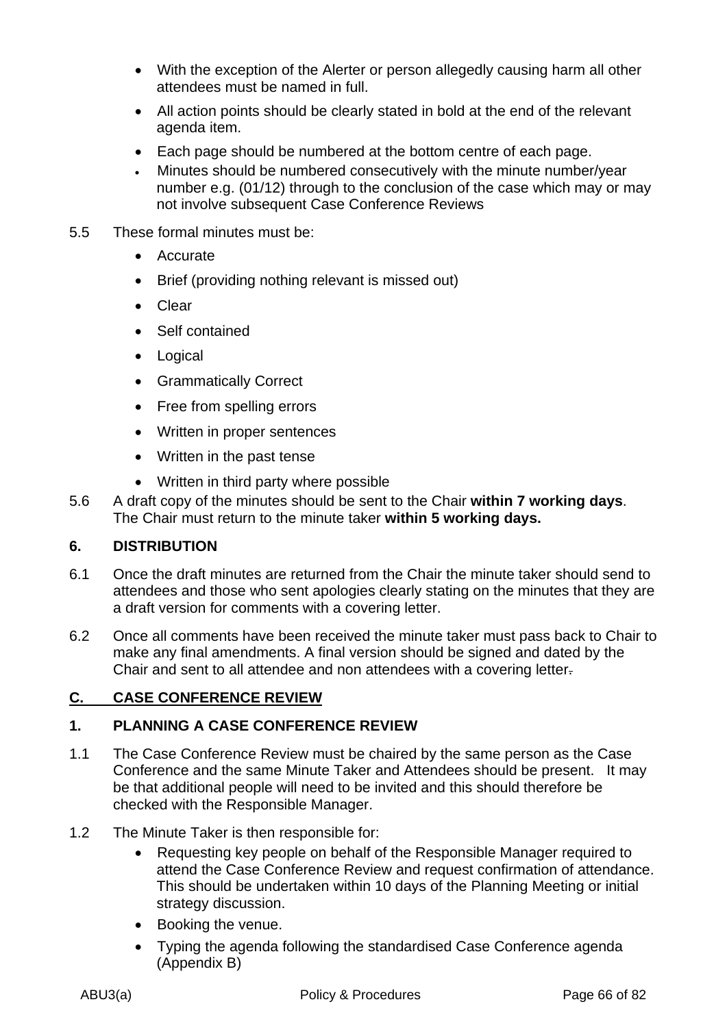- With the exception of the Alerter or person allegedly causing harm all other attendees must be named in full.
- All action points should be clearly stated in bold at the end of the relevant agenda item.
- Each page should be numbered at the bottom centre of each page.
- Minutes should be numbered consecutively with the minute number/year number e.g. (01/12) through to the conclusion of the case which may or may not involve subsequent Case Conference Reviews

5.5 These formal minutes must be:

- Accurate
- Brief (providing nothing relevant is missed out)
- Clear
- Self contained
- Logical
- Grammatically Correct
- Free from spelling errors
- Written in proper sentences
- Written in the past tense
- Written in third party where possible

5.6 A draft copy of the minutes should be sent to the Chair **within 7 working days**. The Chair must return to the minute taker **within 5 working days.**

### 6. DISTRIBUTION

6.1 Once the draft minutes are returned from the Chair the minute taker should send to attendees and those who sent apologies clearly stating on the minutes that they are a draft version for comments with a covering letter.

6.2 Once all comments have been received the minute taker must pass back to Chair to make any final amendments. A final version should be signed and dated by the Chair and sent to all attendee and non attendees with a covering letter.

## C. CASE CONFERENCE REVIEW

### 1. PLANNING A CASE CONFERENCE REVIEW

1.1 The Case Conference Review must be chaired by the same person as the Case Conference and the same Minute Taker and Attendees should be present. It may be that additional people will need to be invited and this should therefore be checked with the Responsible Manager.

1.2 The Minute Taker is then responsible for:

- Requesting key people on behalf of the Responsible Manager required to attend the Case Conference Review and request confirmation of attendance. This should be undertaken within 10 days of the Planning Meeting or initial strategy discussion.
- Booking the venue.
- Typing the agenda following the standardised Case Conference agenda (Appendix B)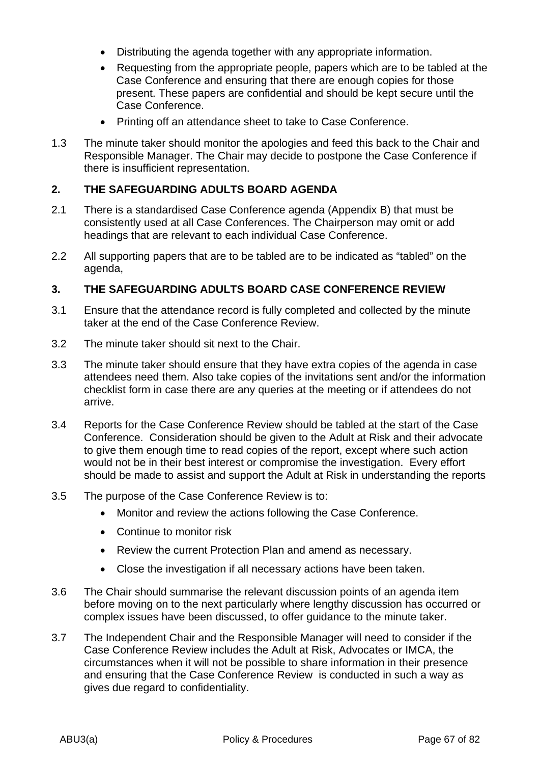- Distributing the agenda together with any appropriate information.
- Requesting from the appropriate people, papers which are to be tabled at the Case Conference and ensuring that there are enough copies for those present. These papers are confidential and should be kept secure until the Case Conference.
- Printing off an attendance sheet to take to Case Conference.

1.3 The minute taker should monitor the apologies and feed this back to the Chair and Responsible Manager. The Chair may decide to postpone the Case Conference if there is insufficient representation.

## 2. THE SAFEGUARDING ADULTS BOARD AGENDA

2.1 There is a standardised Case Conference agenda (Appendix B) that must be consistently used at all Case Conferences. The Chairperson may omit or add headings that are relevant to each individual Case Conference.

2.2 All supporting papers that are to be tabled are to be indicated as "tabled" on the agenda,

## 3. THE SAFEGUARDING ADULTS BOARD CASE CONFERENCE REVIEW

3.1 Ensure that the attendance record is fully completed and collected by the minute taker at the end of the Case Conference Review.

3.2 The minute taker should sit next to the Chair.

3.3 The minute taker should ensure that they have extra copies of the agenda in case attendees need them. Also take copies of the invitations sent and/or the information checklist form in case there are any queries at the meeting or if attendees do not arrive.

3.4 Reports for the Case Conference Review should be tabled at the start of the Case Conference. Consideration should be given to the Adult at Risk and their advocate to give them enough time to read copies of the report, except where such action would not be in their best interest or compromise the investigation. Every effort should be made to assist and support the Adult at Risk in understanding the reports

3.5 The purpose of the Case Conference Review is to:

- Monitor and review the actions following the Case Conference.
- Continue to monitor risk
- Review the current Protection Plan and amend as necessary.
- Close the investigation if all necessary actions have been taken.

3.6 The Chair should summarise the relevant discussion points of an agenda item before moving on to the next particularly where lengthy discussion has occurred or complex issues have been discussed, to offer guidance to the minute taker.

3.7 The Independent Chair and the Responsible Manager will need to consider if the Case Conference Review includes the Adult at Risk, Advocates or IMCA, the circumstances when it will not be possible to share information in their presence and ensuring that the Case Conference Review is conducted in such a way as gives due regard to confidentiality.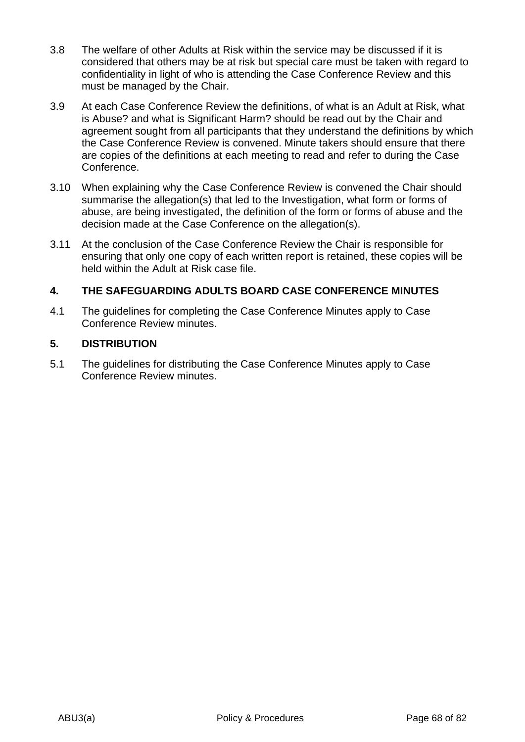3.8 The welfare of other Adults at Risk within the service may be discussed if it is considered that others may be at risk but special care must be taken with regard to confidentiality in light of who is attending the Case Conference Review and this must be managed by the Chair.

3.9 At each Case Conference Review the definitions, of what is an Adult at Risk, what is Abuse? and what is Significant Harm? should be read out by the Chair and agreement sought from all participants that they understand the definitions by which the Case Conference Review is convened. Minute takers should ensure that there are copies of the definitions at each meeting to read and refer to during the Case Conference.

3.10 When explaining why the Case Conference Review is convened the Chair should summarise the allegation(s) that led to the Investigation, what form or forms of abuse, are being investigated, the definition of the form or forms of abuse and the decision made at the Case Conference on the allegation(s).

3.11 At the conclusion of the Case Conference Review the Chair is responsible for ensuring that only one copy of each written report is retained, these copies will be held within the Adult at Risk case file.

## 4. THE SAFEGUARDING ADULTS BOARD CASE CONFERENCE MINUTES

4.1 The guidelines for completing the Case Conference Minutes apply to Case Conference Review minutes.

## 5. DISTRIBUTION

5.1 The guidelines for distributing the Case Conference Minutes apply to Case Conference Review minutes.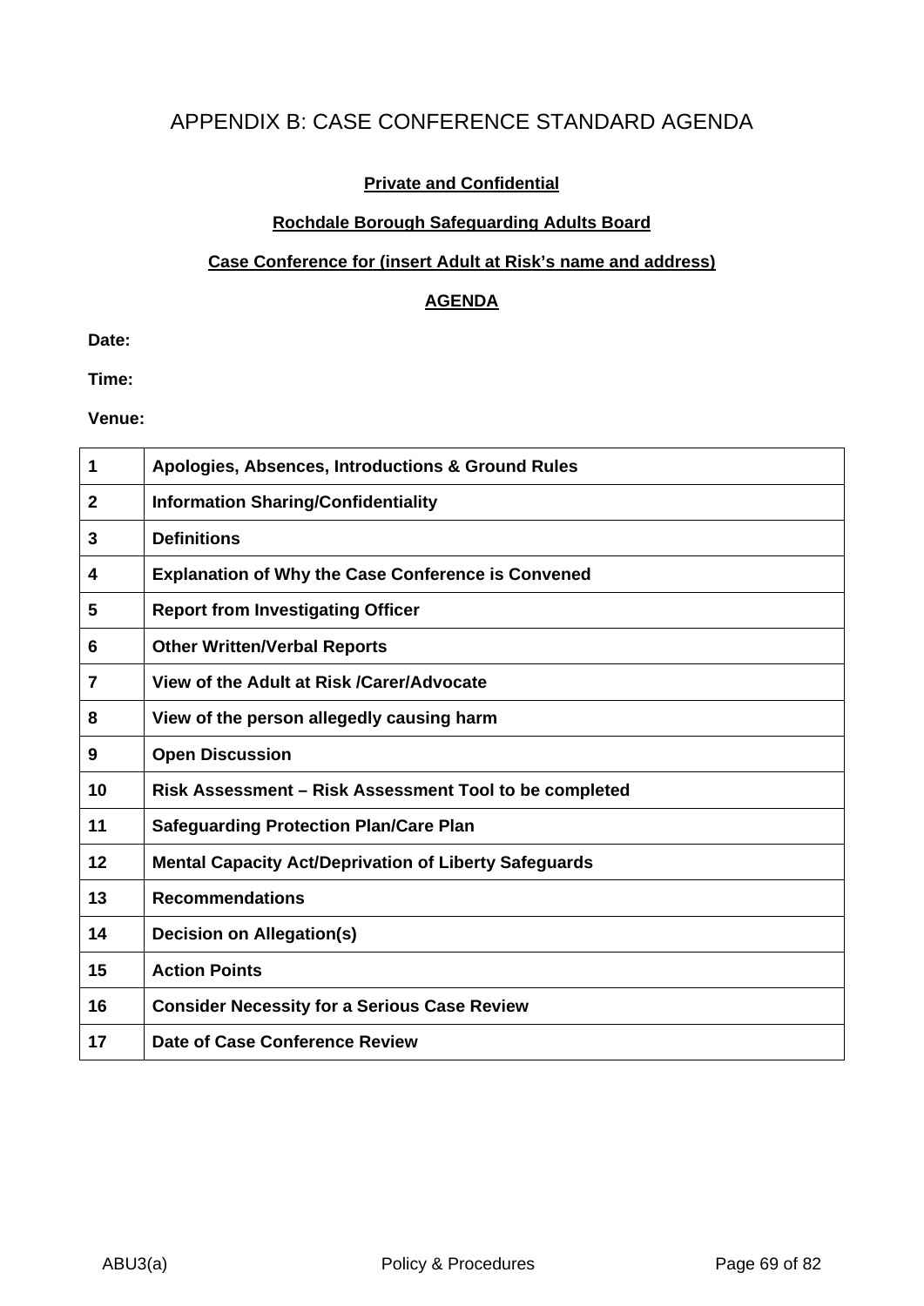# APPENDIX B: CASE CONFERENCE STANDARD AGENDA

**Private and Confidential**

**Rochdale Borough Safeguarding Adults Board**

**Case Conference for (insert Adult at Risk's name and address)**

**AGENDA**

**Date:**

**Time:**

**Venue:**

| | |
|---|---|
| **1** | **Apologies, Absences, Introductions & Ground Rules** |
| **2** | **Information Sharing/Confidentiality** |
| **3** | **Definitions** |
| **4** | **Explanation of Why the Case Conference is Convened** |
| **5** | **Report from Investigating Officer** |
| **6** | **Other Written/Verbal Reports** |
| **7** | **View of the Adult at Risk /Carer/Advocate** |
| **8** | **View of the person allegedly causing harm** |
| **9** | **Open Discussion** |
| **10** | **Risk Assessment – Risk Assessment Tool to be completed** |
| **11** | **Safeguarding Protection Plan/Care Plan** |
| **12** | **Mental Capacity Act/Deprivation of Liberty Safeguards** |
| **13** | **Recommendations** |
| **14** | **Decision on Allegation(s)** |
| **15** | **Action Points** |
| **16** | **Consider Necessity for a Serious Case Review** |
| **17** | **Date of Case Conference Review** |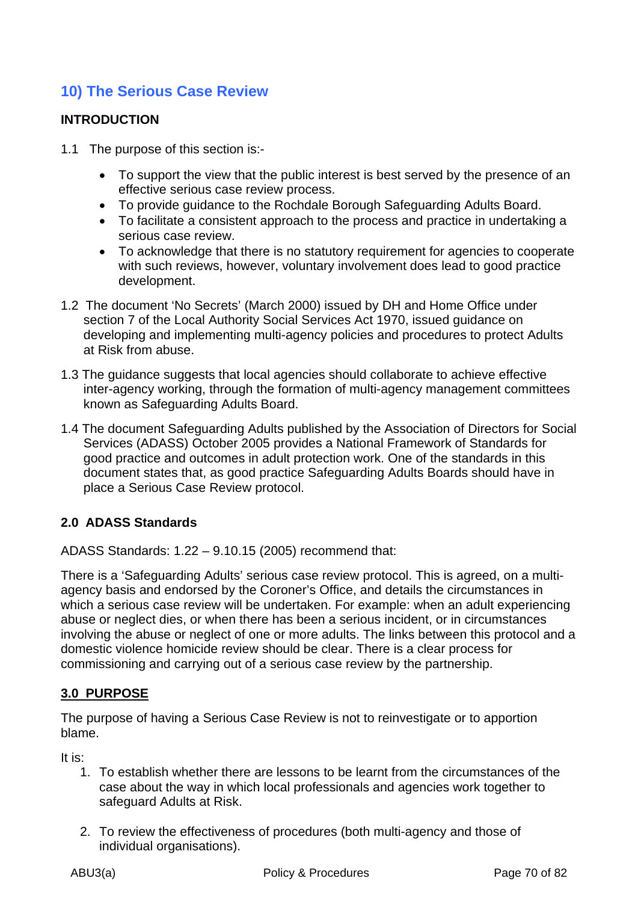## 10) The Serious Case Review

**INTRODUCTION**

1.1 The purpose of this section is:-

- To support the view that the public interest is best served by the presence of an effective serious case review process.
- To provide guidance to the Rochdale Borough Safeguarding Adults Board.
- To facilitate a consistent approach to the process and practice in undertaking a serious case review.
- To acknowledge that there is no statutory requirement for agencies to cooperate with such reviews, however, voluntary involvement does lead to good practice development.

1.2 The document 'No Secrets' (March 2000) issued by DH and Home Office under section 7 of the Local Authority Social Services Act 1970, issued guidance on developing and implementing multi-agency policies and procedures to protect Adults at Risk from abuse.

1.3 The guidance suggests that local agencies should collaborate to achieve effective inter-agency working, through the formation of multi-agency management committees known as Safeguarding Adults Board.

1.4 The document Safeguarding Adults published by the Association of Directors for Social Services (ADASS) October 2005 provides a National Framework of Standards for good practice and outcomes in adult protection work. One of the standards in this document states that, as good practice Safeguarding Adults Boards should have in place a Serious Case Review protocol.

**2.0 ADASS Standards**

ADASS Standards: 1.22 – 9.10.15 (2005) recommend that:

There is a 'Safeguarding Adults' serious case review protocol. This is agreed, on a multi-agency basis and endorsed by the Coroner's Office, and details the circumstances in which a serious case review will be undertaken. For example: when an adult experiencing abuse or neglect dies, or when there has been a serious incident, or in circumstances involving the abuse or neglect of one or more adults. The links between this protocol and a domestic violence homicide review should be clear. There is a clear process for commissioning and carrying out of a serious case review by the partnership.

**3.0 PURPOSE**

The purpose of having a Serious Case Review is not to reinvestigate or to apportion blame.

It is:

1. To establish whether there are lessons to be learnt from the circumstances of the case about the way in which local professionals and agencies work together to safeguard Adults at Risk.
2. To review the effectiveness of procedures (both multi-agency and those of individual organisations).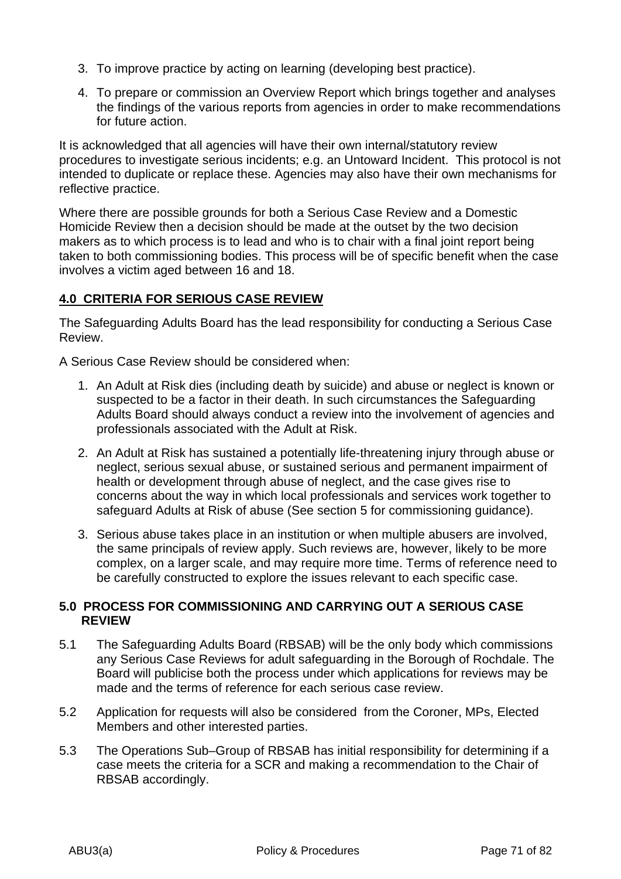3. To improve practice by acting on learning (developing best practice).

4. To prepare or commission an Overview Report which brings together and analyses the findings of the various reports from agencies in order to make recommendations for future action.

It is acknowledged that all agencies will have their own internal/statutory review procedures to investigate serious incidents; e.g. an Untoward Incident. This protocol is not intended to duplicate or replace these. Agencies may also have their own mechanisms for reflective practice.

Where there are possible grounds for both a Serious Case Review and a Domestic Homicide Review then a decision should be made at the outset by the two decision makers as to which process is to lead and who is to chair with a final joint report being taken to both commissioning bodies. This process will be of specific benefit when the case involves a victim aged between 16 and 18.

## 4.0 CRITERIA FOR SERIOUS CASE REVIEW

The Safeguarding Adults Board has the lead responsibility for conducting a Serious Case Review.

A Serious Case Review should be considered when:

1. An Adult at Risk dies (including death by suicide) and abuse or neglect is known or suspected to be a factor in their death. In such circumstances the Safeguarding Adults Board should always conduct a review into the involvement of agencies and professionals associated with the Adult at Risk.

2. An Adult at Risk has sustained a potentially life-threatening injury through abuse or neglect, serious sexual abuse, or sustained serious and permanent impairment of health or development through abuse of neglect, and the case gives rise to concerns about the way in which local professionals and services work together to safeguard Adults at Risk of abuse (See section 5 for commissioning guidance).

3. Serious abuse takes place in an institution or when multiple abusers are involved, the same principals of review apply. Such reviews are, however, likely to be more complex, on a larger scale, and may require more time. Terms of reference need to be carefully constructed to explore the issues relevant to each specific case.

## 5.0 PROCESS FOR COMMISSIONING AND CARRYING OUT A SERIOUS CASE REVIEW

5.1 The Safeguarding Adults Board (RBSAB) will be the only body which commissions any Serious Case Reviews for adult safeguarding in the Borough of Rochdale. The Board will publicise both the process under which applications for reviews may be made and the terms of reference for each serious case review.

5.2 Application for requests will also be considered from the Coroner, MPs, Elected Members and other interested parties.

5.3 The Operations Sub–Group of RBSAB has initial responsibility for determining if a case meets the criteria for a SCR and making a recommendation to the Chair of RBSAB accordingly.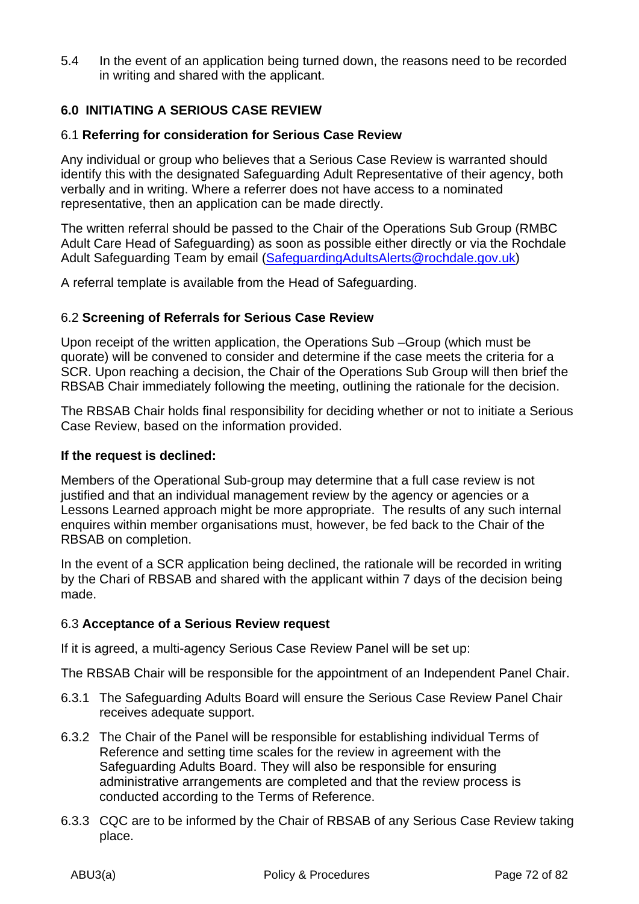5.4 In the event of an application being turned down, the reasons need to be recorded in writing and shared with the applicant.

## 6.0 INITIATING A SERIOUS CASE REVIEW

### 6.1 **Referring for consideration for Serious Case Review**

Any individual or group who believes that a Serious Case Review is warranted should identify this with the designated Safeguarding Adult Representative of their agency, both verbally and in writing. Where a referrer does not have access to a nominated representative, then an application can be made directly.

The written referral should be passed to the Chair of the Operations Sub Group (RMBC Adult Care Head of Safeguarding) as soon as possible either directly or via the Rochdale Adult Safeguarding Team by email (SafeguardingAdultsAlerts@rochdale.gov.uk)

A referral template is available from the Head of Safeguarding.

### 6.2 **Screening of Referrals for Serious Case Review**

Upon receipt of the written application, the Operations Sub –Group (which must be quorate) will be convened to consider and determine if the case meets the criteria for a SCR. Upon reaching a decision, the Chair of the Operations Sub Group will then brief the RBSAB Chair immediately following the meeting, outlining the rationale for the decision.

The RBSAB Chair holds final responsibility for deciding whether or not to initiate a Serious Case Review, based on the information provided.

**If the request is declined:**

Members of the Operational Sub-group may determine that a full case review is not justified and that an individual management review by the agency or agencies or a Lessons Learned approach might be more appropriate. The results of any such internal enquires within member organisations must, however, be fed back to the Chair of the RBSAB on completion.

In the event of a SCR application being declined, the rationale will be recorded in writing by the Chari of RBSAB and shared with the applicant within 7 days of the decision being made.

### 6.3 **Acceptance of a Serious Review request**

If it is agreed, a multi-agency Serious Case Review Panel will be set up:

The RBSAB Chair will be responsible for the appointment of an Independent Panel Chair.

6.3.1 The Safeguarding Adults Board will ensure the Serious Case Review Panel Chair receives adequate support.

6.3.2 The Chair of the Panel will be responsible for establishing individual Terms of Reference and setting time scales for the review in agreement with the Safeguarding Adults Board. They will also be responsible for ensuring administrative arrangements are completed and that the review process is conducted according to the Terms of Reference.

6.3.3 CQC are to be informed by the Chair of RBSAB of any Serious Case Review taking place.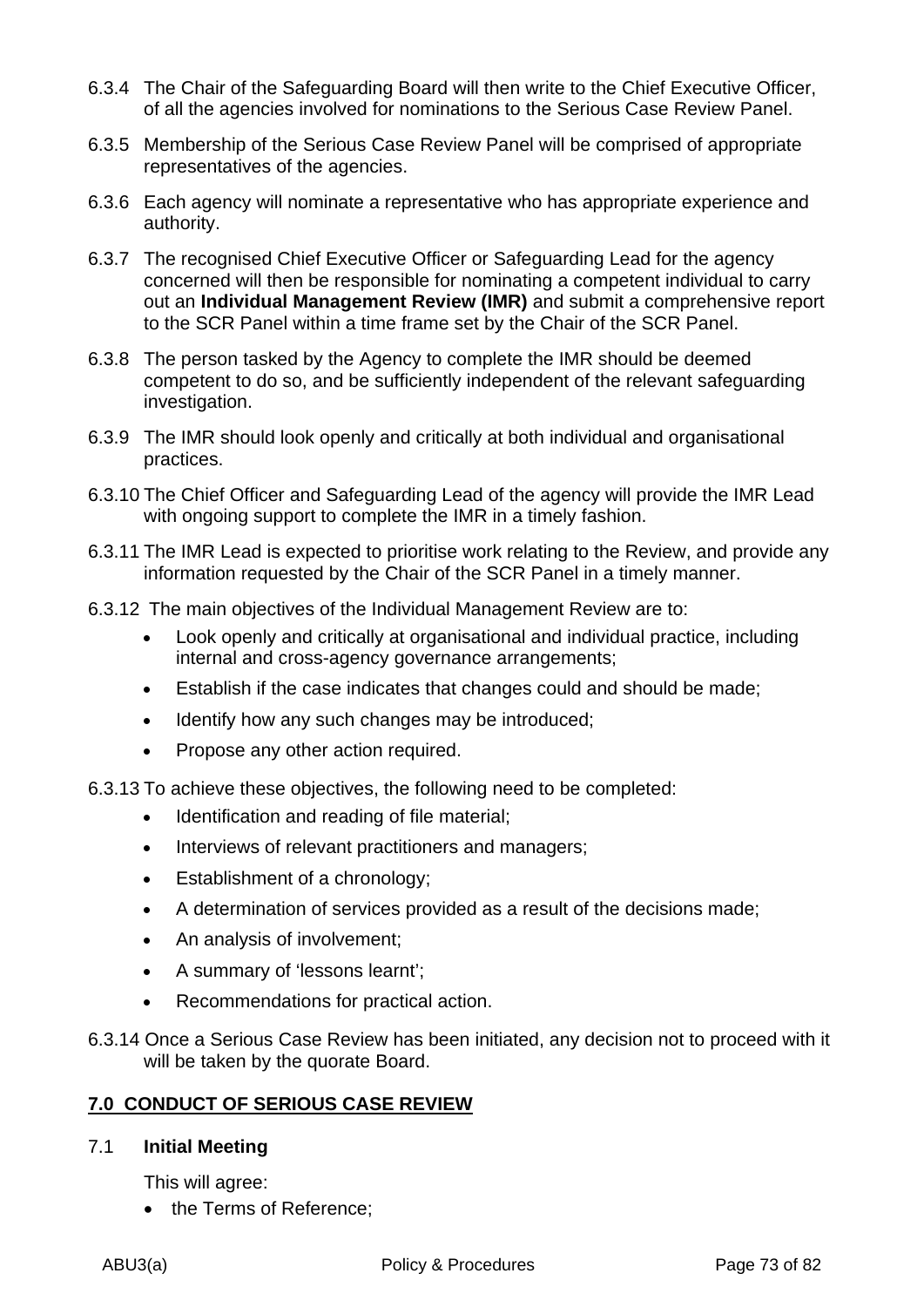6.3.4 The Chair of the Safeguarding Board will then write to the Chief Executive Officer, of all the agencies involved for nominations to the Serious Case Review Panel.

6.3.5 Membership of the Serious Case Review Panel will be comprised of appropriate representatives of the agencies.

6.3.6 Each agency will nominate a representative who has appropriate experience and authority.

6.3.7 The recognised Chief Executive Officer or Safeguarding Lead for the agency concerned will then be responsible for nominating a competent individual to carry out an **Individual Management Review (IMR)** and submit a comprehensive report to the SCR Panel within a time frame set by the Chair of the SCR Panel.

6.3.8 The person tasked by the Agency to complete the IMR should be deemed competent to do so, and be sufficiently independent of the relevant safeguarding investigation.

6.3.9 The IMR should look openly and critically at both individual and organisational practices.

6.3.10 The Chief Officer and Safeguarding Lead of the agency will provide the IMR Lead with ongoing support to complete the IMR in a timely fashion.

6.3.11 The IMR Lead is expected to prioritise work relating to the Review, and provide any information requested by the Chair of the SCR Panel in a timely manner.

6.3.12 The main objectives of the Individual Management Review are to:

- Look openly and critically at organisational and individual practice, including internal and cross-agency governance arrangements;
- Establish if the case indicates that changes could and should be made;
- Identify how any such changes may be introduced;
- Propose any other action required.

6.3.13 To achieve these objectives, the following need to be completed:

- Identification and reading of file material;
- Interviews of relevant practitioners and managers;
- Establishment of a chronology;
- A determination of services provided as a result of the decisions made;
- An analysis of involvement;
- A summary of 'lessons learnt';
- Recommendations for practical action.

6.3.14 Once a Serious Case Review has been initiated, any decision not to proceed with it will be taken by the quorate Board.

## 7.0 CONDUCT OF SERIOUS CASE REVIEW

### 7.1 Initial Meeting

This will agree:

- the Terms of Reference;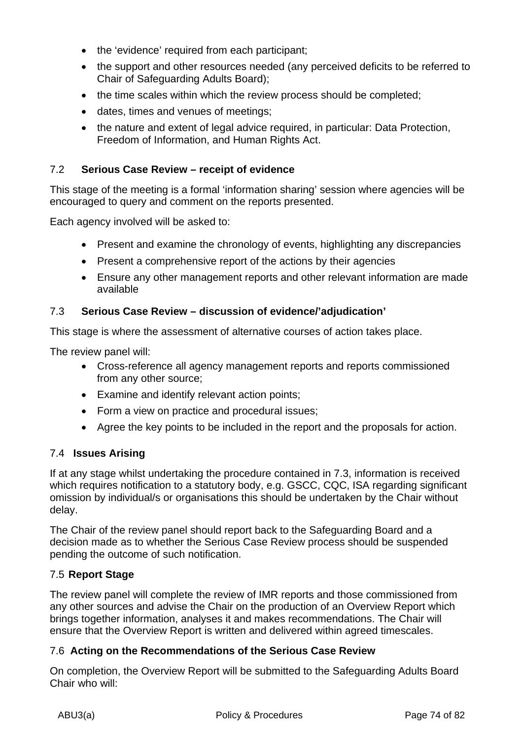- the ‘evidence’ required from each participant;
- the support and other resources needed (any perceived deficits to be referred to Chair of Safeguarding Adults Board);
- the time scales within which the review process should be completed;
- dates, times and venues of meetings;
- the nature and extent of legal advice required, in particular: Data Protection, Freedom of Information, and Human Rights Act.

### 7.2 Serious Case Review – receipt of evidence

This stage of the meeting is a formal ‘information sharing’ session where agencies will be encouraged to query and comment on the reports presented.

Each agency involved will be asked to:

- Present and examine the chronology of events, highlighting any discrepancies
- Present a comprehensive report of the actions by their agencies
- Ensure any other management reports and other relevant information are made available

### 7.3 Serious Case Review – discussion of evidence/’adjudication’

This stage is where the assessment of alternative courses of action takes place.

The review panel will:

- Cross-reference all agency management reports and reports commissioned from any other source;
- Examine and identify relevant action points;
- Form a view on practice and procedural issues;
- Agree the key points to be included in the report and the proposals for action.

### 7.4 Issues Arising

If at any stage whilst undertaking the procedure contained in 7.3, information is received which requires notification to a statutory body, e.g. GSCC, CQC, ISA regarding significant omission by individual/s or organisations this should be undertaken by the Chair without delay.

The Chair of the review panel should report back to the Safeguarding Board and a decision made as to whether the Serious Case Review process should be suspended pending the outcome of such notification.

### 7.5 Report Stage

The review panel will complete the review of IMR reports and those commissioned from any other sources and advise the Chair on the production of an Overview Report which brings together information, analyses it and makes recommendations. The Chair will ensure that the Overview Report is written and delivered within agreed timescales.

### 7.6 Acting on the Recommendations of the Serious Case Review

On completion, the Overview Report will be submitted to the Safeguarding Adults Board Chair who will: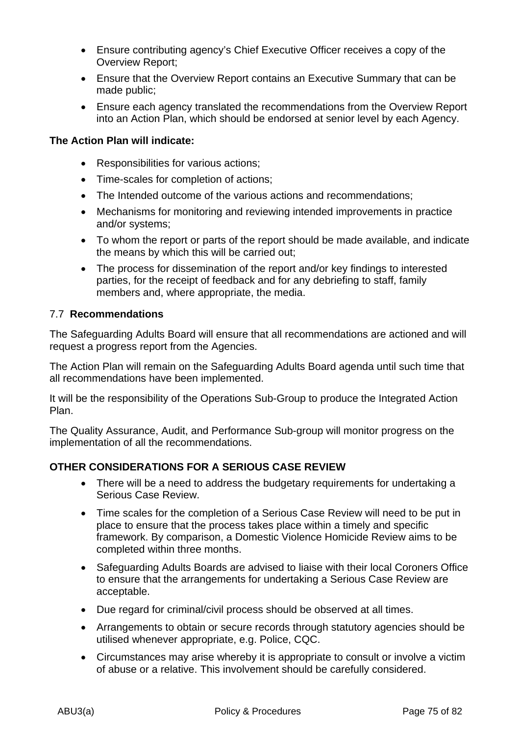- Ensure contributing agency's Chief Executive Officer receives a copy of the Overview Report;
- Ensure that the Overview Report contains an Executive Summary that can be made public;
- Ensure each agency translated the recommendations from the Overview Report into an Action Plan, which should be endorsed at senior level by each Agency.

**The Action Plan will indicate:**

- Responsibilities for various actions;
- Time-scales for completion of actions;
- The Intended outcome of the various actions and recommendations;
- Mechanisms for monitoring and reviewing intended improvements in practice and/or systems;
- To whom the report or parts of the report should be made available, and indicate the means by which this will be carried out;
- The process for dissemination of the report and/or key findings to interested parties, for the receipt of feedback and for any debriefing to staff, family members and, where appropriate, the media.

### 7.7 **Recommendations**

The Safeguarding Adults Board will ensure that all recommendations are actioned and will request a progress report from the Agencies.

The Action Plan will remain on the Safeguarding Adults Board agenda until such time that all recommendations have been implemented.

It will be the responsibility of the Operations Sub-Group to produce the Integrated Action Plan.

The Quality Assurance, Audit, and Performance Sub-group will monitor progress on the implementation of all the recommendations.

**OTHER CONSIDERATIONS FOR A SERIOUS CASE REVIEW**

- There will be a need to address the budgetary requirements for undertaking a Serious Case Review.
- Time scales for the completion of a Serious Case Review will need to be put in place to ensure that the process takes place within a timely and specific framework. By comparison, a Domestic Violence Homicide Review aims to be completed within three months.
- Safeguarding Adults Boards are advised to liaise with their local Coroners Office to ensure that the arrangements for undertaking a Serious Case Review are acceptable.
- Due regard for criminal/civil process should be observed at all times.
- Arrangements to obtain or secure records through statutory agencies should be utilised whenever appropriate, e.g. Police, CQC.
- Circumstances may arise whereby it is appropriate to consult or involve a victim of abuse or a relative. This involvement should be carefully considered.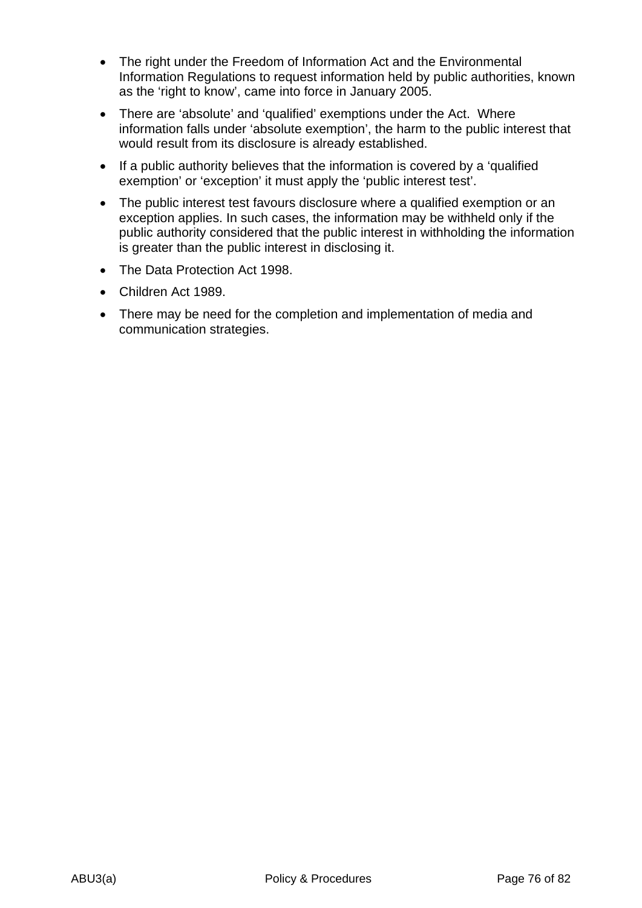- The right under the Freedom of Information Act and the Environmental Information Regulations to request information held by public authorities, known as the 'right to know', came into force in January 2005.
- There are 'absolute' and 'qualified' exemptions under the Act. Where information falls under 'absolute exemption', the harm to the public interest that would result from its disclosure is already established.
- If a public authority believes that the information is covered by a 'qualified exemption' or 'exception' it must apply the 'public interest test'.
- The public interest test favours disclosure where a qualified exemption or an exception applies. In such cases, the information may be withheld only if the public authority considered that the public interest in withholding the information is greater than the public interest in disclosing it.
- The Data Protection Act 1998.
- Children Act 1989.
- There may be need for the completion and implementation of media and communication strategies.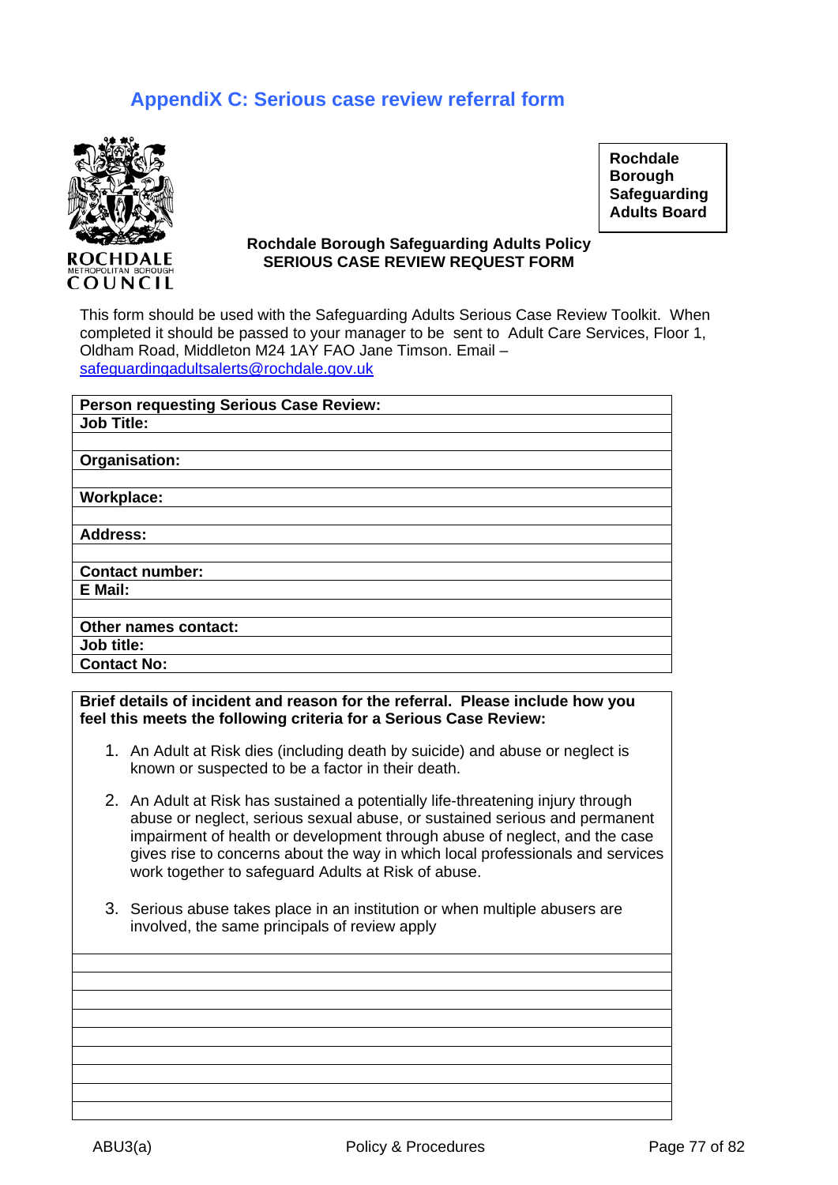## AppendiX C: Serious case review referral form

ROCHDALE
METROPOLITAN BOROUGH
COUNCIL

**Rochdale Borough Safeguarding Adults Board**

**Rochdale Borough Safeguarding Adults Policy**
**SERIOUS CASE REVIEW REQUEST FORM**

This form should be used with the Safeguarding Adults Serious Case Review Toolkit. When completed it should be passed to your manager to be sent to Adult Care Services, Floor 1, Oldham Road, Middleton M24 1AY FAO Jane Timson. Email – safeguardingadultsalerts@rochdale.gov.uk

| **Person requesting Serious Case Review:** |
|---|
| **Job Title:** |
| |
| **Organisation:** |
| |
| **Workplace:** |
| |
| **Address:** |
| |
| **Contact number:** |
| **E Mail:** |
| |
| **Other names contact:** |
| **Job title:** |
| **Contact No:** |

| **Brief details of incident and reason for the referral. Please include how you feel this meets the following criteria for a Serious Case Review:** <br> 1. An Adult at Risk dies (including death by suicide) and abuse or neglect is known or suspected to be a factor in their death. <br> 2. An Adult at Risk has sustained a potentially life-threatening injury through abuse or neglect, serious sexual abuse, or sustained serious and permanent impairment of health or development through abuse of neglect, and the case gives rise to concerns about the way in which local professionals and services work together to safeguard Adults at Risk of abuse. <br> 3. Serious abuse takes place in an institution or when multiple abusers are involved, the same principals of review apply |
|---|
| |
| |
| |
| |
| |
| |
| |
| |
| |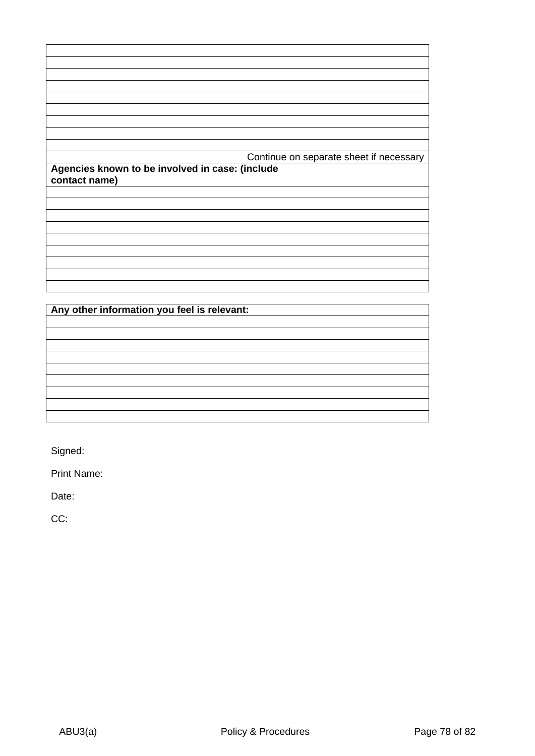| |
|---|
| |
| |
| |
| |
| |
| |
| |
| |
| Continue on separate sheet if necessary |
| **Agencies known to be involved in case: (include contact name)** |
| |
| |
| |
| |
| |
| |
| |
| |
| |

| **Any other information you feel is relevant:** |
|---|
| |
| |
| |
| |
| |
| |
| |
| |
| |

Signed:

Print Name:

Date:

CC: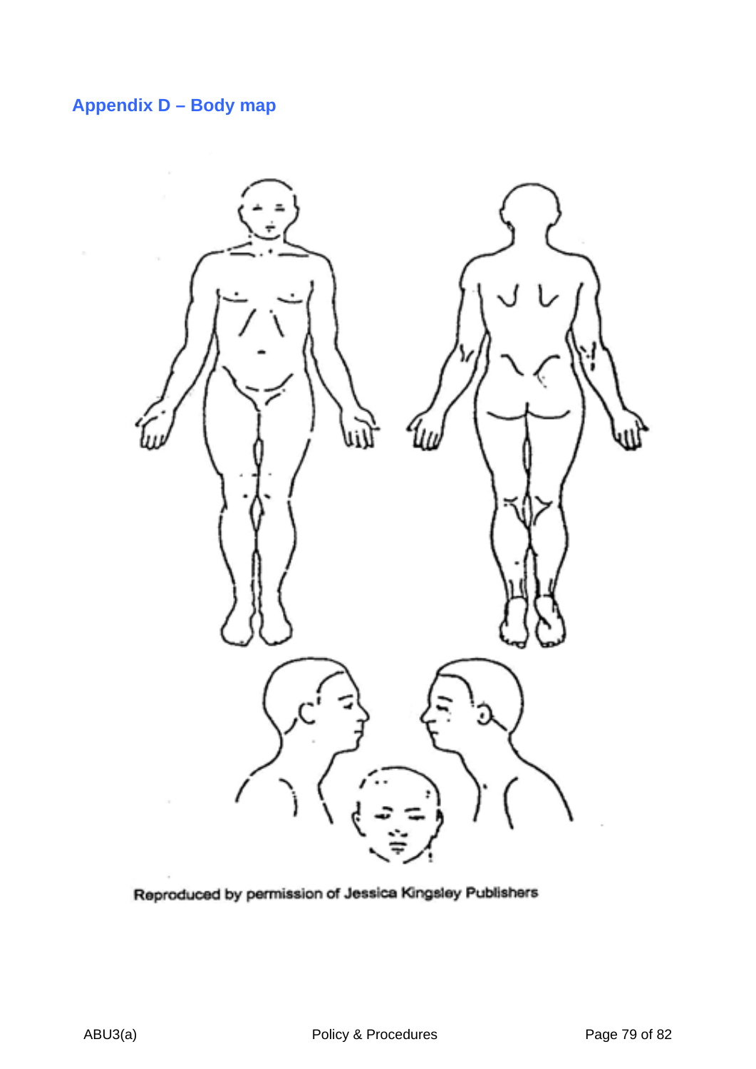## Appendix D – Body map

Reproduced by permission of Jessica Kingsley Publishers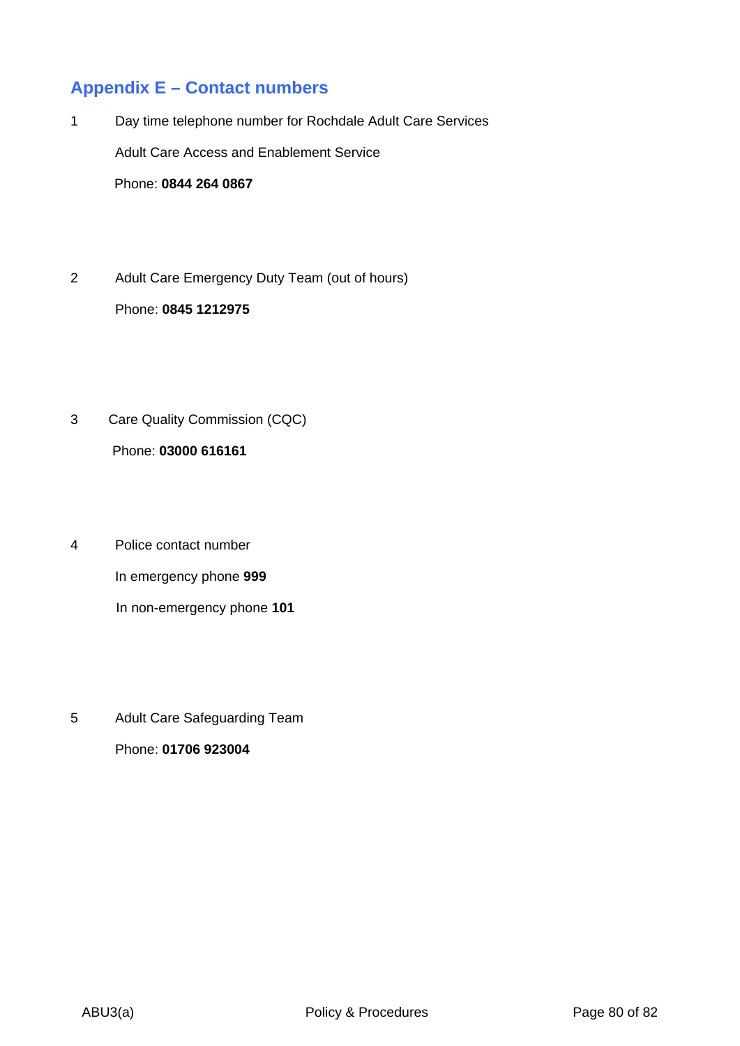## Appendix E – Contact numbers

1. Day time telephone number for Rochdale Adult Care Services

   Adult Care Access and Enablement Service

   Phone: **0844 264 0867**

2. Adult Care Emergency Duty Team (out of hours)

   Phone: **0845 1212975**

3. Care Quality Commission (CQC)

   Phone: **03000 616161**

4. Police contact number

   In emergency phone **999**

   In non-emergency phone **101**

5. Adult Care Safeguarding Team

   Phone: **01706 923004**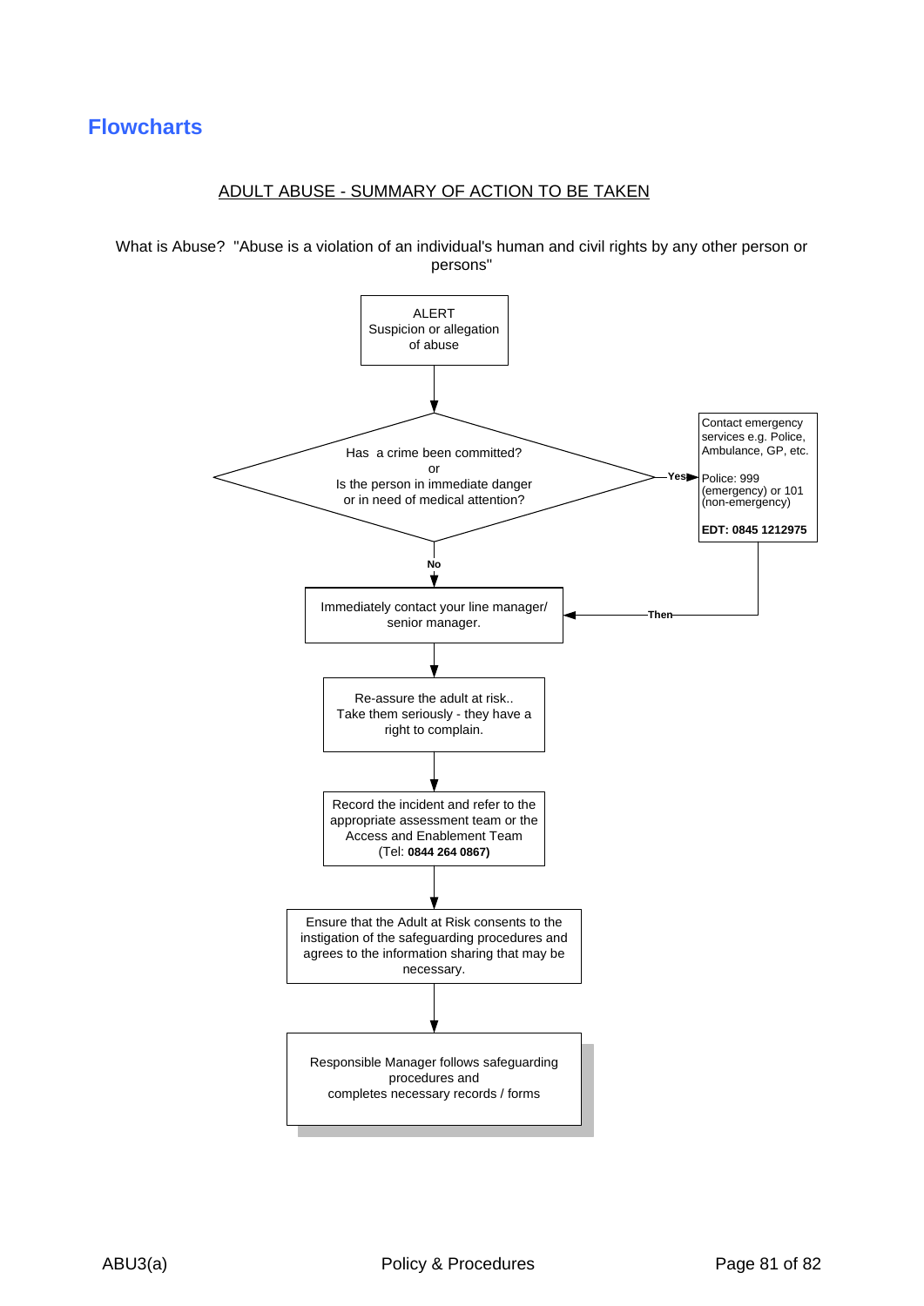## Flowcharts

ADULT ABUSE - SUMMARY OF ACTION TO BE TAKEN

What is Abuse? "Abuse is a violation of an individual's human and civil rights by any other person or persons"

ALERT
Suspicion or allegation of abuse

↓

Has a crime been committed?
or
Is the person in immediate danger or in need of medical attention?

**Yes** → Contact emergency services e.g. Police, Ambulance, GP, etc.

Police: 999 (emergency) or 101 (non-emergency)

**EDT: 0845 1212975**

**Then** → Immediately contact your line manager/ senior manager.

**No** ↓

Immediately contact your line manager/ senior manager.

↓

Re-assure the adult at risk..
Take them seriously - they have a right to complain.

↓

Record the incident and refer to the appropriate assessment team or the Access and Enablement Team (Tel: **0844 264 0867**)

↓

Ensure that the Adult at Risk consents to the instigation of the safeguarding procedures and agrees to the information sharing that may be necessary.

↓

Responsible Manager follows safeguarding procedures and completes necessary records / forms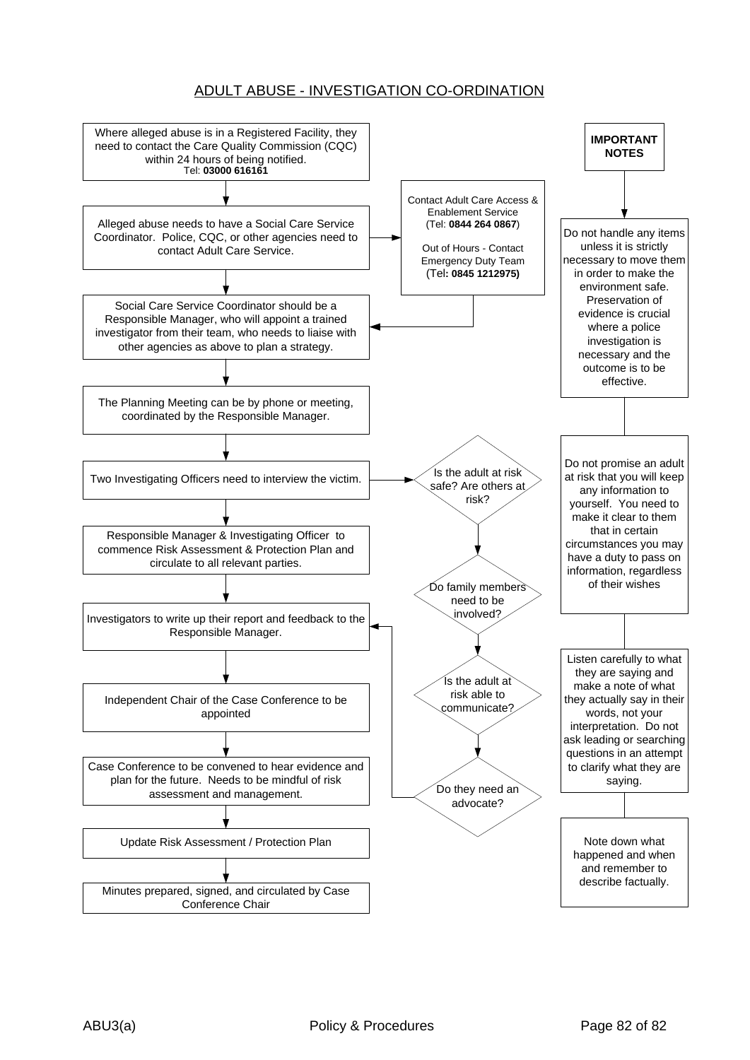# ADULT ABUSE - INVESTIGATION CO-ORDINATION

Where alleged abuse is in a Registered Facility, they need to contact the Care Quality Commission (CQC) within 24 hours of being notified.
Tel: **03000 616161**

Alleged abuse needs to have a Social Care Service Coordinator. Police, CQC, or other agencies need to contact Adult Care Service.

Contact Adult Care Access & Enablement Service (Tel: **0844 264 0867**)

Out of Hours - Contact Emergency Duty Team (Tel**: 0845 1212975)**

Social Care Service Coordinator should be a Responsible Manager, who will appoint a trained investigator from their team, who needs to liaise with other agencies as above to plan a strategy.

The Planning Meeting can be by phone or meeting, coordinated by the Responsible Manager.

Two Investigating Officers need to interview the victim.

- Is the adult at risk safe? Are others at risk?
- Do family members need to be involved?
- Is the adult at risk able to communicate?
- Do they need an advocate?

Responsible Manager & Investigating Officer to commence Risk Assessment & Protection Plan and circulate to all relevant parties.

Investigators to write up their report and feedback to the Responsible Manager.

Independent Chair of the Case Conference to be appointed

Case Conference to be convened to hear evidence and plan for the future. Needs to be mindful of risk assessment and management.

Update Risk Assessment / Protection Plan

Minutes prepared, signed, and circulated by Case Conference Chair

**IMPORTANT NOTES**

Do not handle any items unless it is strictly necessary to move them in order to make the environment safe. Preservation of evidence is crucial where a police investigation is necessary and the outcome is to be effective.

Do not promise an adult at risk that you will keep any information to yourself. You need to make it clear to them that in certain circumstances you may have a duty to pass on information, regardless of their wishes

Listen carefully to what they are saying and make a note of what they actually say in their words, not your interpretation. Do not ask leading or searching questions in an attempt to clarify what they are saying.

Note down what happened and when and remember to describe factually.